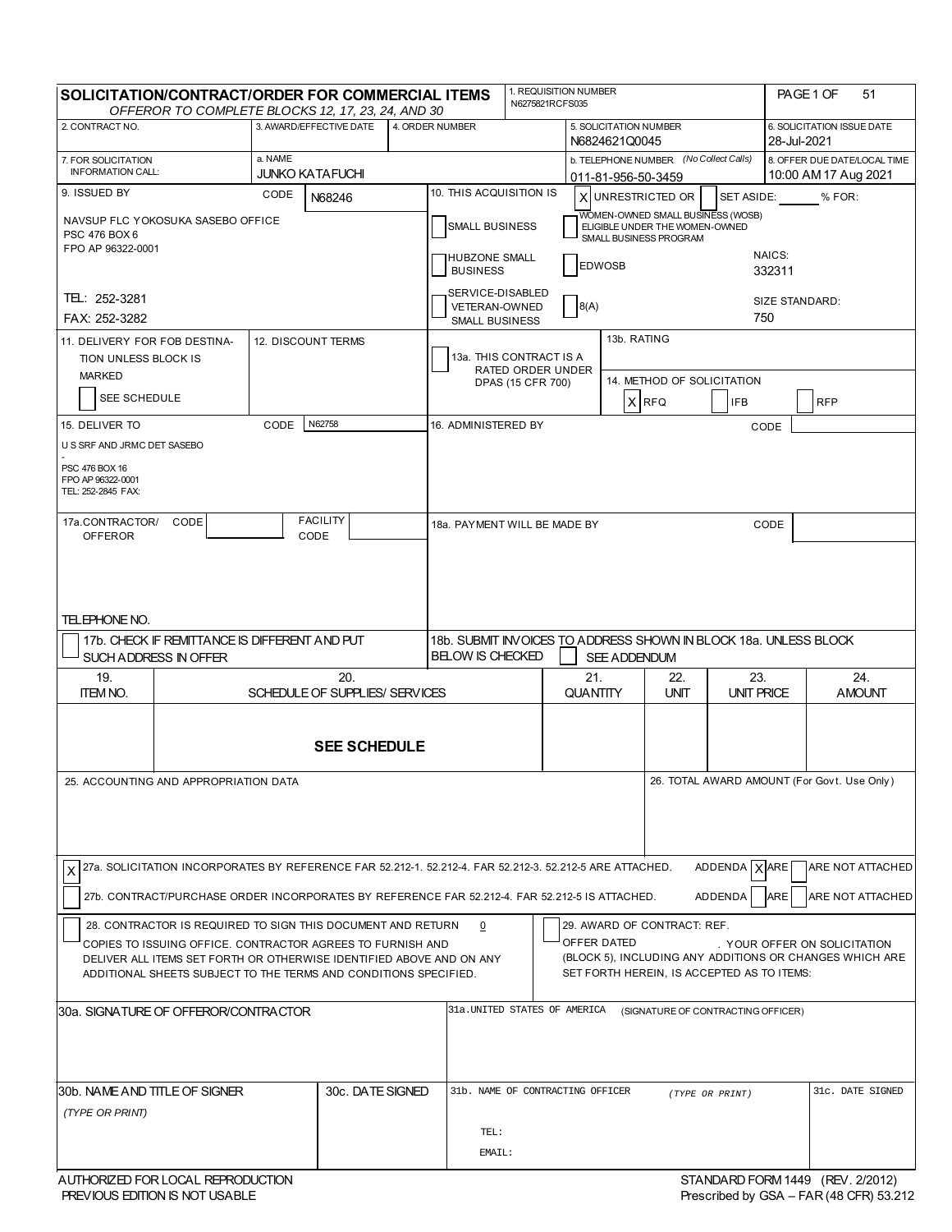# SOLICITATION/CONTRACT/ORDER FOR COMMERCIAL ITEMS

*OFFEROR TO COMPLETE BLOCKS 12, 17, 23, 24, AND 30*

1. REQUISITION NUMBER: N6275821RCFS035

PAGE 1 OF 51

| 2. CONTRACT NO. | 3. AWARD/EFFECTIVE DATE | 4. ORDER NUMBER | 5. SOLICITATION NUMBER | 6. SOLICITATION ISSUE DATE |
|---|---|---|---|---|
| | | | N6824621Q0045 | 28-Jul-2021 |

| 7. FOR SOLICITATION INFORMATION CALL: | a. NAME | b. TELEPHONE NUMBER *(No Collect Calls)* | 8. OFFER DUE DATE/LOCAL TIME |
|---|---|---|---|
| | JUNKO KATAFUCHI | 011-81-956-50-3459 | 10:00 AM 17 Aug 2021 |

**9. ISSUED BY** CODE N68246

NAVSUP FLC YOKOSUKA SASEBO OFFICE
PSC 476 BOX 6
FPO AP 96322-0001

TEL: 252-3281
FAX: 252-3282

**10. THIS ACQUISITION IS** [X] UNRESTRICTED OR [ ] SET ASIDE: ______ % FOR:

- [ ] SMALL BUSINESS
- [ ] WOMEN-OWNED SMALL BUSINESS (WOSB) ELIGIBLE UNDER THE WOMEN-OWNED SMALL BUSINESS PROGRAM
- [ ] HUBZONE SMALL BUSINESS
- [ ] EDWOSB
- [ ] SERVICE-DISABLED VETERAN-OWNED SMALL BUSINESS
- [ ] 8(A)

NAICS: 332311

SIZE STANDARD: 750

**11. DELIVERY FOR FOB DESTINATION UNLESS BLOCK IS MARKED** [ ] SEE SCHEDULE

**12. DISCOUNT TERMS**

**13a.** [ ] THIS CONTRACT IS A RATED ORDER UNDER DPAS (15 CFR 700)

**13b. RATING**

**14. METHOD OF SOLICITATION** [X] RFQ [ ] IFB [ ] RFP

**15. DELIVER TO** CODE N62758

U S SRF AND JRMC DET SASEBO
-
PSC 476 BOX 16
FPO AP 96322-0001
TEL: 252-2845 FAX:

**16. ADMINISTERED BY** CODE

**17a. CONTRACTOR/OFFEROR** CODE FACILITY CODE

TELEPHONE NO.

**18a. PAYMENT WILL BE MADE BY** CODE

[ ] 17b. CHECK IF REMITTANCE IS DIFFERENT AND PUT SUCH ADDRESS IN OFFER

18b. SUBMIT INVOICES TO ADDRESS SHOWN IN BLOCK 18a. UNLESS BLOCK BELOW IS CHECKED [ ] SEE ADDENDUM

| 19. ITEM NO. | 20. SCHEDULE OF SUPPLIES/ SERVICES | 21. QUANTITY | 22. UNIT | 23. UNIT PRICE | 24. AMOUNT |
|---|---|---|---|---|---|
| | **SEE SCHEDULE** | | | | |

**25. ACCOUNTING AND APPROPRIATION DATA**

**26. TOTAL AWARD AMOUNT** (For Govt. Use Only)

[X] 27a. SOLICITATION INCORPORATES BY REFERENCE FAR 52.212-1. 52.212-4. FAR 52.212-3. 52.212-5 ARE ATTACHED. ADDENDA [X] ARE [ ] ARE NOT ATTACHED

[ ] 27b. CONTRACT/PURCHASE ORDER INCORPORATES BY REFERENCE FAR 52.212-4. FAR 52.212-5 IS ATTACHED. ADDENDA [ ] ARE [ ] ARE NOT ATTACHED

[ ] 28. CONTRACTOR IS REQUIRED TO SIGN THIS DOCUMENT AND RETURN 0 COPIES TO ISSUING OFFICE. CONTRACTOR AGREES TO FURNISH AND DELIVER ALL ITEMS SET FORTH OR OTHERWISE IDENTIFIED ABOVE AND ON ANY ADDITIONAL SHEETS SUBJECT TO THE TERMS AND CONDITIONS SPECIFIED.

[ ] 29. AWARD OF CONTRACT: REF. OFFER DATED ______. YOUR OFFER ON SOLICITATION (BLOCK 5), INCLUDING ANY ADDITIONS OR CHANGES WHICH ARE SET FORTH HEREIN, IS ACCEPTED AS TO ITEMS:

**30a. SIGNATURE OF OFFEROR/CONTRACTOR**

**31a. UNITED STATES OF AMERICA** (SIGNATURE OF CONTRACTING OFFICER)

| 30b. NAME AND TITLE OF SIGNER *(TYPE OR PRINT)* | 30c. DATE SIGNED | 31b. NAME OF CONTRACTING OFFICER *(TYPE OR PRINT)* | 31c. DATE SIGNED |
|---|---|---|---|
| | | TEL: <br> EMAIL: | |

AUTHORIZED FOR LOCAL REPRODUCTION
PREVIOUS EDITION IS NOT USABLE

STANDARD FORM 1449 (REV. 2/2012)
Prescribed by GSA – FAR (48 CFR) 53.212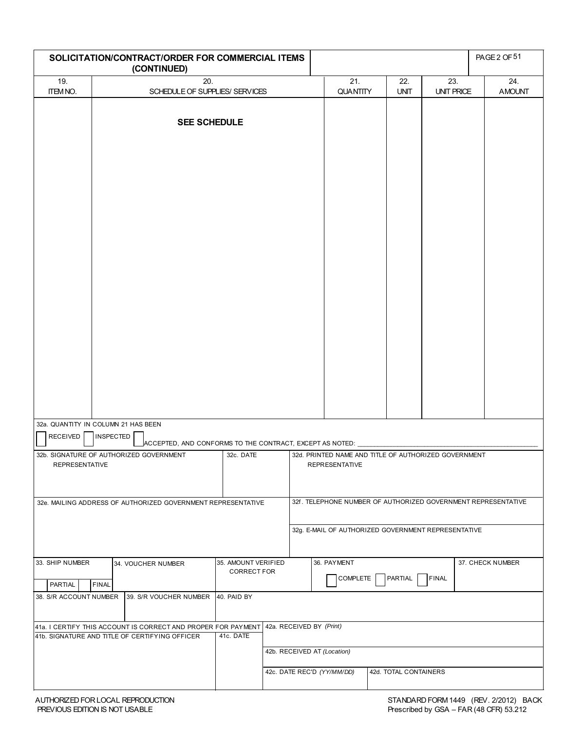# SOLICITATION/CONTRACT/ORDER FOR COMMERCIAL ITEMS (CONTINUED)

| 19. ITEM NO. | 20. SCHEDULE OF SUPPLIES/ SERVICES | 21. QUANTITY | 22. UNIT | 23. UNIT PRICE | 24. AMOUNT |
|---|---|---|---|---|---|
| | **SEE SCHEDULE** | | | | |

32a. QUANTITY IN COLUMN 21 HAS BEEN

☐ RECEIVED ☐ INSPECTED ☐ ACCEPTED, AND CONFORMS TO THE CONTRACT, EXCEPT AS NOTED: ______________________

| 32b. SIGNATURE OF AUTHORIZED GOVERNMENT REPRESENTATIVE | 32c. DATE | 32d. PRINTED NAME AND TITLE OF AUTHORIZED GOVERNMENT REPRESENTATIVE |
|---|---|---|
| | | |

| 32e. MAILING ADDRESS OF AUTHORIZED GOVERNMENT REPRESENTATIVE | 32f. TELEPHONE NUMBER OF AUTHORIZED GOVERNMENT REPRESENTATIVE |
|---|---|
| | 32g. E-MAIL OF AUTHORIZED GOVERNMENT REPRESENTATIVE |

| 33. SHIP NUMBER (☐ PARTIAL ☐ FINAL) | 34. VOUCHER NUMBER | 35. AMOUNT VERIFIED CORRECT FOR | 36. PAYMENT (☐ COMPLETE ☐ PARTIAL ☐ FINAL) | 37. CHECK NUMBER |
|---|---|---|---|---|
| | | | | |

| 38. S/R ACCOUNT NUMBER | 39. S/R VOUCHER NUMBER | 40. PAID BY |
|---|---|---|
| | | |

| 41a. I CERTIFY THIS ACCOUNT IS CORRECT AND PROPER FOR PAYMENT | | 42a. RECEIVED BY *(Print)* | |
|---|---|---|---|
| 41b. SIGNATURE AND TITLE OF CERTIFYING OFFICER | 41c. DATE | 42b. RECEIVED AT *(Location)* | |
| | | 42c. DATE REC'D *(YY/MM/DD)* | 42d. TOTAL CONTAINERS |

AUTHORIZED FOR LOCAL REPRODUCTION
PREVIOUS EDITION IS NOT USABLE

STANDARD FORM 1449 (REV. 2/2012) BACK
Prescribed by GSA – FAR (48 CFR) 53.212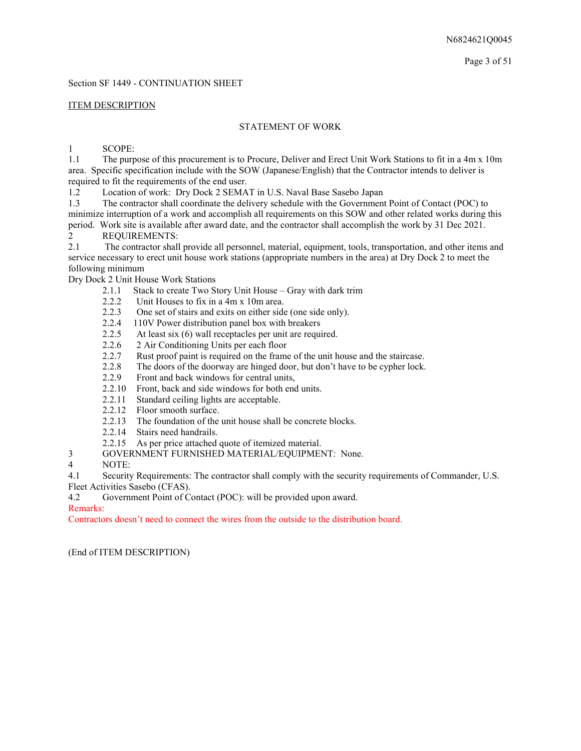Section SF 1449 - CONTINUATION SHEET

ITEM DESCRIPTION

STATEMENT OF WORK

1 SCOPE:

1.1 The purpose of this procurement is to Procure, Deliver and Erect Unit Work Stations to fit in a 4m x 10m area. Specific specification include with the SOW (Japanese/English) that the Contractor intends to deliver is required to fit the requirements of the end user.

1.2 Location of work: Dry Dock 2 SEMAT in U.S. Naval Base Sasebo Japan

1.3 The contractor shall coordinate the delivery schedule with the Government Point of Contact (POC) to minimize interruption of a work and accomplish all requirements on this SOW and other related works during this period. Work site is available after award date, and the contractor shall accomplish the work by 31 Dec 2021.

2 REQUIREMENTS:

2.1 The contractor shall provide all personnel, material, equipment, tools, transportation, and other items and service necessary to erect unit house work stations (appropriate numbers in the area) at Dry Dock 2 to meet the following minimum

Dry Dock 2 Unit House Work Stations

- 2.1.1 Stack to create Two Story Unit House – Gray with dark trim
- 2.2.2 Unit Houses to fix in a 4m x 10m area.
- 2.2.3 One set of stairs and exits on either side (one side only).
- 2.2.4 110V Power distribution panel box with breakers
- 2.2.5 At least six (6) wall receptacles per unit are required.
- 2.2.6 2 Air Conditioning Units per each floor
- 2.2.7 Rust proof paint is required on the frame of the unit house and the staircase.
- 2.2.8 The doors of the doorway are hinged door, but don't have to be cypher lock.
- 2.2.9 Front and back windows for central units,
- 2.2.10 Front, back and side windows for both end units.
- 2.2.11 Standard ceiling lights are acceptable.
- 2.2.12 Floor smooth surface.
- 2.2.13 The foundation of the unit house shall be concrete blocks.
- 2.2.14 Stairs need handrails.
- 2.2.15 As per price attached quote of itemized material.

3 GOVERNMENT FURNISHED MATERIAL/EQUIPMENT: None.

4 NOTE:

4.1 Security Requirements: The contractor shall comply with the security requirements of Commander, U.S. Fleet Activities Sasebo (CFAS).

4.2 Government Point of Contact (POC): will be provided upon award.

Remarks:

Contractors doesn't need to connect the wires from the outside to the distribution board.

(End of ITEM DESCRIPTION)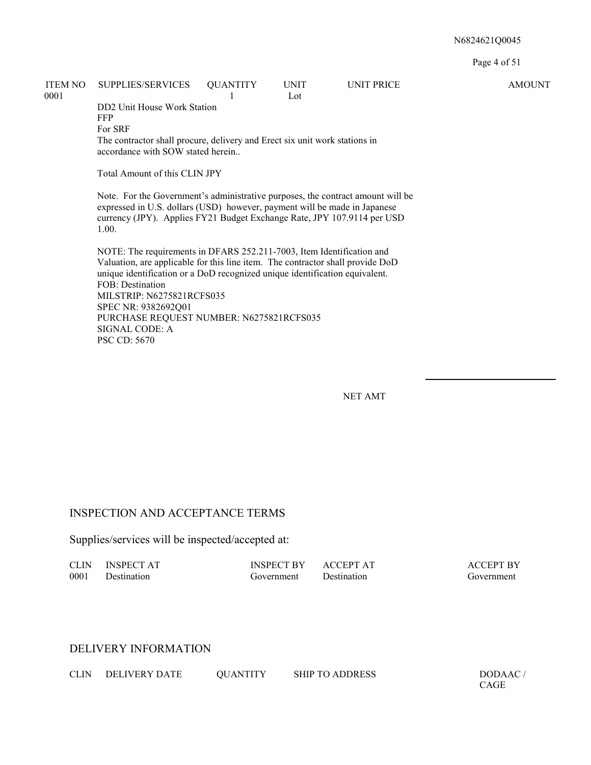| ITEM NO | SUPPLIES/SERVICES | QUANTITY | UNIT | UNIT PRICE | AMOUNT |
|---|---|---|---|---|---|
| 0001 | | 1 | Lot | | |

DD2 Unit House Work Station
FFP
For SRF
The contractor shall procure, delivery and Erect six unit work stations in accordance with SOW stated herein..

Total Amount of this CLIN JPY

Note. For the Government's administrative purposes, the contract amount will be expressed in U.S. dollars (USD) however, payment will be made in Japanese currency (JPY). Applies FY21 Budget Exchange Rate, JPY 107.9114 per USD 1.00.

NOTE: The requirements in DFARS 252.211-7003, Item Identification and Valuation, are applicable for this line item. The contractor shall provide DoD unique identification or a DoD recognized unique identification equivalent.
FOB: Destination
MILSTRIP: N6275821RCFS035
SPEC NR: 9382692Q01
PURCHASE REQUEST NUMBER: N6275821RCFS035
SIGNAL CODE: A
PSC CD: 5670

NET AMT

## INSPECTION AND ACCEPTANCE TERMS

Supplies/services will be inspected/accepted at:

| CLIN | INSPECT AT | INSPECT BY | ACCEPT AT | ACCEPT BY |
|---|---|---|---|---|
| 0001 | Destination | Government | Destination | Government |

## DELIVERY INFORMATION

| CLIN | DELIVERY DATE | QUANTITY | SHIP TO ADDRESS | DODAAC / CAGE |
|---|---|---|---|---|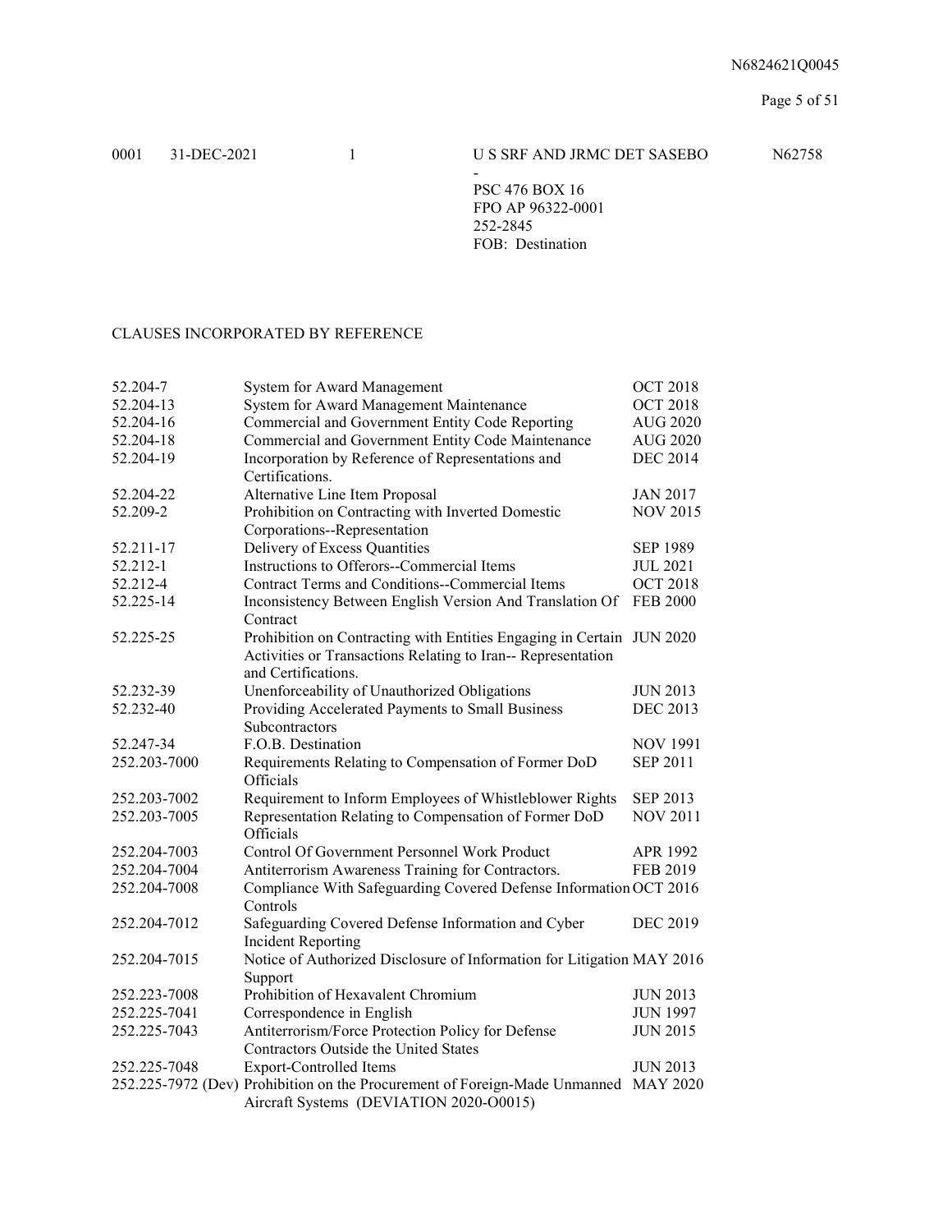| | | | | |
|---|---|---|---|---|
| 0001 | 31-DEC-2021 | 1 | U S SRF AND JRMC DET SASEBO<br>-<br>PSC 476 BOX 16<br>FPO AP 96322-0001<br>252-2845<br>FOB: Destination | N62758 |

CLAUSES INCORPORATED BY REFERENCE

| | | |
|---|---|---|
| 52.204-7 | System for Award Management | OCT 2018 |
| 52.204-13 | System for Award Management Maintenance | OCT 2018 |
| 52.204-16 | Commercial and Government Entity Code Reporting | AUG 2020 |
| 52.204-18 | Commercial and Government Entity Code Maintenance | AUG 2020 |
| 52.204-19 | Incorporation by Reference of Representations and Certifications. | DEC 2014 |
| 52.204-22 | Alternative Line Item Proposal | JAN 2017 |
| 52.209-2 | Prohibition on Contracting with Inverted Domestic Corporations--Representation | NOV 2015 |
| 52.211-17 | Delivery of Excess Quantities | SEP 1989 |
| 52.212-1 | Instructions to Offerors--Commercial Items | JUL 2021 |
| 52.212-4 | Contract Terms and Conditions--Commercial Items | OCT 2018 |
| 52.225-14 | Inconsistency Between English Version And Translation Of Contract | FEB 2000 |
| 52.225-25 | Prohibition on Contracting with Entities Engaging in Certain Activities or Transactions Relating to Iran-- Representation and Certifications. | JUN 2020 |
| 52.232-39 | Unenforceability of Unauthorized Obligations | JUN 2013 |
| 52.232-40 | Providing Accelerated Payments to Small Business Subcontractors | DEC 2013 |
| 52.247-34 | F.O.B. Destination | NOV 1991 |
| 252.203-7000 | Requirements Relating to Compensation of Former DoD Officials | SEP 2011 |
| 252.203-7002 | Requirement to Inform Employees of Whistleblower Rights | SEP 2013 |
| 252.203-7005 | Representation Relating to Compensation of Former DoD Officials | NOV 2011 |
| 252.204-7003 | Control Of Government Personnel Work Product | APR 1992 |
| 252.204-7004 | Antiterrorism Awareness Training for Contractors. | FEB 2019 |
| 252.204-7008 | Compliance With Safeguarding Covered Defense Information Controls | OCT 2016 |
| 252.204-7012 | Safeguarding Covered Defense Information and Cyber Incident Reporting | DEC 2019 |
| 252.204-7015 | Notice of Authorized Disclosure of Information for Litigation Support | MAY 2016 |
| 252.223-7008 | Prohibition of Hexavalent Chromium | JUN 2013 |
| 252.225-7041 | Correspondence in English | JUN 1997 |
| 252.225-7043 | Antiterrorism/Force Protection Policy for Defense Contractors Outside the United States | JUN 2015 |
| 252.225-7048 | Export-Controlled Items | JUN 2013 |
| 252.225-7972 (Dev) | Prohibition on the Procurement of Foreign-Made Unmanned Aircraft Systems (DEVIATION 2020-O0015) | MAY 2020 |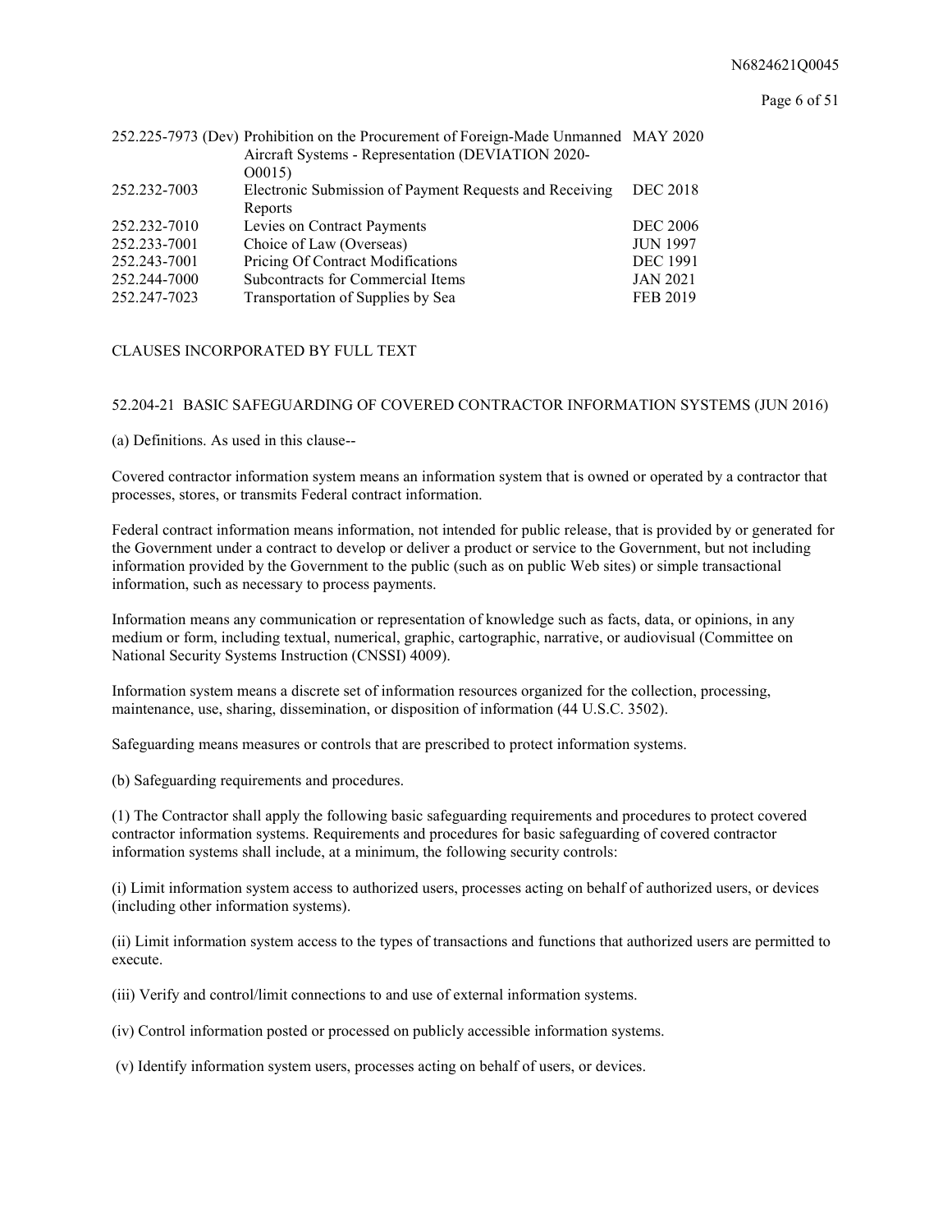| | | |
|---|---|---|
| 252.225-7973 (Dev) | Prohibition on the Procurement of Foreign-Made Unmanned Aircraft Systems - Representation (DEVIATION 2020-O0015) | MAY 2020 |
| 252.232-7003 | Electronic Submission of Payment Requests and Receiving Reports | DEC 2018 |
| 252.232-7010 | Levies on Contract Payments | DEC 2006 |
| 252.233-7001 | Choice of Law (Overseas) | JUN 1997 |
| 252.243-7001 | Pricing Of Contract Modifications | DEC 1991 |
| 252.244-7000 | Subcontracts for Commercial Items | JAN 2021 |
| 252.247-7023 | Transportation of Supplies by Sea | FEB 2019 |

CLAUSES INCORPORATED BY FULL TEXT

52.204-21 BASIC SAFEGUARDING OF COVERED CONTRACTOR INFORMATION SYSTEMS (JUN 2016)

(a) Definitions. As used in this clause--

Covered contractor information system means an information system that is owned or operated by a contractor that processes, stores, or transmits Federal contract information.

Federal contract information means information, not intended for public release, that is provided by or generated for the Government under a contract to develop or deliver a product or service to the Government, but not including information provided by the Government to the public (such as on public Web sites) or simple transactional information, such as necessary to process payments.

Information means any communication or representation of knowledge such as facts, data, or opinions, in any medium or form, including textual, numerical, graphic, cartographic, narrative, or audiovisual (Committee on National Security Systems Instruction (CNSSI) 4009).

Information system means a discrete set of information resources organized for the collection, processing, maintenance, use, sharing, dissemination, or disposition of information (44 U.S.C. 3502).

Safeguarding means measures or controls that are prescribed to protect information systems.

(b) Safeguarding requirements and procedures.

(1) The Contractor shall apply the following basic safeguarding requirements and procedures to protect covered contractor information systems. Requirements and procedures for basic safeguarding of covered contractor information systems shall include, at a minimum, the following security controls:

(i) Limit information system access to authorized users, processes acting on behalf of authorized users, or devices (including other information systems).

(ii) Limit information system access to the types of transactions and functions that authorized users are permitted to execute.

(iii) Verify and control/limit connections to and use of external information systems.

(iv) Control information posted or processed on publicly accessible information systems.

(v) Identify information system users, processes acting on behalf of users, or devices.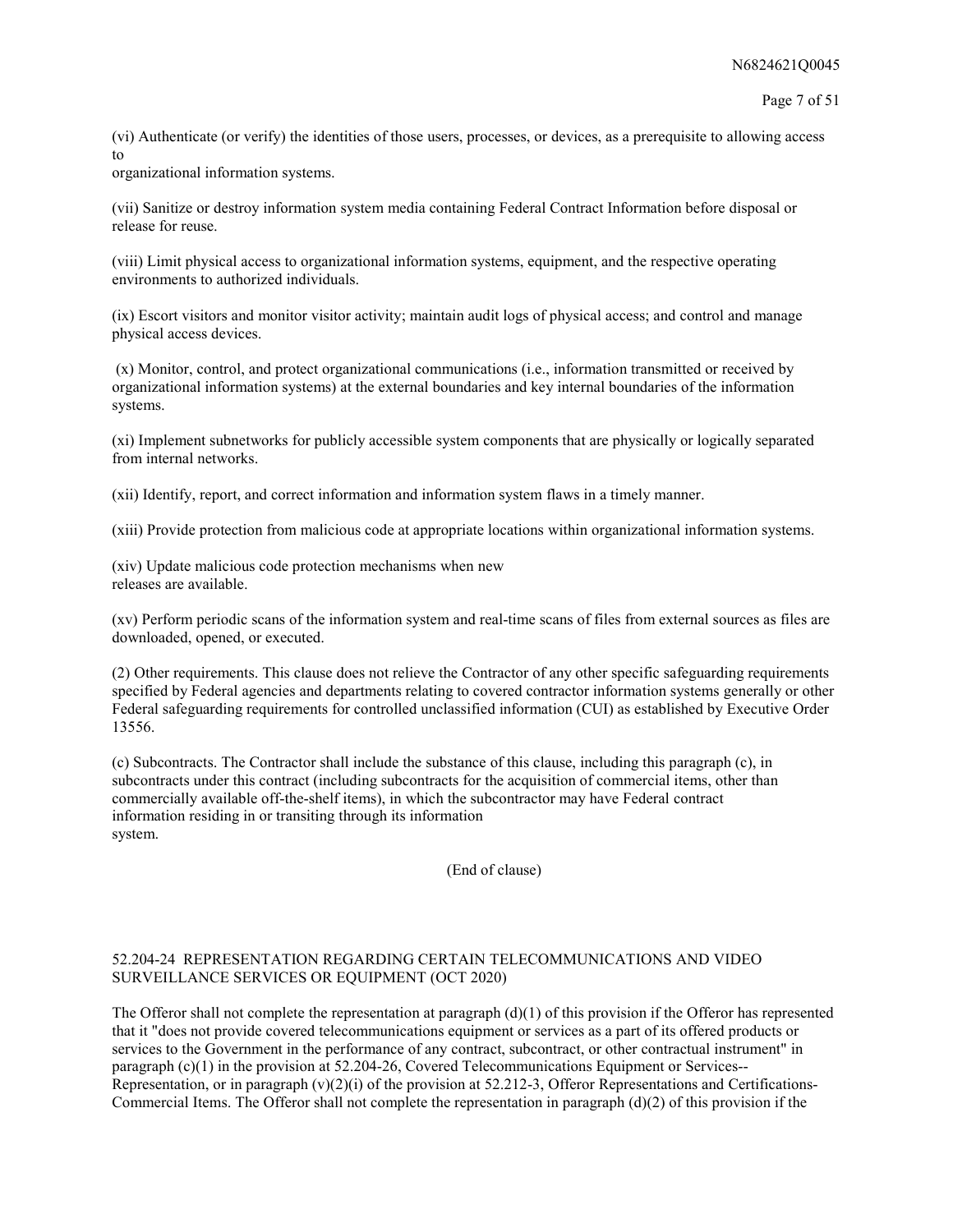(vi) Authenticate (or verify) the identities of those users, processes, or devices, as a prerequisite to allowing access to organizational information systems.

(vii) Sanitize or destroy information system media containing Federal Contract Information before disposal or release for reuse.

(viii) Limit physical access to organizational information systems, equipment, and the respective operating environments to authorized individuals.

(ix) Escort visitors and monitor visitor activity; maintain audit logs of physical access; and control and manage physical access devices.

(x) Monitor, control, and protect organizational communications (i.e., information transmitted or received by organizational information systems) at the external boundaries and key internal boundaries of the information systems.

(xi) Implement subnetworks for publicly accessible system components that are physically or logically separated from internal networks.

(xii) Identify, report, and correct information and information system flaws in a timely manner.

(xiii) Provide protection from malicious code at appropriate locations within organizational information systems.

(xiv) Update malicious code protection mechanisms when new releases are available.

(xv) Perform periodic scans of the information system and real-time scans of files from external sources as files are downloaded, opened, or executed.

(2) Other requirements. This clause does not relieve the Contractor of any other specific safeguarding requirements specified by Federal agencies and departments relating to covered contractor information systems generally or other Federal safeguarding requirements for controlled unclassified information (CUI) as established by Executive Order 13556.

(c) Subcontracts. The Contractor shall include the substance of this clause, including this paragraph (c), in subcontracts under this contract (including subcontracts for the acquisition of commercial items, other than commercially available off-the-shelf items), in which the subcontractor may have Federal contract information residing in or transiting through its information system.

(End of clause)

52.204-24 REPRESENTATION REGARDING CERTAIN TELECOMMUNICATIONS AND VIDEO SURVEILLANCE SERVICES OR EQUIPMENT (OCT 2020)

The Offeror shall not complete the representation at paragraph (d)(1) of this provision if the Offeror has represented that it "does not provide covered telecommunications equipment or services as a part of its offered products or services to the Government in the performance of any contract, subcontract, or other contractual instrument" in paragraph (c)(1) in the provision at 52.204-26, Covered Telecommunications Equipment or Services--Representation, or in paragraph (v)(2)(i) of the provision at 52.212-3, Offeror Representations and Certifications-Commercial Items. The Offeror shall not complete the representation in paragraph (d)(2) of this provision if the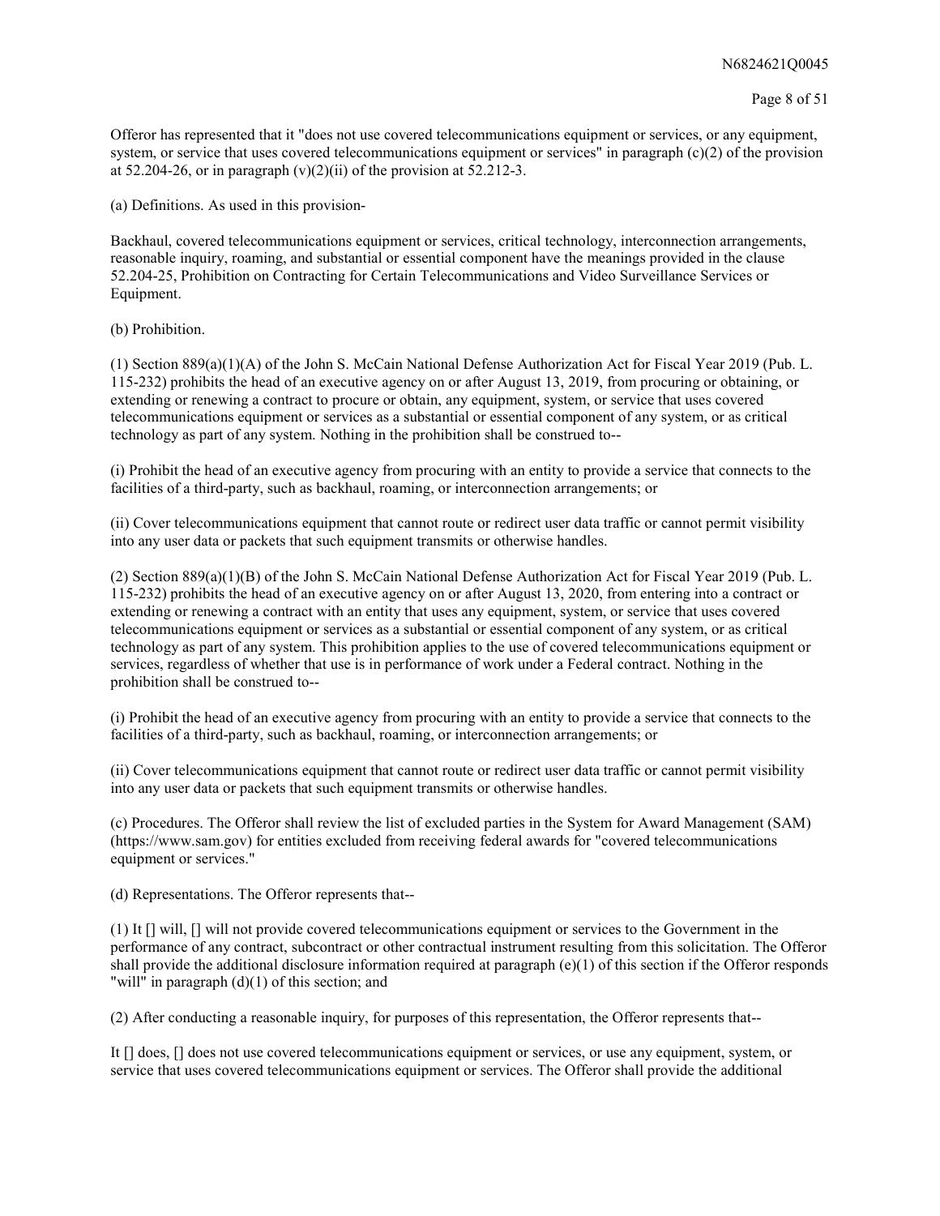Offeror has represented that it "does not use covered telecommunications equipment or services, or any equipment, system, or service that uses covered telecommunications equipment or services" in paragraph (c)(2) of the provision at 52.204-26, or in paragraph (v)(2)(ii) of the provision at 52.212-3.

(a) Definitions. As used in this provision-

Backhaul, covered telecommunications equipment or services, critical technology, interconnection arrangements, reasonable inquiry, roaming, and substantial or essential component have the meanings provided in the clause 52.204-25, Prohibition on Contracting for Certain Telecommunications and Video Surveillance Services or Equipment.

(b) Prohibition.

(1) Section 889(a)(1)(A) of the John S. McCain National Defense Authorization Act for Fiscal Year 2019 (Pub. L. 115-232) prohibits the head of an executive agency on or after August 13, 2019, from procuring or obtaining, or extending or renewing a contract to procure or obtain, any equipment, system, or service that uses covered telecommunications equipment or services as a substantial or essential component of any system, or as critical technology as part of any system. Nothing in the prohibition shall be construed to--

(i) Prohibit the head of an executive agency from procuring with an entity to provide a service that connects to the facilities of a third-party, such as backhaul, roaming, or interconnection arrangements; or

(ii) Cover telecommunications equipment that cannot route or redirect user data traffic or cannot permit visibility into any user data or packets that such equipment transmits or otherwise handles.

(2) Section 889(a)(1)(B) of the John S. McCain National Defense Authorization Act for Fiscal Year 2019 (Pub. L. 115-232) prohibits the head of an executive agency on or after August 13, 2020, from entering into a contract or extending or renewing a contract with an entity that uses any equipment, system, or service that uses covered telecommunications equipment or services as a substantial or essential component of any system, or as critical technology as part of any system. This prohibition applies to the use of covered telecommunications equipment or services, regardless of whether that use is in performance of work under a Federal contract. Nothing in the prohibition shall be construed to--

(i) Prohibit the head of an executive agency from procuring with an entity to provide a service that connects to the facilities of a third-party, such as backhaul, roaming, or interconnection arrangements; or

(ii) Cover telecommunications equipment that cannot route or redirect user data traffic or cannot permit visibility into any user data or packets that such equipment transmits or otherwise handles.

(c) Procedures. The Offeror shall review the list of excluded parties in the System for Award Management (SAM) (https://www.sam.gov) for entities excluded from receiving federal awards for "covered telecommunications equipment or services."

(d) Representations. The Offeror represents that--

(1) It [] will, [] will not provide covered telecommunications equipment or services to the Government in the performance of any contract, subcontract or other contractual instrument resulting from this solicitation. The Offeror shall provide the additional disclosure information required at paragraph (e)(1) of this section if the Offeror responds "will" in paragraph (d)(1) of this section; and

(2) After conducting a reasonable inquiry, for purposes of this representation, the Offeror represents that--

It [] does, [] does not use covered telecommunications equipment or services, or use any equipment, system, or service that uses covered telecommunications equipment or services. The Offeror shall provide the additional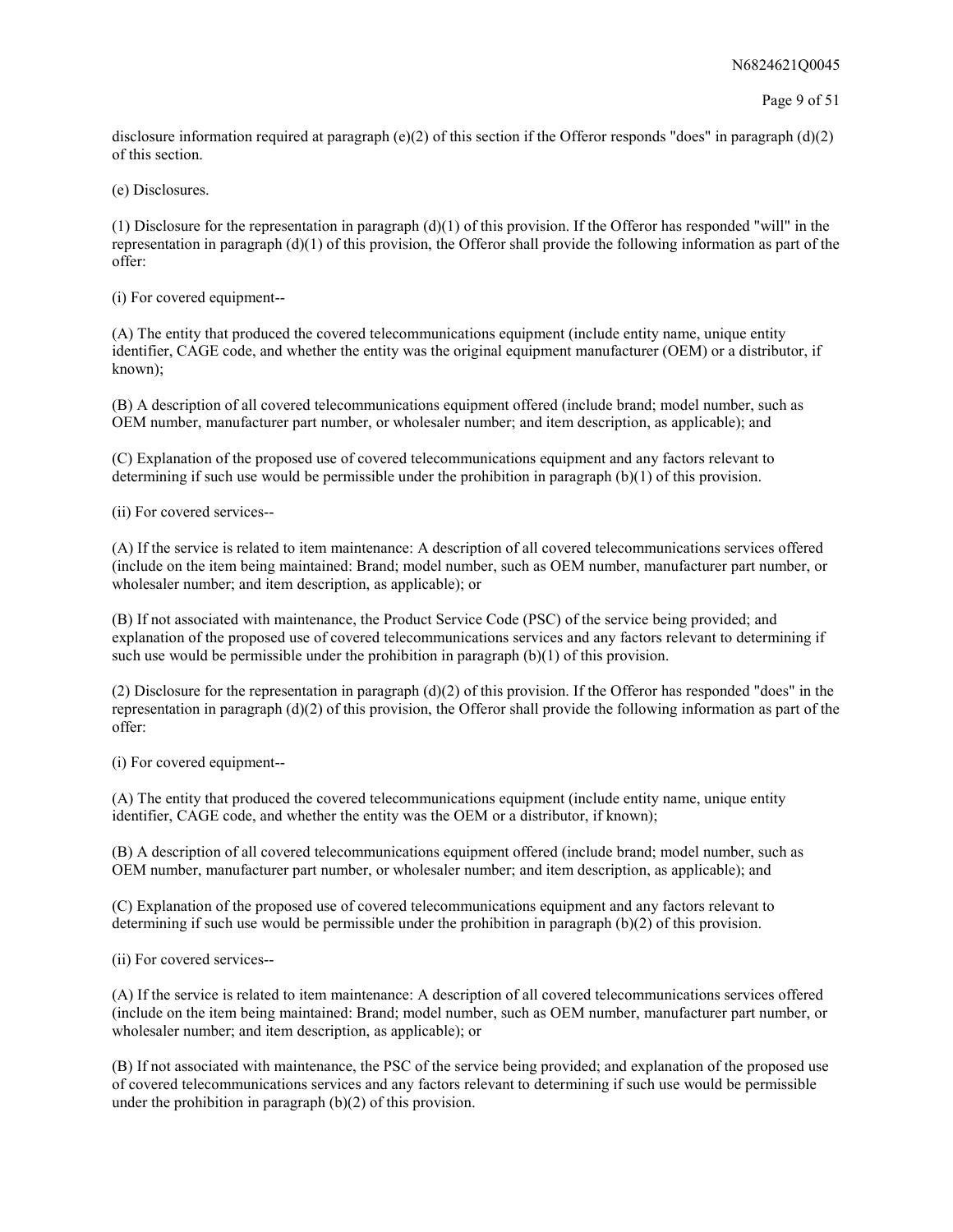disclosure information required at paragraph (e)(2) of this section if the Offeror responds "does" in paragraph (d)(2) of this section.

(e) Disclosures.

(1) Disclosure for the representation in paragraph (d)(1) of this provision. If the Offeror has responded "will" in the representation in paragraph (d)(1) of this provision, the Offeror shall provide the following information as part of the offer:

(i) For covered equipment--

(A) The entity that produced the covered telecommunications equipment (include entity name, unique entity identifier, CAGE code, and whether the entity was the original equipment manufacturer (OEM) or a distributor, if known);

(B) A description of all covered telecommunications equipment offered (include brand; model number, such as OEM number, manufacturer part number, or wholesaler number; and item description, as applicable); and

(C) Explanation of the proposed use of covered telecommunications equipment and any factors relevant to determining if such use would be permissible under the prohibition in paragraph (b)(1) of this provision.

(ii) For covered services--

(A) If the service is related to item maintenance: A description of all covered telecommunications services offered (include on the item being maintained: Brand; model number, such as OEM number, manufacturer part number, or wholesaler number; and item description, as applicable); or

(B) If not associated with maintenance, the Product Service Code (PSC) of the service being provided; and explanation of the proposed use of covered telecommunications services and any factors relevant to determining if such use would be permissible under the prohibition in paragraph (b)(1) of this provision.

(2) Disclosure for the representation in paragraph (d)(2) of this provision. If the Offeror has responded "does" in the representation in paragraph (d)(2) of this provision, the Offeror shall provide the following information as part of the offer:

(i) For covered equipment--

(A) The entity that produced the covered telecommunications equipment (include entity name, unique entity identifier, CAGE code, and whether the entity was the OEM or a distributor, if known);

(B) A description of all covered telecommunications equipment offered (include brand; model number, such as OEM number, manufacturer part number, or wholesaler number; and item description, as applicable); and

(C) Explanation of the proposed use of covered telecommunications equipment and any factors relevant to determining if such use would be permissible under the prohibition in paragraph (b)(2) of this provision.

(ii) For covered services--

(A) If the service is related to item maintenance: A description of all covered telecommunications services offered (include on the item being maintained: Brand; model number, such as OEM number, manufacturer part number, or wholesaler number; and item description, as applicable); or

(B) If not associated with maintenance, the PSC of the service being provided; and explanation of the proposed use of covered telecommunications services and any factors relevant to determining if such use would be permissible under the prohibition in paragraph (b)(2) of this provision.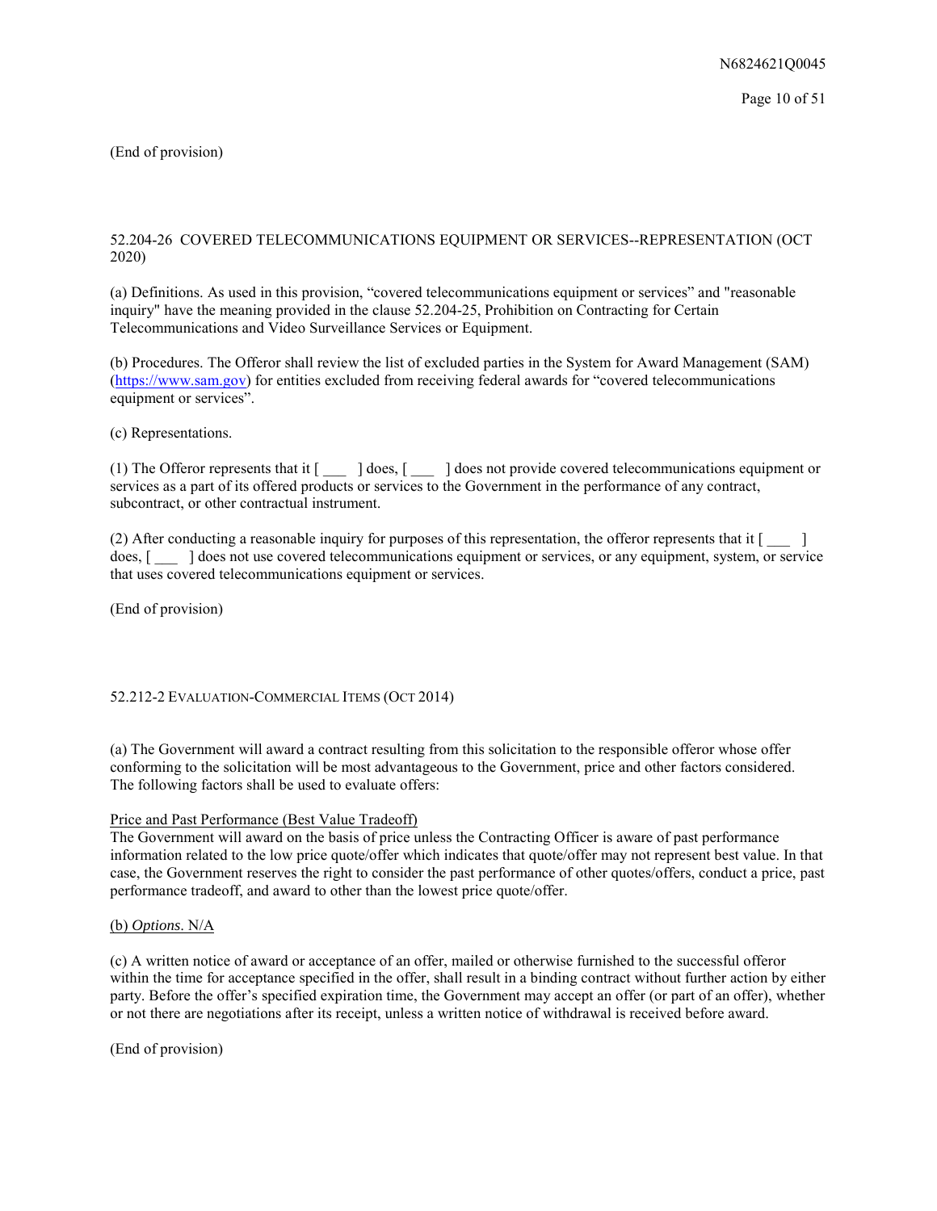(End of provision)

52.204-26 COVERED TELECOMMUNICATIONS EQUIPMENT OR SERVICES--REPRESENTATION (OCT 2020)

(a) Definitions. As used in this provision, "covered telecommunications equipment or services" and "reasonable inquiry" have the meaning provided in the clause 52.204-25, Prohibition on Contracting for Certain Telecommunications and Video Surveillance Services or Equipment.

(b) Procedures. The Offeror shall review the list of excluded parties in the System for Award Management (SAM) (https://www.sam.gov) for entities excluded from receiving federal awards for "covered telecommunications equipment or services".

(c) Representations.

(1) The Offeror represents that it [ ___ ] does, [ ___ ] does not provide covered telecommunications equipment or services as a part of its offered products or services to the Government in the performance of any contract, subcontract, or other contractual instrument.

(2) After conducting a reasonable inquiry for purposes of this representation, the offeror represents that it [ ___ ] does, [ ___ ] does not use covered telecommunications equipment or services, or any equipment, system, or service that uses covered telecommunications equipment or services.

(End of provision)

52.212-2 EVALUATION-COMMERCIAL ITEMS (OCT 2014)

(a) The Government will award a contract resulting from this solicitation to the responsible offeror whose offer conforming to the solicitation will be most advantageous to the Government, price and other factors considered. The following factors shall be used to evaluate offers:

Price and Past Performance (Best Value Tradeoff)
The Government will award on the basis of price unless the Contracting Officer is aware of past performance information related to the low price quote/offer which indicates that quote/offer may not represent best value. In that case, the Government reserves the right to consider the past performance of other quotes/offers, conduct a price, past performance tradeoff, and award to other than the lowest price quote/offer.

(b) *Options*. N/A

(c) A written notice of award or acceptance of an offer, mailed or otherwise furnished to the successful offeror within the time for acceptance specified in the offer, shall result in a binding contract without further action by either party. Before the offer's specified expiration time, the Government may accept an offer (or part of an offer), whether or not there are negotiations after its receipt, unless a written notice of withdrawal is received before award.

(End of provision)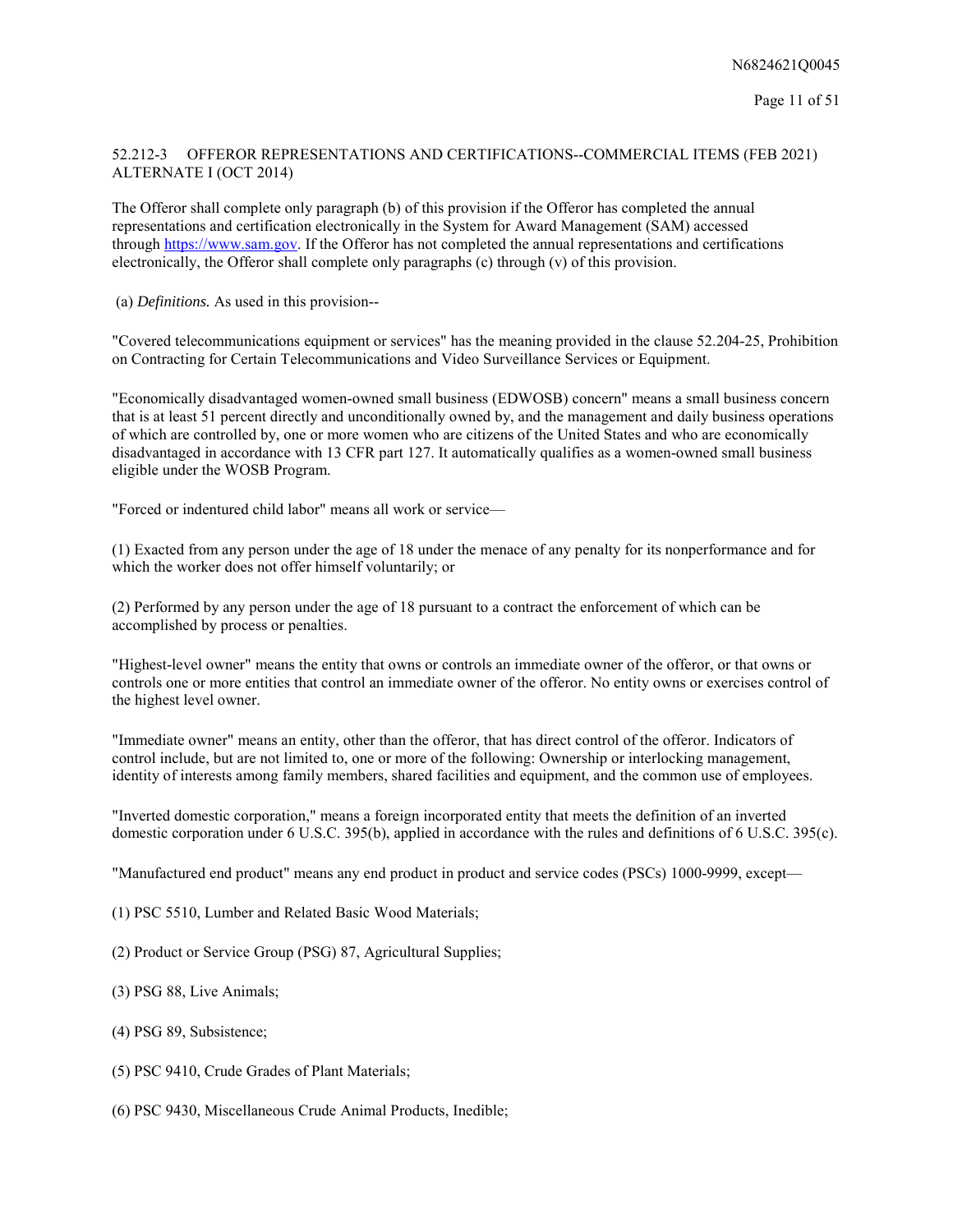## 52.212-3 OFFEROR REPRESENTATIONS AND CERTIFICATIONS--COMMERCIAL ITEMS (FEB 2021) ALTERNATE I (OCT 2014)

The Offeror shall complete only paragraph (b) of this provision if the Offeror has completed the annual representations and certification electronically in the System for Award Management (SAM) accessed through https://www.sam.gov. If the Offeror has not completed the annual representations and certifications electronically, the Offeror shall complete only paragraphs (c) through (v) of this provision.

(a) *Definitions.* As used in this provision--

"Covered telecommunications equipment or services" has the meaning provided in the clause 52.204-25, Prohibition on Contracting for Certain Telecommunications and Video Surveillance Services or Equipment.

"Economically disadvantaged women-owned small business (EDWOSB) concern" means a small business concern that is at least 51 percent directly and unconditionally owned by, and the management and daily business operations of which are controlled by, one or more women who are citizens of the United States and who are economically disadvantaged in accordance with 13 CFR part 127. It automatically qualifies as a women-owned small business eligible under the WOSB Program.

"Forced or indentured child labor" means all work or service—

(1) Exacted from any person under the age of 18 under the menace of any penalty for its nonperformance and for which the worker does not offer himself voluntarily; or

(2) Performed by any person under the age of 18 pursuant to a contract the enforcement of which can be accomplished by process or penalties.

"Highest-level owner" means the entity that owns or controls an immediate owner of the offeror, or that owns or controls one or more entities that control an immediate owner of the offeror. No entity owns or exercises control of the highest level owner.

"Immediate owner" means an entity, other than the offeror, that has direct control of the offeror. Indicators of control include, but are not limited to, one or more of the following: Ownership or interlocking management, identity of interests among family members, shared facilities and equipment, and the common use of employees.

"Inverted domestic corporation," means a foreign incorporated entity that meets the definition of an inverted domestic corporation under 6 U.S.C. 395(b), applied in accordance with the rules and definitions of 6 U.S.C. 395(c).

"Manufactured end product" means any end product in product and service codes (PSCs) 1000-9999, except—

(1) PSC 5510, Lumber and Related Basic Wood Materials;

(2) Product or Service Group (PSG) 87, Agricultural Supplies;

(3) PSG 88, Live Animals;

(4) PSG 89, Subsistence;

(5) PSC 9410, Crude Grades of Plant Materials;

(6) PSC 9430, Miscellaneous Crude Animal Products, Inedible;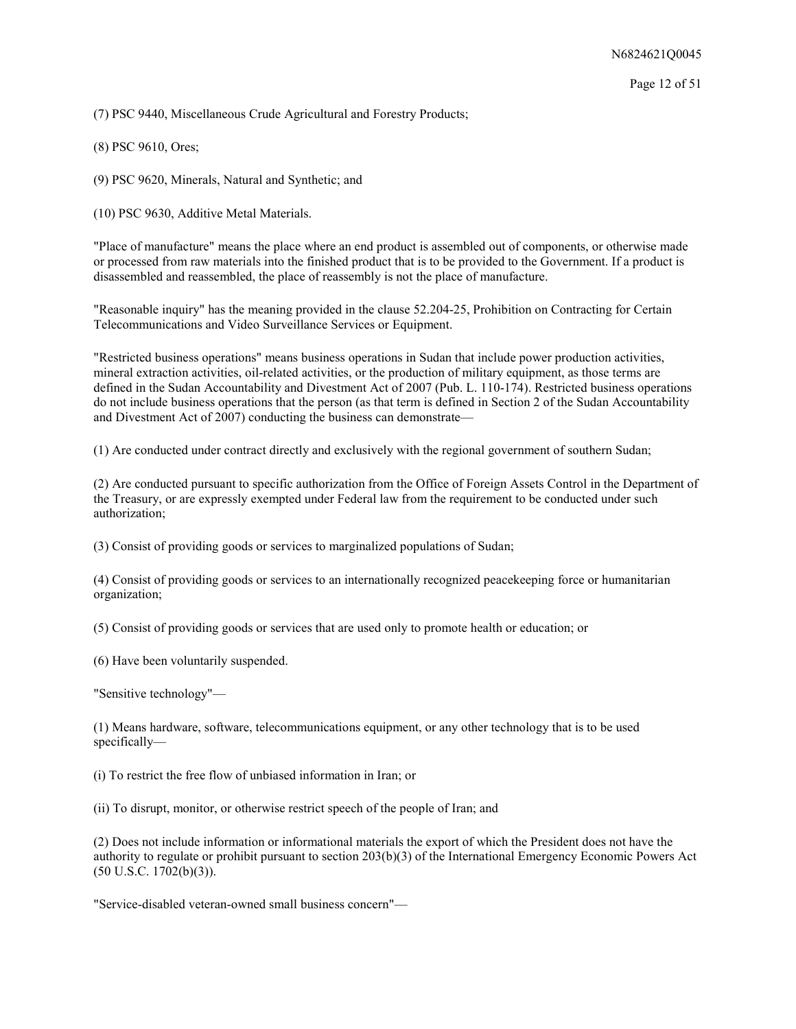(7) PSC 9440, Miscellaneous Crude Agricultural and Forestry Products;

(8) PSC 9610, Ores;

(9) PSC 9620, Minerals, Natural and Synthetic; and

(10) PSC 9630, Additive Metal Materials.

"Place of manufacture" means the place where an end product is assembled out of components, or otherwise made or processed from raw materials into the finished product that is to be provided to the Government. If a product is disassembled and reassembled, the place of reassembly is not the place of manufacture.

"Reasonable inquiry" has the meaning provided in the clause 52.204-25, Prohibition on Contracting for Certain Telecommunications and Video Surveillance Services or Equipment.

"Restricted business operations" means business operations in Sudan that include power production activities, mineral extraction activities, oil-related activities, or the production of military equipment, as those terms are defined in the Sudan Accountability and Divestment Act of 2007 (Pub. L. 110-174). Restricted business operations do not include business operations that the person (as that term is defined in Section 2 of the Sudan Accountability and Divestment Act of 2007) conducting the business can demonstrate—

(1) Are conducted under contract directly and exclusively with the regional government of southern Sudan;

(2) Are conducted pursuant to specific authorization from the Office of Foreign Assets Control in the Department of the Treasury, or are expressly exempted under Federal law from the requirement to be conducted under such authorization;

(3) Consist of providing goods or services to marginalized populations of Sudan;

(4) Consist of providing goods or services to an internationally recognized peacekeeping force or humanitarian organization;

(5) Consist of providing goods or services that are used only to promote health or education; or

(6) Have been voluntarily suspended.

"Sensitive technology"—

(1) Means hardware, software, telecommunications equipment, or any other technology that is to be used specifically—

(i) To restrict the free flow of unbiased information in Iran; or

(ii) To disrupt, monitor, or otherwise restrict speech of the people of Iran; and

(2) Does not include information or informational materials the export of which the President does not have the authority to regulate or prohibit pursuant to section 203(b)(3) of the International Emergency Economic Powers Act (50 U.S.C. 1702(b)(3)).

"Service-disabled veteran-owned small business concern"—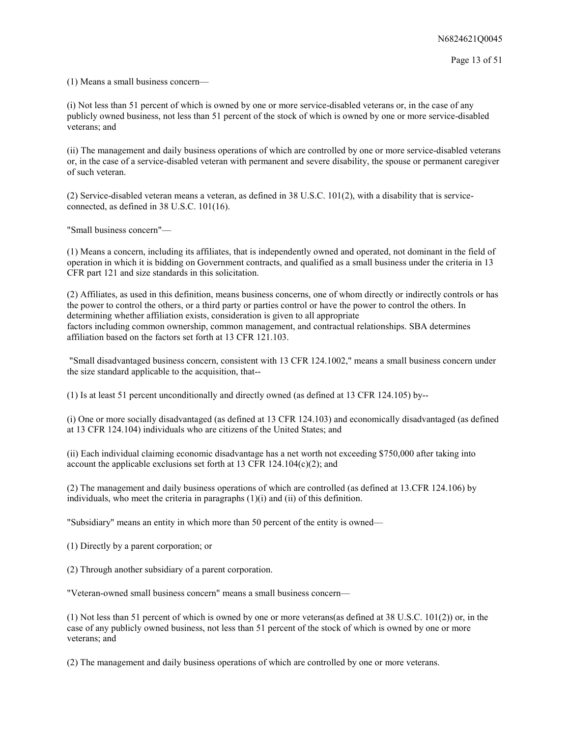(1) Means a small business concern—

(i) Not less than 51 percent of which is owned by one or more service-disabled veterans or, in the case of any publicly owned business, not less than 51 percent of the stock of which is owned by one or more service-disabled veterans; and

(ii) The management and daily business operations of which are controlled by one or more service-disabled veterans or, in the case of a service-disabled veteran with permanent and severe disability, the spouse or permanent caregiver of such veteran.

(2) Service-disabled veteran means a veteran, as defined in 38 U.S.C. 101(2), with a disability that is service-connected, as defined in 38 U.S.C. 101(16).

"Small business concern"—

(1) Means a concern, including its affiliates, that is independently owned and operated, not dominant in the field of operation in which it is bidding on Government contracts, and qualified as a small business under the criteria in 13 CFR part 121 and size standards in this solicitation.

(2) Affiliates, as used in this definition, means business concerns, one of whom directly or indirectly controls or has the power to control the others, or a third party or parties control or have the power to control the others. In determining whether affiliation exists, consideration is given to all appropriate factors including common ownership, common management, and contractual relationships. SBA determines affiliation based on the factors set forth at 13 CFR 121.103.

"Small disadvantaged business concern, consistent with 13 CFR 124.1002," means a small business concern under the size standard applicable to the acquisition, that--

(1) Is at least 51 percent unconditionally and directly owned (as defined at 13 CFR 124.105) by--

(i) One or more socially disadvantaged (as defined at 13 CFR 124.103) and economically disadvantaged (as defined at 13 CFR 124.104) individuals who are citizens of the United States; and

(ii) Each individual claiming economic disadvantage has a net worth not exceeding $750,000 after taking into account the applicable exclusions set forth at 13 CFR 124.104(c)(2); and

(2) The management and daily business operations of which are controlled (as defined at 13.CFR 124.106) by individuals, who meet the criteria in paragraphs (1)(i) and (ii) of this definition.

"Subsidiary" means an entity in which more than 50 percent of the entity is owned—

(1) Directly by a parent corporation; or

(2) Through another subsidiary of a parent corporation.

"Veteran-owned small business concern" means a small business concern—

(1) Not less than 51 percent of which is owned by one or more veterans(as defined at 38 U.S.C. 101(2)) or, in the case of any publicly owned business, not less than 51 percent of the stock of which is owned by one or more veterans; and

(2) The management and daily business operations of which are controlled by one or more veterans.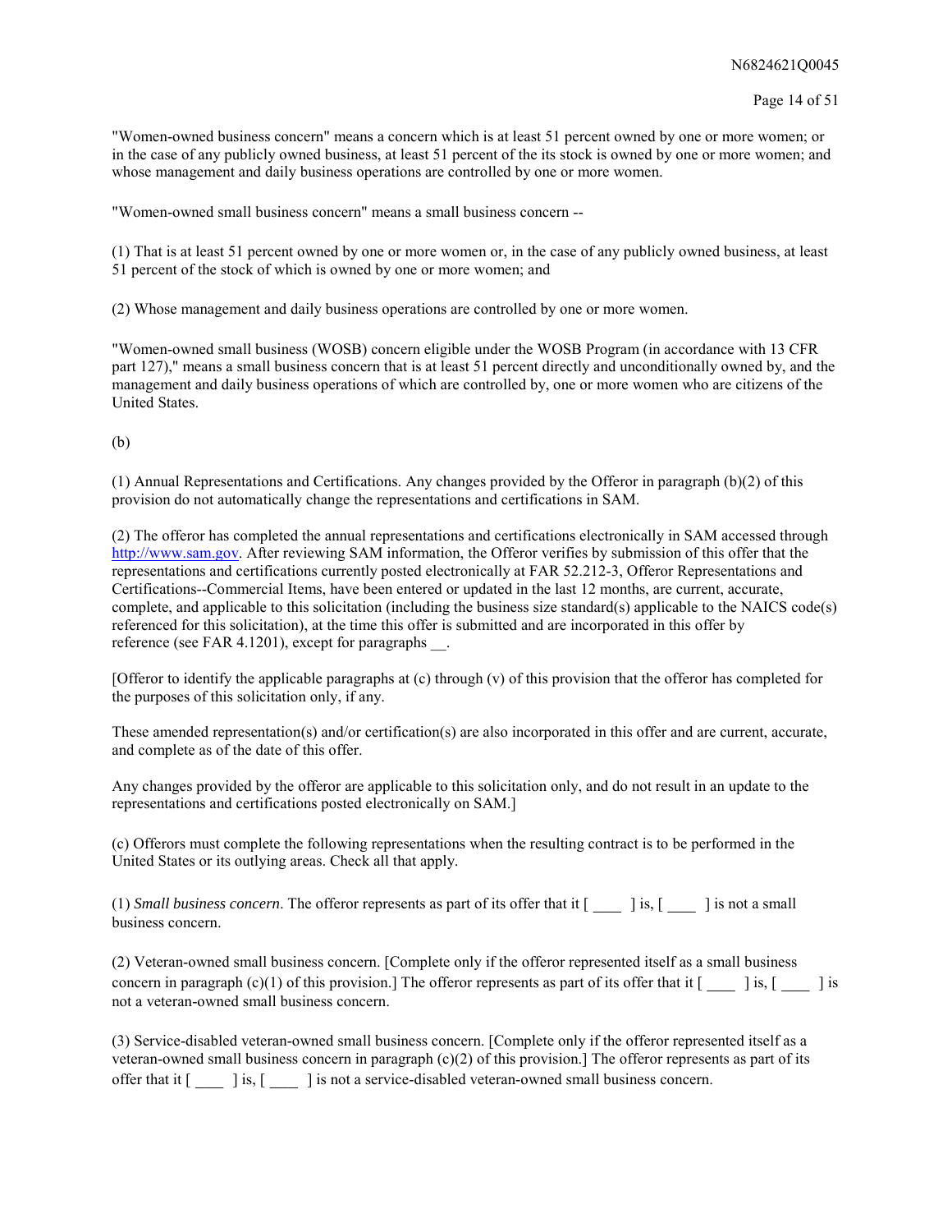"Women-owned business concern" means a concern which is at least 51 percent owned by one or more women; or in the case of any publicly owned business, at least 51 percent of the its stock is owned by one or more women; and whose management and daily business operations are controlled by one or more women.

"Women-owned small business concern" means a small business concern --

(1) That is at least 51 percent owned by one or more women or, in the case of any publicly owned business, at least 51 percent of the stock of which is owned by one or more women; and

(2) Whose management and daily business operations are controlled by one or more women.

"Women-owned small business (WOSB) concern eligible under the WOSB Program (in accordance with 13 CFR part 127)," means a small business concern that is at least 51 percent directly and unconditionally owned by, and the management and daily business operations of which are controlled by, one or more women who are citizens of the United States.

(b)

(1) Annual Representations and Certifications. Any changes provided by the Offeror in paragraph (b)(2) of this provision do not automatically change the representations and certifications in SAM.

(2) The offeror has completed the annual representations and certifications electronically in SAM accessed through http://www.sam.gov. After reviewing SAM information, the Offeror verifies by submission of this offer that the representations and certifications currently posted electronically at FAR 52.212-3, Offeror Representations and Certifications--Commercial Items, have been entered or updated in the last 12 months, are current, accurate, complete, and applicable to this solicitation (including the business size standard(s) applicable to the NAICS code(s) referenced for this solicitation), at the time this offer is submitted and are incorporated in this offer by reference (see FAR 4.1201), except for paragraphs __.

[Offeror to identify the applicable paragraphs at (c) through (v) of this provision that the offeror has completed for the purposes of this solicitation only, if any.

These amended representation(s) and/or certification(s) are also incorporated in this offer and are current, accurate, and complete as of the date of this offer.

Any changes provided by the offeror are applicable to this solicitation only, and do not result in an update to the representations and certifications posted electronically on SAM.]

(c) Offerors must complete the following representations when the resulting contract is to be performed in the United States or its outlying areas. Check all that apply.

(1) *Small business concern*. The offeror represents as part of its offer that it [ ____ ] is, [ ____ ] is not a small business concern.

(2) Veteran-owned small business concern. [Complete only if the offeror represented itself as a small business concern in paragraph (c)(1) of this provision.] The offeror represents as part of its offer that it [ ____ ] is, [ ____ ] is not a veteran-owned small business concern.

(3) Service-disabled veteran-owned small business concern. [Complete only if the offeror represented itself as a veteran-owned small business concern in paragraph (c)(2) of this provision.] The offeror represents as part of its offer that it [ ____ ] is, [ ____ ] is not a service-disabled veteran-owned small business concern.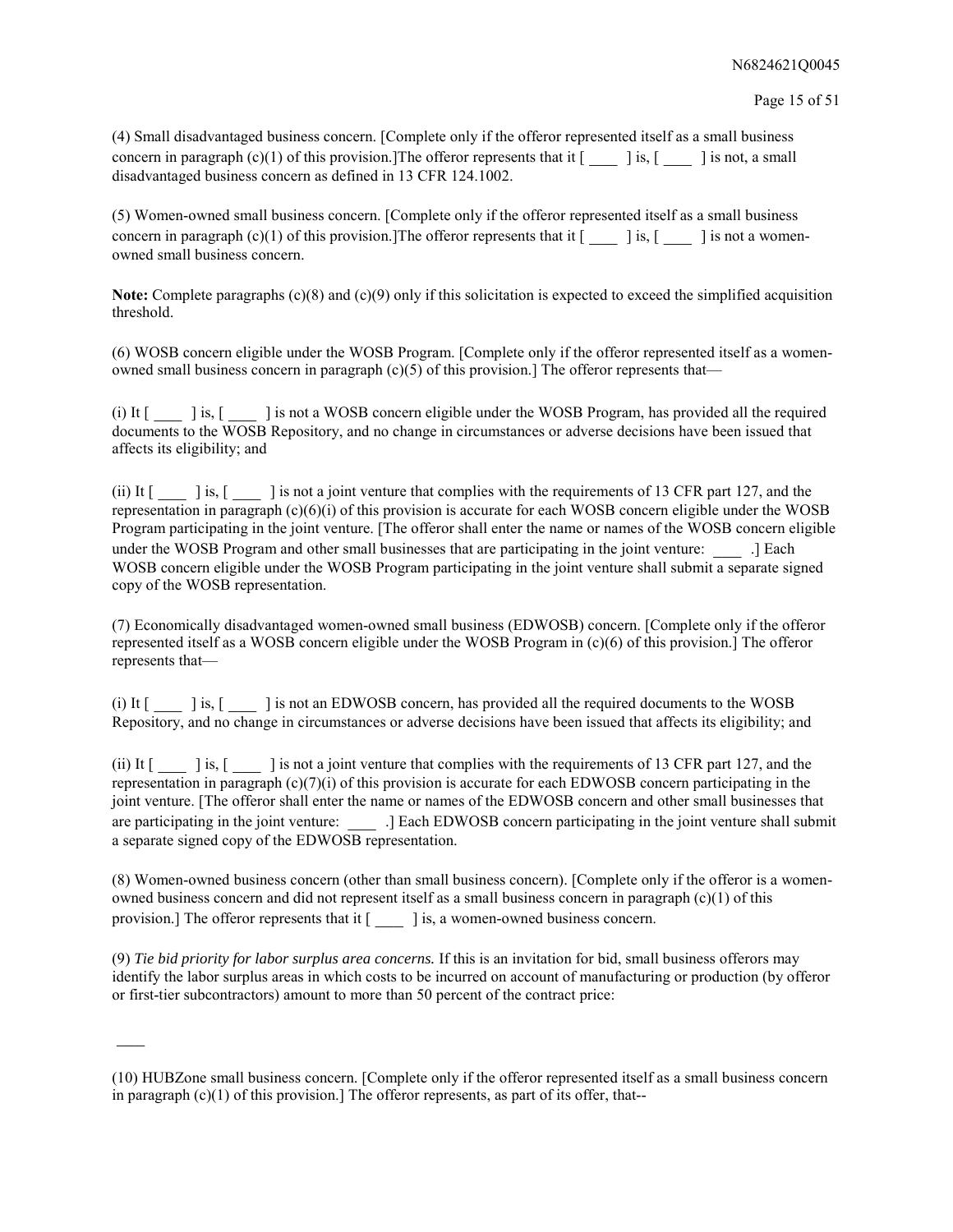(4) Small disadvantaged business concern. [Complete only if the offeror represented itself as a small business concern in paragraph (c)(1) of this provision.]The offeror represents that it [ ____ ] is, [ ____ ] is not, a small disadvantaged business concern as defined in 13 CFR 124.1002.

(5) Women-owned small business concern. [Complete only if the offeror represented itself as a small business concern in paragraph (c)(1) of this provision.]The offeror represents that it [ ____ ] is, [ ____ ] is not a women-owned small business concern.

**Note:** Complete paragraphs (c)(8) and (c)(9) only if this solicitation is expected to exceed the simplified acquisition threshold.

(6) WOSB concern eligible under the WOSB Program. [Complete only if the offeror represented itself as a women-owned small business concern in paragraph (c)(5) of this provision.] The offeror represents that—

(i) It [ ____ ] is, [ ____ ] is not a WOSB concern eligible under the WOSB Program, has provided all the required documents to the WOSB Repository, and no change in circumstances or adverse decisions have been issued that affects its eligibility; and

(ii) It [ ____ ] is, [ ____ ] is not a joint venture that complies with the requirements of 13 CFR part 127, and the representation in paragraph (c)(6)(i) of this provision is accurate for each WOSB concern eligible under the WOSB Program participating in the joint venture. [The offeror shall enter the name or names of the WOSB concern eligible under the WOSB Program and other small businesses that are participating in the joint venture: ____ .] Each WOSB concern eligible under the WOSB Program participating in the joint venture shall submit a separate signed copy of the WOSB representation.

(7) Economically disadvantaged women-owned small business (EDWOSB) concern. [Complete only if the offeror represented itself as a WOSB concern eligible under the WOSB Program in (c)(6) of this provision.] The offeror represents that—

(i) It [ ____ ] is, [ ____ ] is not an EDWOSB concern, has provided all the required documents to the WOSB Repository, and no change in circumstances or adverse decisions have been issued that affects its eligibility; and

(ii) It [ ____ ] is, [ ____ ] is not a joint venture that complies with the requirements of 13 CFR part 127, and the representation in paragraph (c)(7)(i) of this provision is accurate for each EDWOSB concern participating in the joint venture. [The offeror shall enter the name or names of the EDWOSB concern and other small businesses that are participating in the joint venture: ____ .] Each EDWOSB concern participating in the joint venture shall submit a separate signed copy of the EDWOSB representation.

(8) Women-owned business concern (other than small business concern). [Complete only if the offeror is a women-owned business concern and did not represent itself as a small business concern in paragraph (c)(1) of this provision.] The offeror represents that it [ ____ ] is, a women-owned business concern.

(9) *Tie bid priority for labor surplus area concerns.* If this is an invitation for bid, small business offerors may identify the labor surplus areas in which costs to be incurred on account of manufacturing or production (by offeror or first-tier subcontractors) amount to more than 50 percent of the contract price:

____

(10) HUBZone small business concern. [Complete only if the offeror represented itself as a small business concern in paragraph (c)(1) of this provision.] The offeror represents, as part of its offer, that--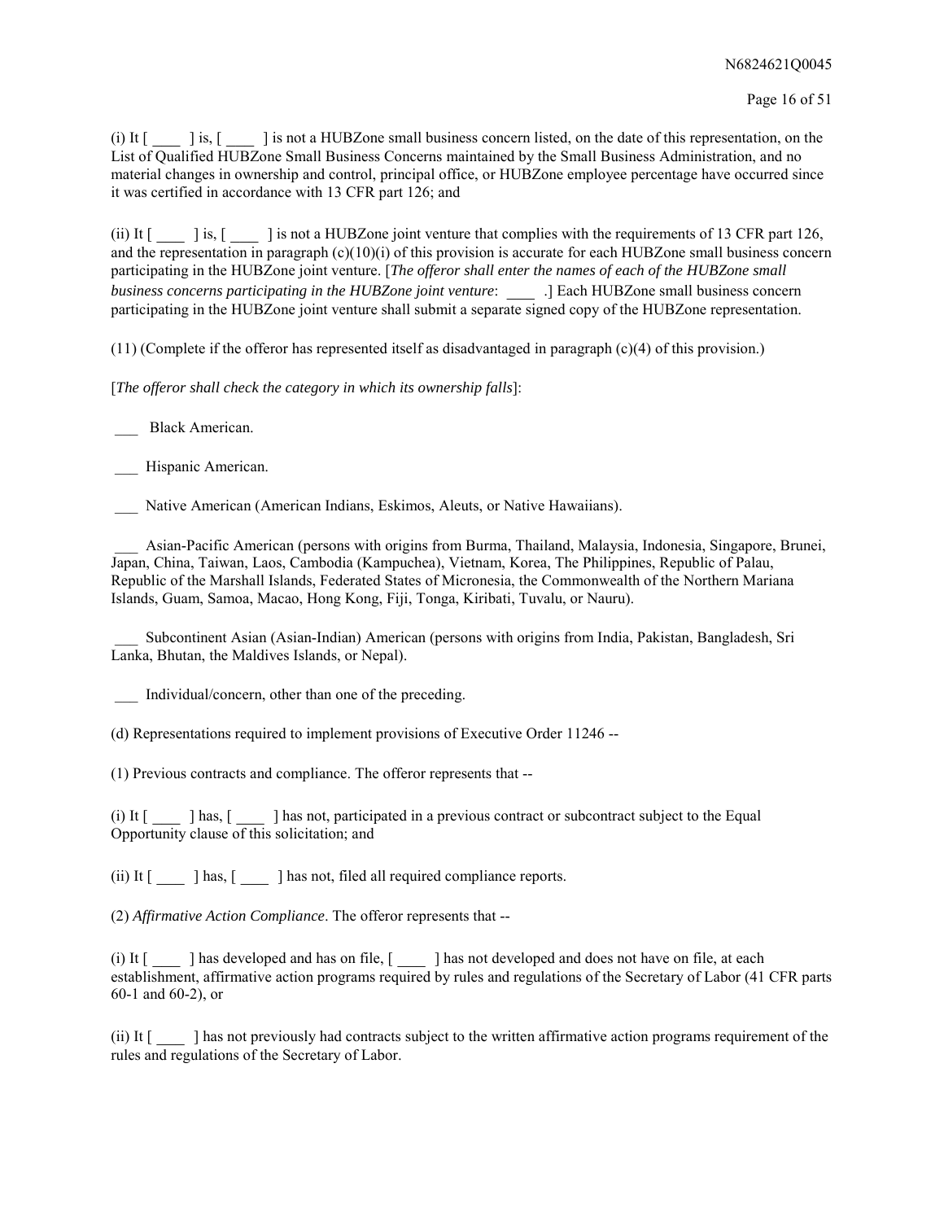(i) It [ ____ ] is, [ ____ ] is not a HUBZone small business concern listed, on the date of this representation, on the List of Qualified HUBZone Small Business Concerns maintained by the Small Business Administration, and no material changes in ownership and control, principal office, or HUBZone employee percentage have occurred since it was certified in accordance with 13 CFR part 126; and

(ii) It [ ____ ] is, [ ____ ] is not a HUBZone joint venture that complies with the requirements of 13 CFR part 126, and the representation in paragraph (c)(10)(i) of this provision is accurate for each HUBZone small business concern participating in the HUBZone joint venture. [*The offeror shall enter the names of each of the HUBZone small business concerns participating in the HUBZone joint venture*: ____ .] Each HUBZone small business concern participating in the HUBZone joint venture shall submit a separate signed copy of the HUBZone representation.

(11) (Complete if the offeror has represented itself as disadvantaged in paragraph (c)(4) of this provision.)

[*The offeror shall check the category in which its ownership falls*]:

___ Black American.

___ Hispanic American.

___ Native American (American Indians, Eskimos, Aleuts, or Native Hawaiians).

___ Asian-Pacific American (persons with origins from Burma, Thailand, Malaysia, Indonesia, Singapore, Brunei, Japan, China, Taiwan, Laos, Cambodia (Kampuchea), Vietnam, Korea, The Philippines, Republic of Palau, Republic of the Marshall Islands, Federated States of Micronesia, the Commonwealth of the Northern Mariana Islands, Guam, Samoa, Macao, Hong Kong, Fiji, Tonga, Kiribati, Tuvalu, or Nauru).

___ Subcontinent Asian (Asian-Indian) American (persons with origins from India, Pakistan, Bangladesh, Sri Lanka, Bhutan, the Maldives Islands, or Nepal).

___ Individual/concern, other than one of the preceding.

(d) Representations required to implement provisions of Executive Order 11246 --

(1) Previous contracts and compliance. The offeror represents that --

(i) It [ ____ ] has, [ ____ ] has not, participated in a previous contract or subcontract subject to the Equal Opportunity clause of this solicitation; and

(ii) It [ ____ ] has, [ ____ ] has not, filed all required compliance reports.

(2) *Affirmative Action Compliance*. The offeror represents that --

(i) It [ ____ ] has developed and has on file, [ ____ ] has not developed and does not have on file, at each establishment, affirmative action programs required by rules and regulations of the Secretary of Labor (41 CFR parts 60-1 and 60-2), or

(ii) It [ ____ ] has not previously had contracts subject to the written affirmative action programs requirement of the rules and regulations of the Secretary of Labor.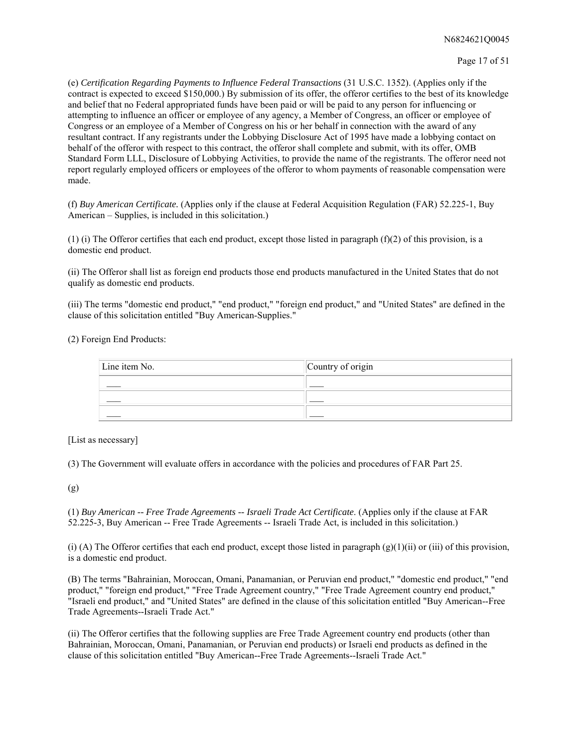(e) *Certification Regarding Payments to Influence Federal Transactions* (31 U.S.C. 1352). (Applies only if the contract is expected to exceed $150,000.) By submission of its offer, the offeror certifies to the best of its knowledge and belief that no Federal appropriated funds have been paid or will be paid to any person for influencing or attempting to influence an officer or employee of any agency, a Member of Congress, an officer or employee of Congress or an employee of a Member of Congress on his or her behalf in connection with the award of any resultant contract. If any registrants under the Lobbying Disclosure Act of 1995 have made a lobbying contact on behalf of the offeror with respect to this contract, the offeror shall complete and submit, with its offer, OMB Standard Form LLL, Disclosure of Lobbying Activities, to provide the name of the registrants. The offeror need not report regularly employed officers or employees of the offeror to whom payments of reasonable compensation were made.

(f) *Buy American Certificate.* (Applies only if the clause at Federal Acquisition Regulation (FAR) 52.225-1, Buy American – Supplies, is included in this solicitation.)

(1) (i) The Offeror certifies that each end product, except those listed in paragraph (f)(2) of this provision, is a domestic end product.

(ii) The Offeror shall list as foreign end products those end products manufactured in the United States that do not qualify as domestic end products.

(iii) The terms "domestic end product," "end product," "foreign end product," and "United States" are defined in the clause of this solicitation entitled "Buy American-Supplies."

(2) Foreign End Products:

| Line item No. | Country of origin |
|---|---|
| ___ | ___ |
| ___ | ___ |
| ___ | ___ |

[List as necessary]

(3) The Government will evaluate offers in accordance with the policies and procedures of FAR Part 25.

(g)

(1) *Buy American -- Free Trade Agreements -- Israeli Trade Act Certificate.* (Applies only if the clause at FAR 52.225-3, Buy American -- Free Trade Agreements -- Israeli Trade Act, is included in this solicitation.)

(i) (A) The Offeror certifies that each end product, except those listed in paragraph (g)(1)(ii) or (iii) of this provision, is a domestic end product.

(B) The terms "Bahrainian, Moroccan, Omani, Panamanian, or Peruvian end product," "domestic end product," "end product," "foreign end product," "Free Trade Agreement country," "Free Trade Agreement country end product," "Israeli end product," and "United States" are defined in the clause of this solicitation entitled "Buy American--Free Trade Agreements--Israeli Trade Act."

(ii) The Offeror certifies that the following supplies are Free Trade Agreement country end products (other than Bahrainian, Moroccan, Omani, Panamanian, or Peruvian end products) or Israeli end products as defined in the clause of this solicitation entitled "Buy American--Free Trade Agreements--Israeli Trade Act."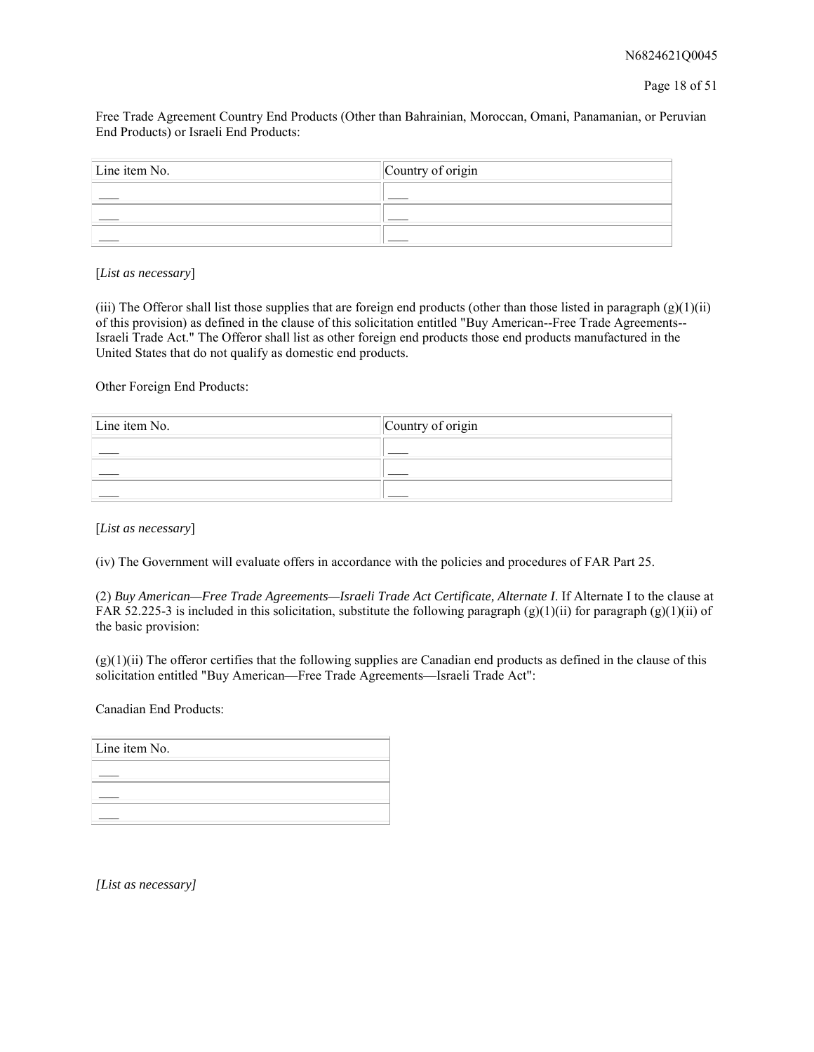Free Trade Agreement Country End Products (Other than Bahrainian, Moroccan, Omani, Panamanian, or Peruvian End Products) or Israeli End Products:

| Line item No. | Country of origin |
| --- | --- |
| ___ | ___ |
| ___ | ___ |
| ___ | ___ |

[*List as necessary*]

(iii) The Offeror shall list those supplies that are foreign end products (other than those listed in paragraph (g)(1)(ii) of this provision) as defined in the clause of this solicitation entitled "Buy American--Free Trade Agreements--Israeli Trade Act." The Offeror shall list as other foreign end products those end products manufactured in the United States that do not qualify as domestic end products.

Other Foreign End Products:

| Line item No. | Country of origin |
| --- | --- |
| ___ | ___ |
| ___ | ___ |
| ___ | ___ |

[*List as necessary*]

(iv) The Government will evaluate offers in accordance with the policies and procedures of FAR Part 25.

(2) *Buy American—Free Trade Agreements—Israeli Trade Act Certificate, Alternate I*. If Alternate I to the clause at FAR 52.225-3 is included in this solicitation, substitute the following paragraph (g)(1)(ii) for paragraph (g)(1)(ii) of the basic provision:

(g)(1)(ii) The offeror certifies that the following supplies are Canadian end products as defined in the clause of this solicitation entitled "Buy American—Free Trade Agreements—Israeli Trade Act":

Canadian End Products:

| Line item No. |
| --- |
| ___ |
| ___ |
| ___ |

*[List as necessary]*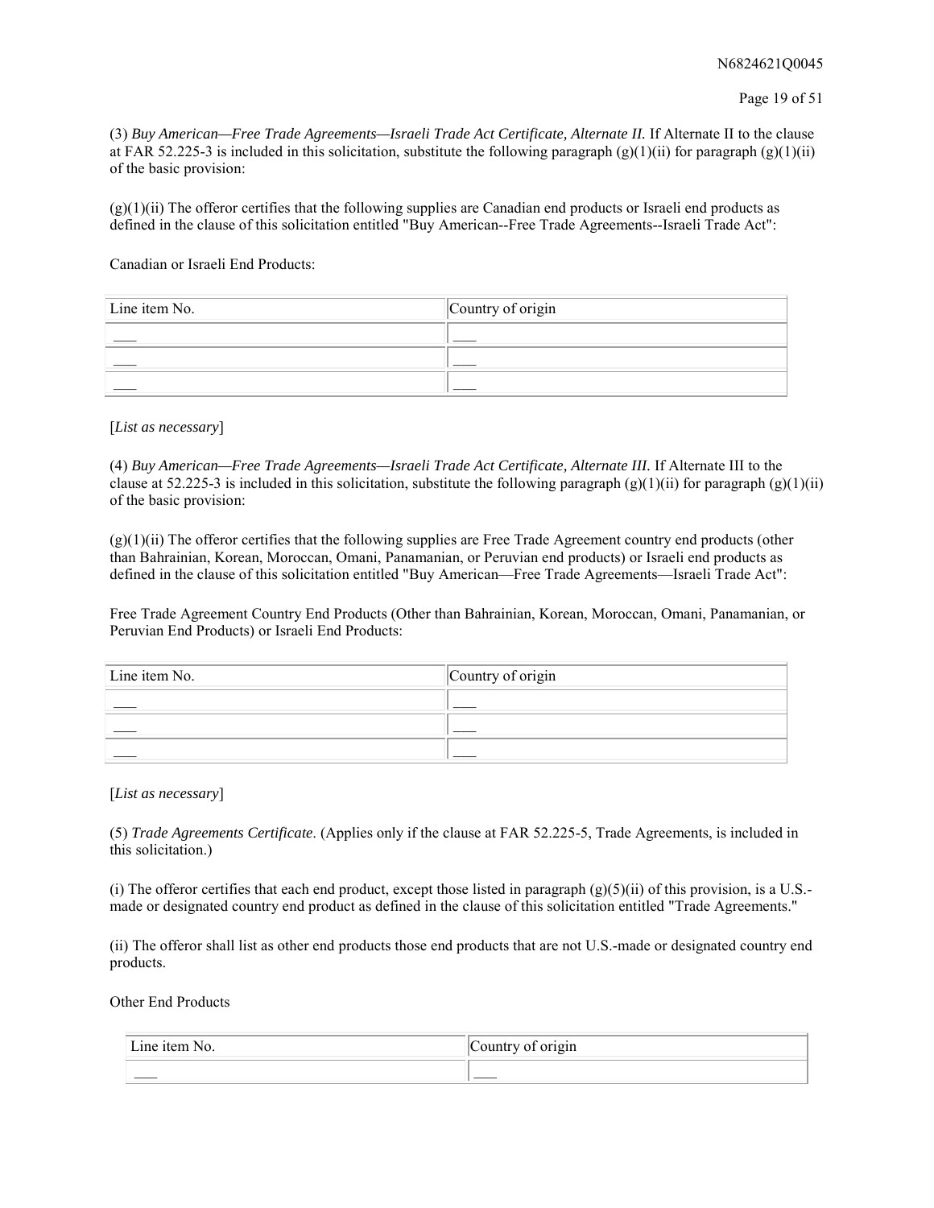(3) *Buy American—Free Trade Agreements—Israeli Trade Act Certificate, Alternate II.* If Alternate II to the clause at FAR 52.225-3 is included in this solicitation, substitute the following paragraph (g)(1)(ii) for paragraph (g)(1)(ii) of the basic provision:

(g)(1)(ii) The offeror certifies that the following supplies are Canadian end products or Israeli end products as defined in the clause of this solicitation entitled "Buy American--Free Trade Agreements--Israeli Trade Act":

Canadian or Israeli End Products:

| Line item No. | Country of origin |
| --- | --- |
| ___ | ___ |
| ___ | ___ |
| ___ | ___ |

[*List as necessary*]

(4) *Buy American—Free Trade Agreements—Israeli Trade Act Certificate, Alternate III.* If Alternate III to the clause at 52.225-3 is included in this solicitation, substitute the following paragraph (g)(1)(ii) for paragraph (g)(1)(ii) of the basic provision:

(g)(1)(ii) The offeror certifies that the following supplies are Free Trade Agreement country end products (other than Bahrainian, Korean, Moroccan, Omani, Panamanian, or Peruvian end products) or Israeli end products as defined in the clause of this solicitation entitled "Buy American—Free Trade Agreements—Israeli Trade Act":

Free Trade Agreement Country End Products (Other than Bahrainian, Korean, Moroccan, Omani, Panamanian, or Peruvian End Products) or Israeli End Products:

| Line item No. | Country of origin |
| --- | --- |
| ___ | ___ |
| ___ | ___ |
| ___ | ___ |

[*List as necessary*]

(5) *Trade Agreements Certificate*. (Applies only if the clause at FAR 52.225-5, Trade Agreements, is included in this solicitation.)

(i) The offeror certifies that each end product, except those listed in paragraph (g)(5)(ii) of this provision, is a U.S.-made or designated country end product as defined in the clause of this solicitation entitled "Trade Agreements."

(ii) The offeror shall list as other end products those end products that are not U.S.-made or designated country end products.

Other End Products

| Line item No. | Country of origin |
| --- | --- |
| ___ | ___ |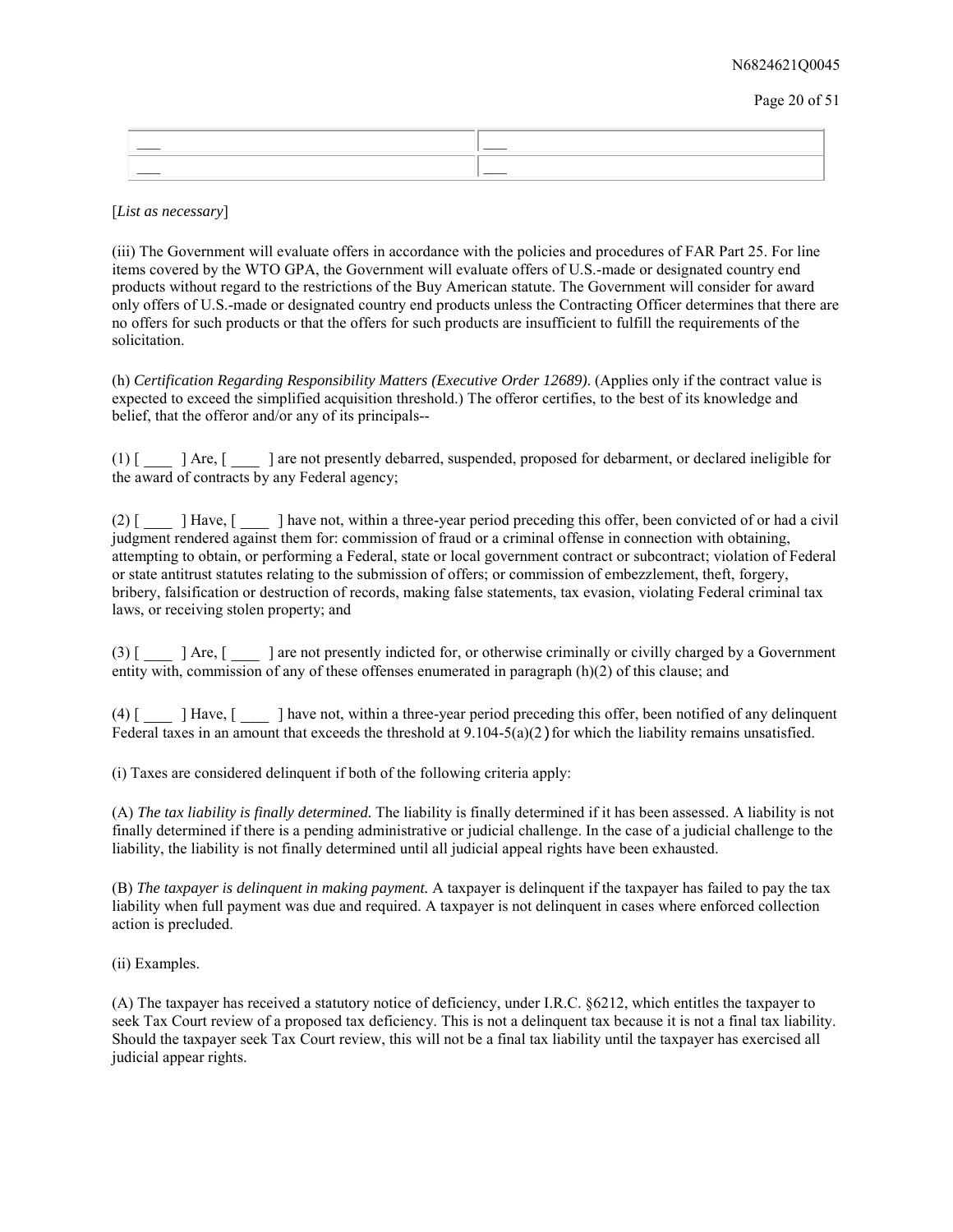| ___ | ___ |
|---|---|
| ___ | ___ |

[*List as necessary*]

(iii) The Government will evaluate offers in accordance with the policies and procedures of FAR Part 25. For line items covered by the WTO GPA, the Government will evaluate offers of U.S.-made or designated country end products without regard to the restrictions of the Buy American statute. The Government will consider for award only offers of U.S.-made or designated country end products unless the Contracting Officer determines that there are no offers for such products or that the offers for such products are insufficient to fulfill the requirements of the solicitation.

(h) *Certification Regarding Responsibility Matters (Executive Order 12689).* (Applies only if the contract value is expected to exceed the simplified acquisition threshold.) The offeror certifies, to the best of its knowledge and belief, that the offeror and/or any of its principals--

(1) [ ___ ] Are, [ ___ ] are not presently debarred, suspended, proposed for debarment, or declared ineligible for the award of contracts by any Federal agency;

(2) [ ___ ] Have, [ ___ ] have not, within a three-year period preceding this offer, been convicted of or had a civil judgment rendered against them for: commission of fraud or a criminal offense in connection with obtaining, attempting to obtain, or performing a Federal, state or local government contract or subcontract; violation of Federal or state antitrust statutes relating to the submission of offers; or commission of embezzlement, theft, forgery, bribery, falsification or destruction of records, making false statements, tax evasion, violating Federal criminal tax laws, or receiving stolen property; and

(3) [ ___ ] Are, [ ___ ] are not presently indicted for, or otherwise criminally or civilly charged by a Government entity with, commission of any of these offenses enumerated in paragraph (h)(2) of this clause; and

(4) [ ___ ] Have, [ ___ ] have not, within a three-year period preceding this offer, been notified of any delinquent Federal taxes in an amount that exceeds the threshold at 9.104-5(a)(2) for which the liability remains unsatisfied.

(i) Taxes are considered delinquent if both of the following criteria apply:

(A) *The tax liability is finally determined.* The liability is finally determined if it has been assessed. A liability is not finally determined if there is a pending administrative or judicial challenge. In the case of a judicial challenge to the liability, the liability is not finally determined until all judicial appeal rights have been exhausted.

(B) *The taxpayer is delinquent in making payment.* A taxpayer is delinquent if the taxpayer has failed to pay the tax liability when full payment was due and required. A taxpayer is not delinquent in cases where enforced collection action is precluded.

(ii) Examples.

(A) The taxpayer has received a statutory notice of deficiency, under I.R.C. §6212, which entitles the taxpayer to seek Tax Court review of a proposed tax deficiency. This is not a delinquent tax because it is not a final tax liability. Should the taxpayer seek Tax Court review, this will not be a final tax liability until the taxpayer has exercised all judicial appear rights.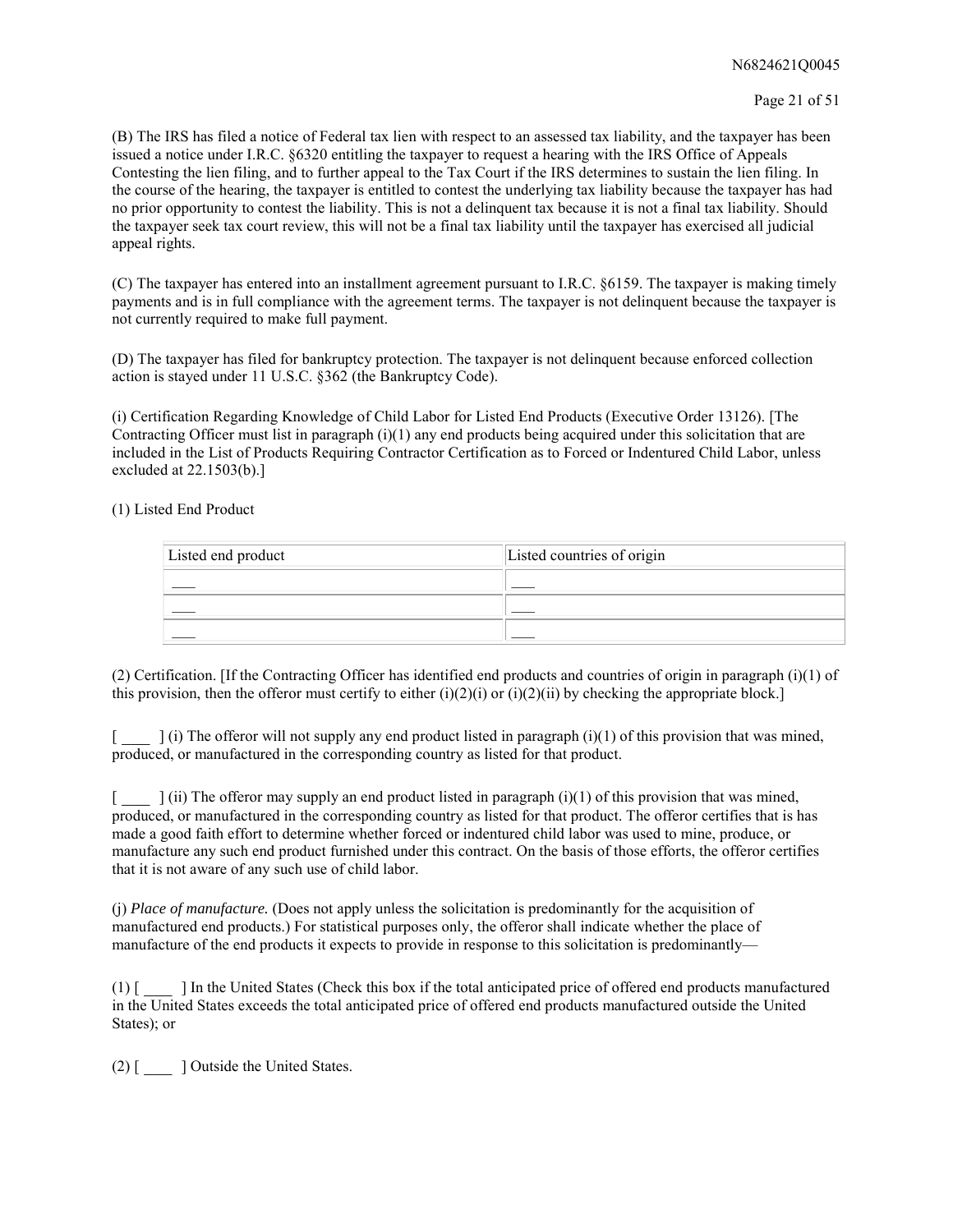(B) The IRS has filed a notice of Federal tax lien with respect to an assessed tax liability, and the taxpayer has been issued a notice under I.R.C. §6320 entitling the taxpayer to request a hearing with the IRS Office of Appeals Contesting the lien filing, and to further appeal to the Tax Court if the IRS determines to sustain the lien filing. In the course of the hearing, the taxpayer is entitled to contest the underlying tax liability because the taxpayer has had no prior opportunity to contest the liability. This is not a delinquent tax because it is not a final tax liability. Should the taxpayer seek tax court review, this will not be a final tax liability until the taxpayer has exercised all judicial appeal rights.

(C) The taxpayer has entered into an installment agreement pursuant to I.R.C. §6159. The taxpayer is making timely payments and is in full compliance with the agreement terms. The taxpayer is not delinquent because the taxpayer is not currently required to make full payment.

(D) The taxpayer has filed for bankruptcy protection. The taxpayer is not delinquent because enforced collection action is stayed under 11 U.S.C. §362 (the Bankruptcy Code).

(i) Certification Regarding Knowledge of Child Labor for Listed End Products (Executive Order 13126). [The Contracting Officer must list in paragraph (i)(1) any end products being acquired under this solicitation that are included in the List of Products Requiring Contractor Certification as to Forced or Indentured Child Labor, unless excluded at 22.1503(b).]

(1) Listed End Product

| Listed end product | Listed countries of origin |
|---|---|
| ___ | ___ |
| ___ | ___ |
| ___ | ___ |

(2) Certification. [If the Contracting Officer has identified end products and countries of origin in paragraph (i)(1) of this provision, then the offeror must certify to either (i)(2)(i) or (i)(2)(ii) by checking the appropriate block.]

[ ____ ] (i) The offeror will not supply any end product listed in paragraph (i)(1) of this provision that was mined, produced, or manufactured in the corresponding country as listed for that product.

[ ____ ] (ii) The offeror may supply an end product listed in paragraph (i)(1) of this provision that was mined, produced, or manufactured in the corresponding country as listed for that product. The offeror certifies that is has made a good faith effort to determine whether forced or indentured child labor was used to mine, produce, or manufacture any such end product furnished under this contract. On the basis of those efforts, the offeror certifies that it is not aware of any such use of child labor.

(j) *Place of manufacture.* (Does not apply unless the solicitation is predominantly for the acquisition of manufactured end products.) For statistical purposes only, the offeror shall indicate whether the place of manufacture of the end products it expects to provide in response to this solicitation is predominantly—

(1) [ ____ ] In the United States (Check this box if the total anticipated price of offered end products manufactured in the United States exceeds the total anticipated price of offered end products manufactured outside the United States); or

(2) [ ____ ] Outside the United States.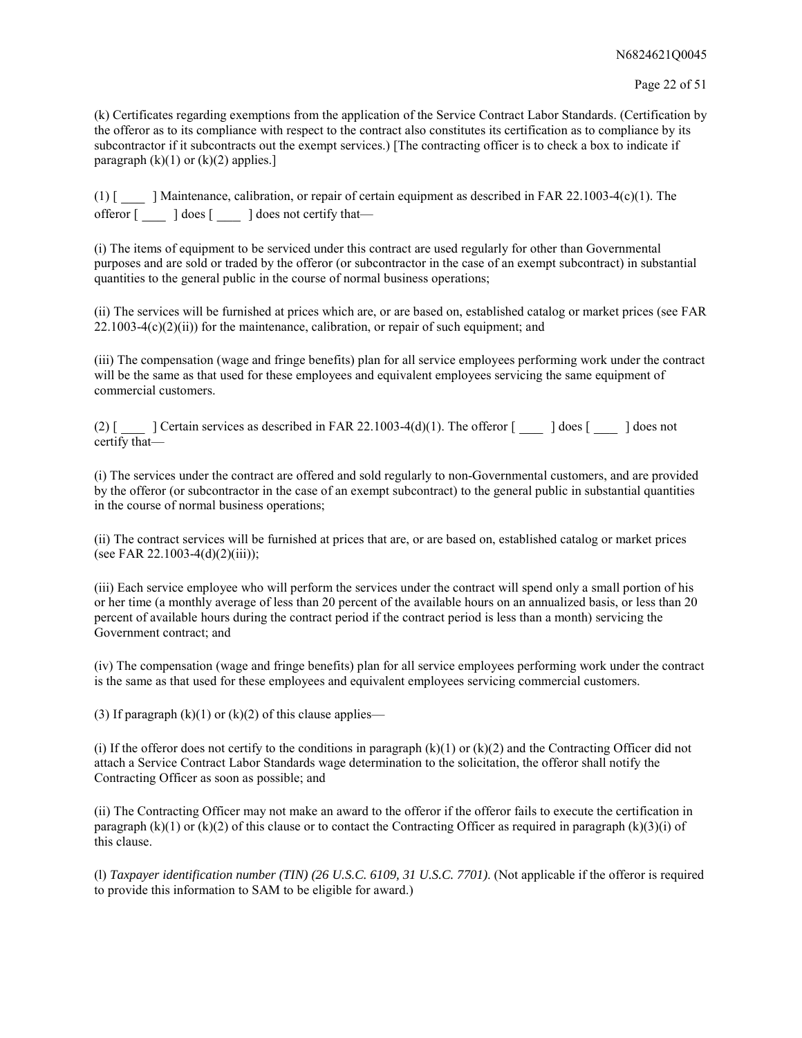(k) Certificates regarding exemptions from the application of the Service Contract Labor Standards. (Certification by the offeror as to its compliance with respect to the contract also constitutes its certification as to compliance by its subcontractor if it subcontracts out the exempt services.) [The contracting officer is to check a box to indicate if paragraph (k)(1) or (k)(2) applies.]

(1) [ ____ ] Maintenance, calibration, or repair of certain equipment as described in FAR 22.1003-4(c)(1). The offeror [ ____ ] does [ ____ ] does not certify that—

(i) The items of equipment to be serviced under this contract are used regularly for other than Governmental purposes and are sold or traded by the offeror (or subcontractor in the case of an exempt subcontract) in substantial quantities to the general public in the course of normal business operations;

(ii) The services will be furnished at prices which are, or are based on, established catalog or market prices (see FAR 22.1003-4(c)(2)(ii)) for the maintenance, calibration, or repair of such equipment; and

(iii) The compensation (wage and fringe benefits) plan for all service employees performing work under the contract will be the same as that used for these employees and equivalent employees servicing the same equipment of commercial customers.

(2) [ ____ ] Certain services as described in FAR 22.1003-4(d)(1). The offeror [ ____ ] does [ ____ ] does not certify that—

(i) The services under the contract are offered and sold regularly to non-Governmental customers, and are provided by the offeror (or subcontractor in the case of an exempt subcontract) to the general public in substantial quantities in the course of normal business operations;

(ii) The contract services will be furnished at prices that are, or are based on, established catalog or market prices (see FAR 22.1003-4(d)(2)(iii));

(iii) Each service employee who will perform the services under the contract will spend only a small portion of his or her time (a monthly average of less than 20 percent of the available hours on an annualized basis, or less than 20 percent of available hours during the contract period if the contract period is less than a month) servicing the Government contract; and

(iv) The compensation (wage and fringe benefits) plan for all service employees performing work under the contract is the same as that used for these employees and equivalent employees servicing commercial customers.

(3) If paragraph (k)(1) or (k)(2) of this clause applies—

(i) If the offeror does not certify to the conditions in paragraph (k)(1) or (k)(2) and the Contracting Officer did not attach a Service Contract Labor Standards wage determination to the solicitation, the offeror shall notify the Contracting Officer as soon as possible; and

(ii) The Contracting Officer may not make an award to the offeror if the offeror fails to execute the certification in paragraph (k)(1) or (k)(2) of this clause or to contact the Contracting Officer as required in paragraph (k)(3)(i) of this clause.

(l) *Taxpayer identification number (TIN) (26 U.S.C. 6109, 31 U.S.C. 7701)*. (Not applicable if the offeror is required to provide this information to SAM to be eligible for award.)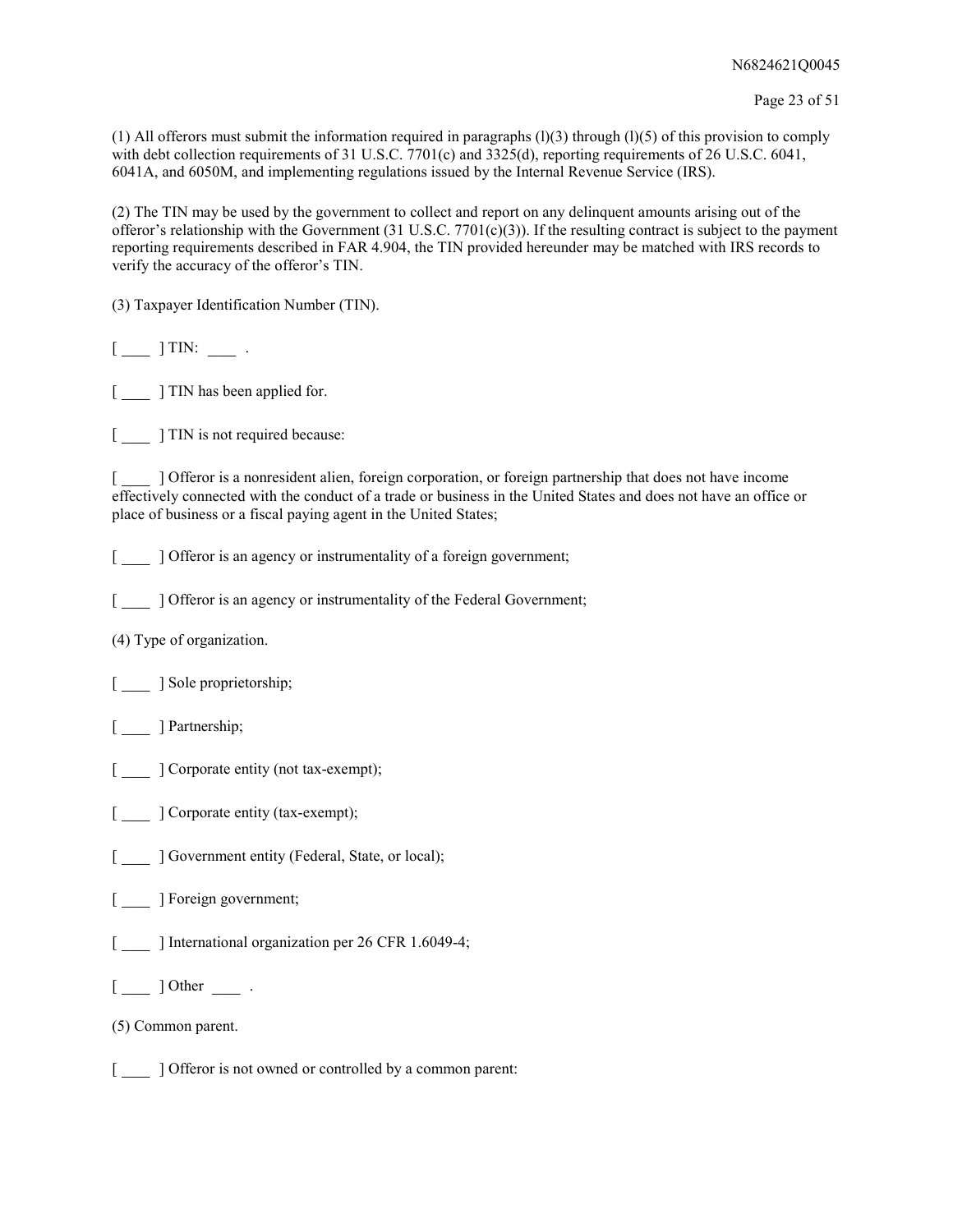(1) All offerors must submit the information required in paragraphs (l)(3) through (l)(5) of this provision to comply with debt collection requirements of 31 U.S.C. 7701(c) and 3325(d), reporting requirements of 26 U.S.C. 6041, 6041A, and 6050M, and implementing regulations issued by the Internal Revenue Service (IRS).

(2) The TIN may be used by the government to collect and report on any delinquent amounts arising out of the offeror's relationship with the Government (31 U.S.C. 7701(c)(3)). If the resulting contract is subject to the payment reporting requirements described in FAR 4.904, the TIN provided hereunder may be matched with IRS records to verify the accuracy of the offeror's TIN.

(3) Taxpayer Identification Number (TIN).

[ ____ ] TIN: ____ .

[ ____ ] TIN has been applied for.

[ ____ ] TIN is not required because:

[ ____ ] Offeror is a nonresident alien, foreign corporation, or foreign partnership that does not have income effectively connected with the conduct of a trade or business in the United States and does not have an office or place of business or a fiscal paying agent in the United States;

[ ____ ] Offeror is an agency or instrumentality of a foreign government;

[ ____ ] Offeror is an agency or instrumentality of the Federal Government;

(4) Type of organization.

[ ____ ] Sole proprietorship;

[ ____ ] Partnership;

[ ____ ] Corporate entity (not tax-exempt);

[ ____ ] Corporate entity (tax-exempt);

[ ____ ] Government entity (Federal, State, or local);

[ ____ ] Foreign government;

[ ____ ] International organization per 26 CFR 1.6049-4;

[ ____ ] Other ____ .

(5) Common parent.

[ ____ ] Offeror is not owned or controlled by a common parent: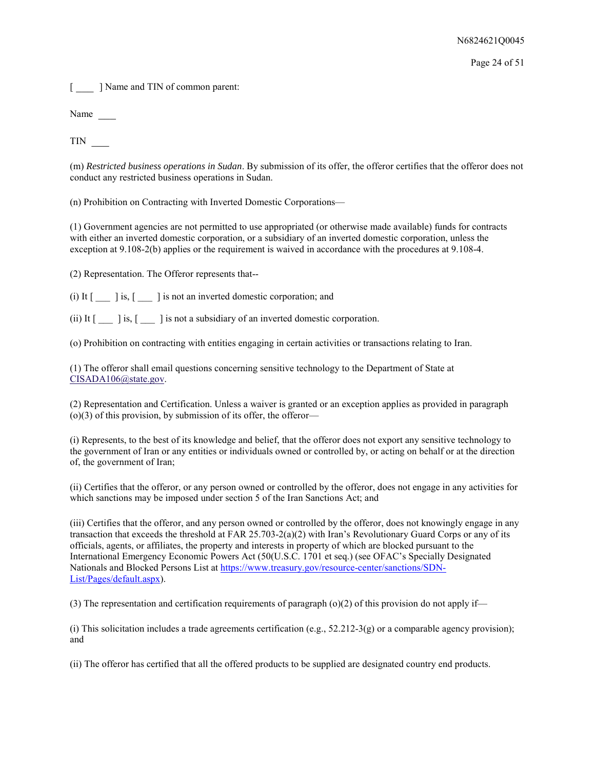[ ____ ] Name and TIN of common parent:

Name ____

TIN ____

(m) *Restricted business operations in Sudan*. By submission of its offer, the offeror certifies that the offeror does not conduct any restricted business operations in Sudan.

(n) Prohibition on Contracting with Inverted Domestic Corporations—

(1) Government agencies are not permitted to use appropriated (or otherwise made available) funds for contracts with either an inverted domestic corporation, or a subsidiary of an inverted domestic corporation, unless the exception at 9.108-2(b) applies or the requirement is waived in accordance with the procedures at 9.108-4.

(2) Representation. The Offeror represents that--

(i) It [ ___ ] is, [ ___ ] is not an inverted domestic corporation; and

(ii) It [ ___ ] is, [ ___ ] is not a subsidiary of an inverted domestic corporation.

(o) Prohibition on contracting with entities engaging in certain activities or transactions relating to Iran.

(1) The offeror shall email questions concerning sensitive technology to the Department of State at CISADA106@state.gov.

(2) Representation and Certification. Unless a waiver is granted or an exception applies as provided in paragraph (o)(3) of this provision, by submission of its offer, the offeror—

(i) Represents, to the best of its knowledge and belief, that the offeror does not export any sensitive technology to the government of Iran or any entities or individuals owned or controlled by, or acting on behalf or at the direction of, the government of Iran;

(ii) Certifies that the offeror, or any person owned or controlled by the offeror, does not engage in any activities for which sanctions may be imposed under section 5 of the Iran Sanctions Act; and

(iii) Certifies that the offeror, and any person owned or controlled by the offeror, does not knowingly engage in any transaction that exceeds the threshold at FAR 25.703-2(a)(2) with Iran's Revolutionary Guard Corps or any of its officials, agents, or affiliates, the property and interests in property of which are blocked pursuant to the International Emergency Economic Powers Act (50(U.S.C. 1701 et seq.) (see OFAC's Specially Designated Nationals and Blocked Persons List at https://www.treasury.gov/resource-center/sanctions/SDN-List/Pages/default.aspx).

(3) The representation and certification requirements of paragraph (o)(2) of this provision do not apply if—

(i) This solicitation includes a trade agreements certification (e.g., 52.212-3(g) or a comparable agency provision); and

(ii) The offeror has certified that all the offered products to be supplied are designated country end products.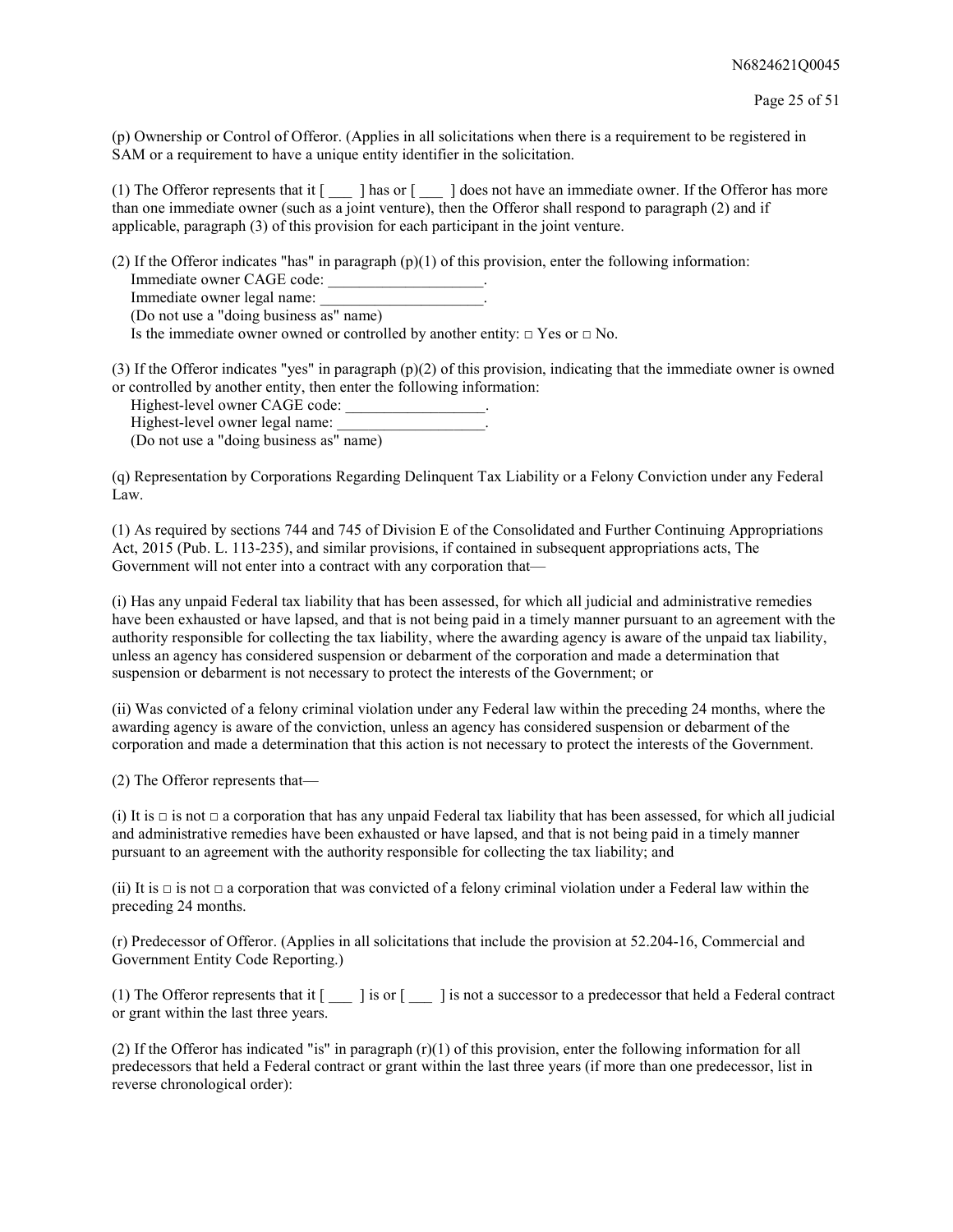(p) Ownership or Control of Offeror. (Applies in all solicitations when there is a requirement to be registered in SAM or a requirement to have a unique entity identifier in the solicitation.

(1) The Offeror represents that it [ ___ ] has or [ ___ ] does not have an immediate owner. If the Offeror has more than one immediate owner (such as a joint venture), then the Offeror shall respond to paragraph (2) and if applicable, paragraph (3) of this provision for each participant in the joint venture.

(2) If the Offeror indicates "has" in paragraph (p)(1) of this provision, enter the following information:
Immediate owner CAGE code: ____________________.
Immediate owner legal name: ____________________.
(Do not use a "doing business as" name)
Is the immediate owner owned or controlled by another entity: □ Yes or □ No.

(3) If the Offeror indicates "yes" in paragraph (p)(2) of this provision, indicating that the immediate owner is owned or controlled by another entity, then enter the following information:
Highest-level owner CAGE code: __________________.
Highest-level owner legal name: ___________________.
(Do not use a "doing business as" name)

(q) Representation by Corporations Regarding Delinquent Tax Liability or a Felony Conviction under any Federal Law.

(1) As required by sections 744 and 745 of Division E of the Consolidated and Further Continuing Appropriations Act, 2015 (Pub. L. 113-235), and similar provisions, if contained in subsequent appropriations acts, The Government will not enter into a contract with any corporation that—

(i) Has any unpaid Federal tax liability that has been assessed, for which all judicial and administrative remedies have been exhausted or have lapsed, and that is not being paid in a timely manner pursuant to an agreement with the authority responsible for collecting the tax liability, where the awarding agency is aware of the unpaid tax liability, unless an agency has considered suspension or debarment of the corporation and made a determination that suspension or debarment is not necessary to protect the interests of the Government; or

(ii) Was convicted of a felony criminal violation under any Federal law within the preceding 24 months, where the awarding agency is aware of the conviction, unless an agency has considered suspension or debarment of the corporation and made a determination that this action is not necessary to protect the interests of the Government.

(2) The Offeror represents that—

(i) It is □ is not □ a corporation that has any unpaid Federal tax liability that has been assessed, for which all judicial and administrative remedies have been exhausted or have lapsed, and that is not being paid in a timely manner pursuant to an agreement with the authority responsible for collecting the tax liability; and

(ii) It is □ is not □ a corporation that was convicted of a felony criminal violation under a Federal law within the preceding 24 months.

(r) Predecessor of Offeror. (Applies in all solicitations that include the provision at 52.204-16, Commercial and Government Entity Code Reporting.)

(1) The Offeror represents that it [ ___ ] is or [ ___ ] is not a successor to a predecessor that held a Federal contract or grant within the last three years.

(2) If the Offeror has indicated "is" in paragraph (r)(1) of this provision, enter the following information for all predecessors that held a Federal contract or grant within the last three years (if more than one predecessor, list in reverse chronological order):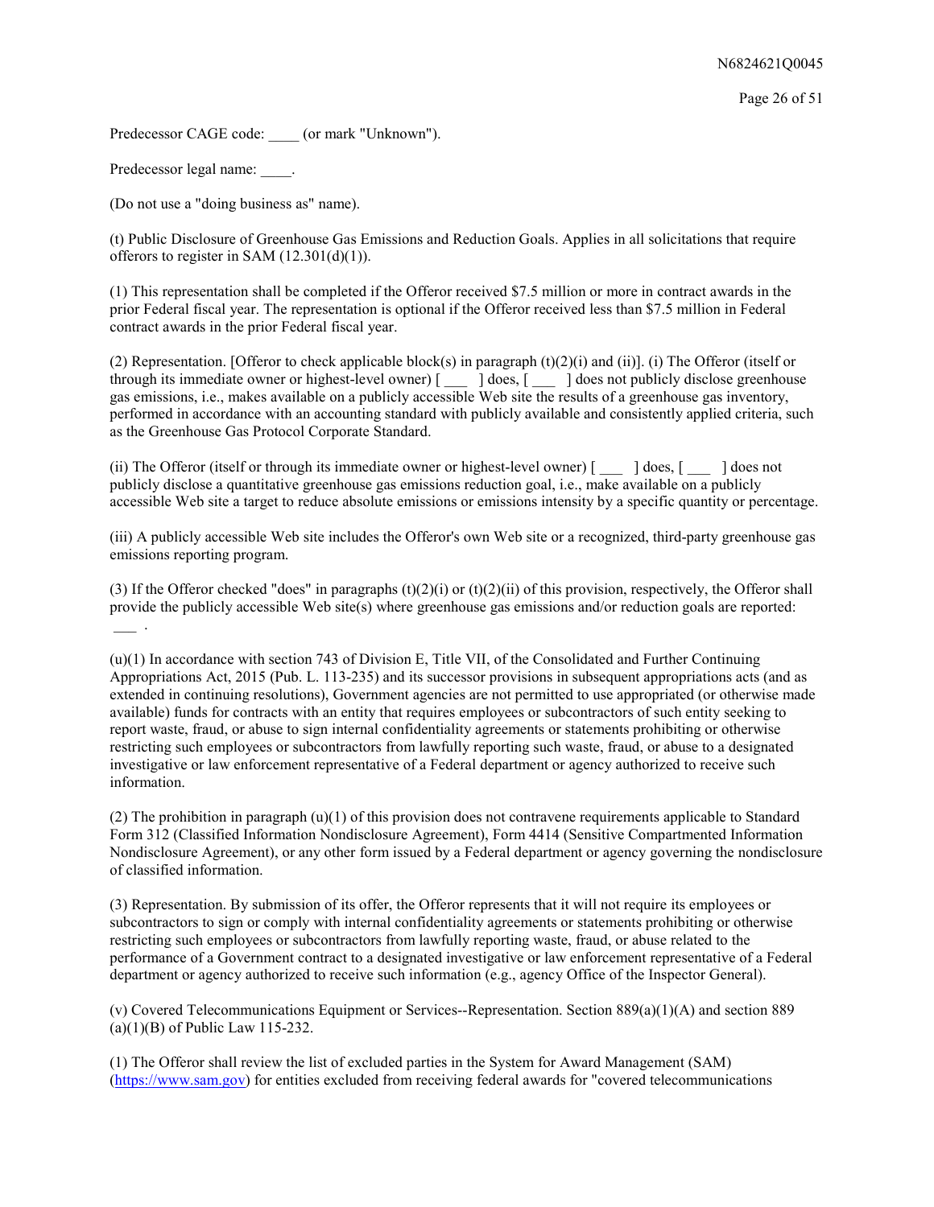Predecessor CAGE code: ____ (or mark "Unknown").

Predecessor legal name: ____.

(Do not use a "doing business as" name).

(t) Public Disclosure of Greenhouse Gas Emissions and Reduction Goals. Applies in all solicitations that require offerors to register in SAM (12.301(d)(1)).

(1) This representation shall be completed if the Offeror received $7.5 million or more in contract awards in the prior Federal fiscal year. The representation is optional if the Offeror received less than $7.5 million in Federal contract awards in the prior Federal fiscal year.

(2) Representation. [Offeror to check applicable block(s) in paragraph (t)(2)(i) and (ii)]. (i) The Offeror (itself or through its immediate owner or highest-level owner) [ ___ ] does, [ ___ ] does not publicly disclose greenhouse gas emissions, i.e., makes available on a publicly accessible Web site the results of a greenhouse gas inventory, performed in accordance with an accounting standard with publicly available and consistently applied criteria, such as the Greenhouse Gas Protocol Corporate Standard.

(ii) The Offeror (itself or through its immediate owner or highest-level owner) [ ___ ] does, [ ___ ] does not publicly disclose a quantitative greenhouse gas emissions reduction goal, i.e., make available on a publicly accessible Web site a target to reduce absolute emissions or emissions intensity by a specific quantity or percentage.

(iii) A publicly accessible Web site includes the Offeror's own Web site or a recognized, third-party greenhouse gas emissions reporting program.

(3) If the Offeror checked "does" in paragraphs (t)(2)(i) or (t)(2)(ii) of this provision, respectively, the Offeror shall provide the publicly accessible Web site(s) where greenhouse gas emissions and/or reduction goals are reported: ___ .

(u)(1) In accordance with section 743 of Division E, Title VII, of the Consolidated and Further Continuing Appropriations Act, 2015 (Pub. L. 113-235) and its successor provisions in subsequent appropriations acts (and as extended in continuing resolutions), Government agencies are not permitted to use appropriated (or otherwise made available) funds for contracts with an entity that requires employees or subcontractors of such entity seeking to report waste, fraud, or abuse to sign internal confidentiality agreements or statements prohibiting or otherwise restricting such employees or subcontractors from lawfully reporting such waste, fraud, or abuse to a designated investigative or law enforcement representative of a Federal department or agency authorized to receive such information.

(2) The prohibition in paragraph (u)(1) of this provision does not contravene requirements applicable to Standard Form 312 (Classified Information Nondisclosure Agreement), Form 4414 (Sensitive Compartmented Information Nondisclosure Agreement), or any other form issued by a Federal department or agency governing the nondisclosure of classified information.

(3) Representation. By submission of its offer, the Offeror represents that it will not require its employees or subcontractors to sign or comply with internal confidentiality agreements or statements prohibiting or otherwise restricting such employees or subcontractors from lawfully reporting waste, fraud, or abuse related to the performance of a Government contract to a designated investigative or law enforcement representative of a Federal department or agency authorized to receive such information (e.g., agency Office of the Inspector General).

(v) Covered Telecommunications Equipment or Services--Representation. Section 889(a)(1)(A) and section 889 (a)(1)(B) of Public Law 115-232.

(1) The Offeror shall review the list of excluded parties in the System for Award Management (SAM) (https://www.sam.gov) for entities excluded from receiving federal awards for "covered telecommunications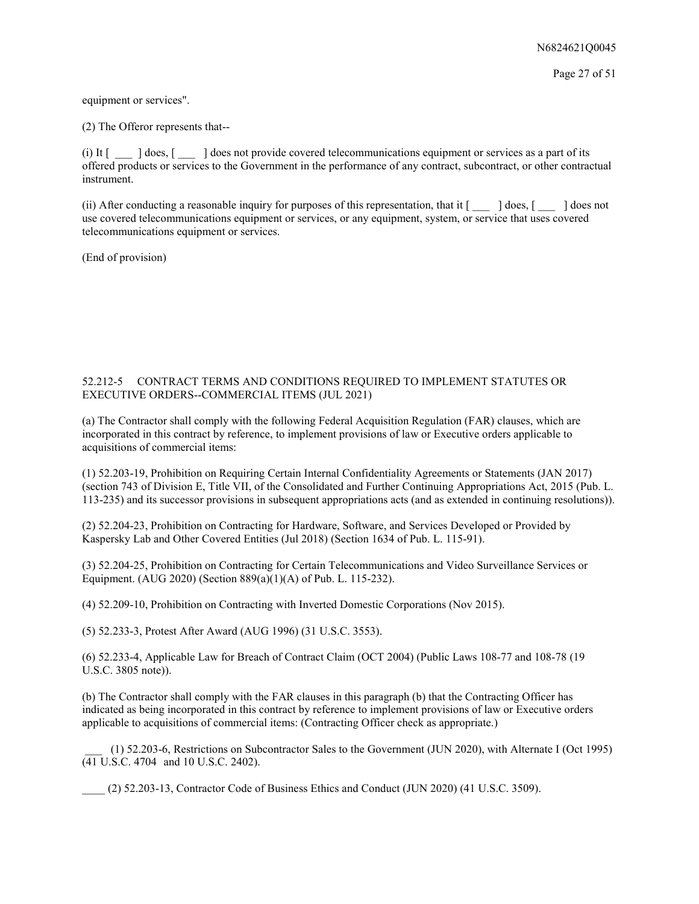equipment or services".

(2) The Offeror represents that--

(i) It [ ___ ] does, [ ___ ] does not provide covered telecommunications equipment or services as a part of its offered products or services to the Government in the performance of any contract, subcontract, or other contractual instrument.

(ii) After conducting a reasonable inquiry for purposes of this representation, that it [ ___ ] does, [ ___ ] does not use covered telecommunications equipment or services, or any equipment, system, or service that uses covered telecommunications equipment or services.

(End of provision)

52.212-5 CONTRACT TERMS AND CONDITIONS REQUIRED TO IMPLEMENT STATUTES OR EXECUTIVE ORDERS--COMMERCIAL ITEMS (JUL 2021)

(a) The Contractor shall comply with the following Federal Acquisition Regulation (FAR) clauses, which are incorporated in this contract by reference, to implement provisions of law or Executive orders applicable to acquisitions of commercial items:

(1) 52.203-19, Prohibition on Requiring Certain Internal Confidentiality Agreements or Statements (JAN 2017) (section 743 of Division E, Title VII, of the Consolidated and Further Continuing Appropriations Act, 2015 (Pub. L. 113-235) and its successor provisions in subsequent appropriations acts (and as extended in continuing resolutions)).

(2) 52.204-23, Prohibition on Contracting for Hardware, Software, and Services Developed or Provided by Kaspersky Lab and Other Covered Entities (Jul 2018) (Section 1634 of Pub. L. 115-91).

(3) 52.204-25, Prohibition on Contracting for Certain Telecommunications and Video Surveillance Services or Equipment. (AUG 2020) (Section 889(a)(1)(A) of Pub. L. 115-232).

(4) 52.209-10, Prohibition on Contracting with Inverted Domestic Corporations (Nov 2015).

(5) 52.233-3, Protest After Award (AUG 1996) (31 U.S.C. 3553).

(6) 52.233-4, Applicable Law for Breach of Contract Claim (OCT 2004) (Public Laws 108-77 and 108-78 (19 U.S.C. 3805 note)).

(b) The Contractor shall comply with the FAR clauses in this paragraph (b) that the Contracting Officer has indicated as being incorporated in this contract by reference to implement provisions of law or Executive orders applicable to acquisitions of commercial items: (Contracting Officer check as appropriate.)

___ (1) 52.203-6, Restrictions on Subcontractor Sales to the Government (JUN 2020), with Alternate I (Oct 1995) (41 U.S.C. 4704 and 10 U.S.C. 2402).

____ (2) 52.203-13, Contractor Code of Business Ethics and Conduct (JUN 2020) (41 U.S.C. 3509).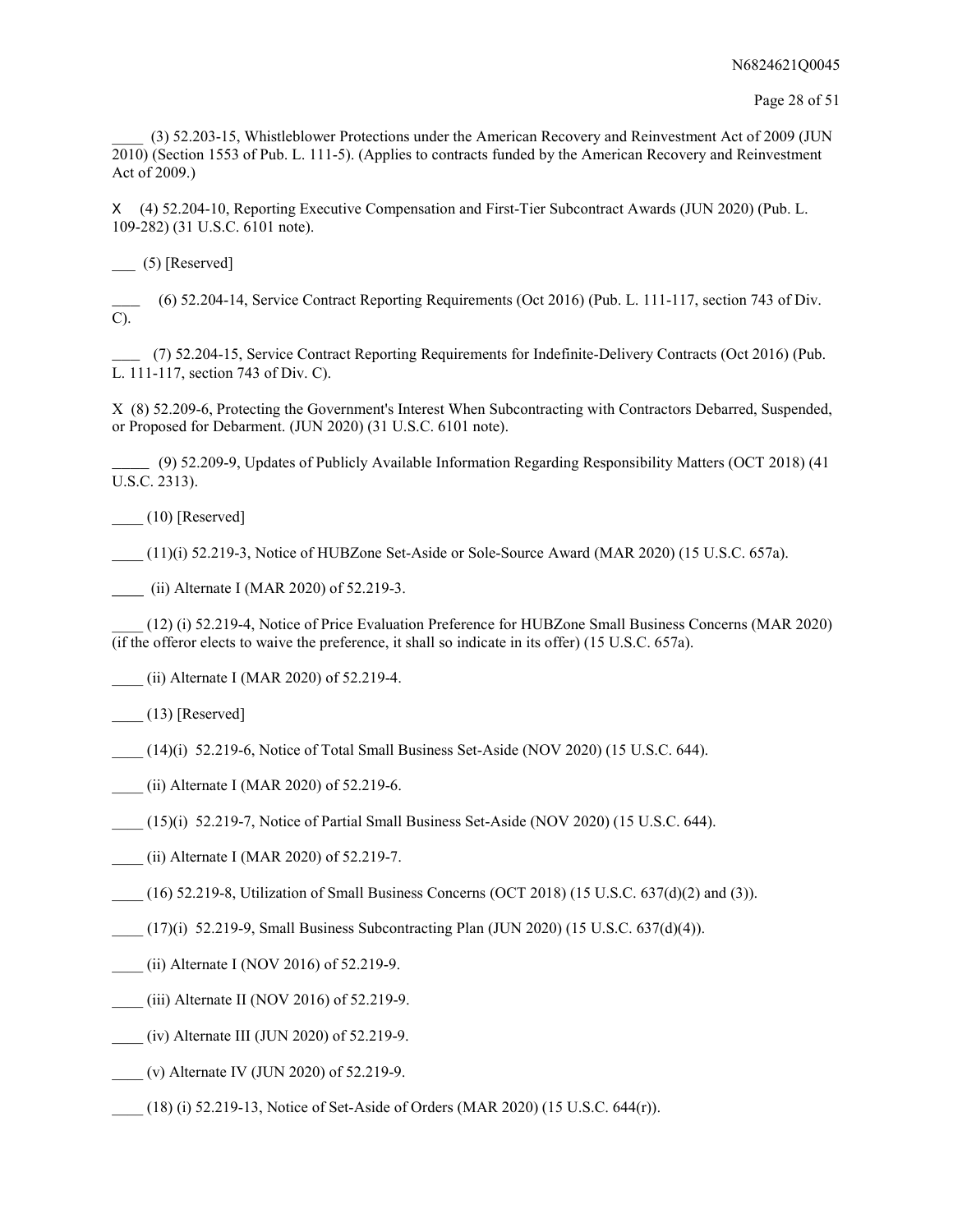____ (3) 52.203-15, Whistleblower Protections under the American Recovery and Reinvestment Act of 2009 (JUN 2010) (Section 1553 of Pub. L. 111-5). (Applies to contracts funded by the American Recovery and Reinvestment Act of 2009.)

X (4) 52.204-10, Reporting Executive Compensation and First-Tier Subcontract Awards (JUN 2020) (Pub. L. 109-282) (31 U.S.C. 6101 note).

___ (5) [Reserved]

____ (6) 52.204-14, Service Contract Reporting Requirements (Oct 2016) (Pub. L. 111-117, section 743 of Div. C).

____ (7) 52.204-15, Service Contract Reporting Requirements for Indefinite-Delivery Contracts (Oct 2016) (Pub. L. 111-117, section 743 of Div. C).

X (8) 52.209-6, Protecting the Government's Interest When Subcontracting with Contractors Debarred, Suspended, or Proposed for Debarment. (JUN 2020) (31 U.S.C. 6101 note).

_____ (9) 52.209-9, Updates of Publicly Available Information Regarding Responsibility Matters (OCT 2018) (41 U.S.C. 2313).

____ (10) [Reserved]

____ (11)(i) 52.219-3, Notice of HUBZone Set-Aside or Sole-Source Award (MAR 2020) (15 U.S.C. 657a).

____ (ii) Alternate I (MAR 2020) of 52.219-3.

____ (12) (i) 52.219-4, Notice of Price Evaluation Preference for HUBZone Small Business Concerns (MAR 2020) (if the offeror elects to waive the preference, it shall so indicate in its offer) (15 U.S.C. 657a).

____ (ii) Alternate I (MAR 2020) of 52.219-4.

____ (13) [Reserved]

____ (14)(i) 52.219-6, Notice of Total Small Business Set-Aside (NOV 2020) (15 U.S.C. 644).

____ (ii) Alternate I (MAR 2020) of 52.219-6.

____ (15)(i) 52.219-7, Notice of Partial Small Business Set-Aside (NOV 2020) (15 U.S.C. 644).

____ (ii) Alternate I (MAR 2020) of 52.219-7.

____ (16) 52.219-8, Utilization of Small Business Concerns (OCT 2018) (15 U.S.C. 637(d)(2) and (3)).

____ (17)(i) 52.219-9, Small Business Subcontracting Plan (JUN 2020) (15 U.S.C. 637(d)(4)).

____ (ii) Alternate I (NOV 2016) of 52.219-9.

____ (iii) Alternate II (NOV 2016) of 52.219-9.

____ (iv) Alternate III (JUN 2020) of 52.219-9.

____ (v) Alternate IV (JUN 2020) of 52.219-9.

____ (18) (i) 52.219-13, Notice of Set-Aside of Orders (MAR 2020) (15 U.S.C. 644(r)).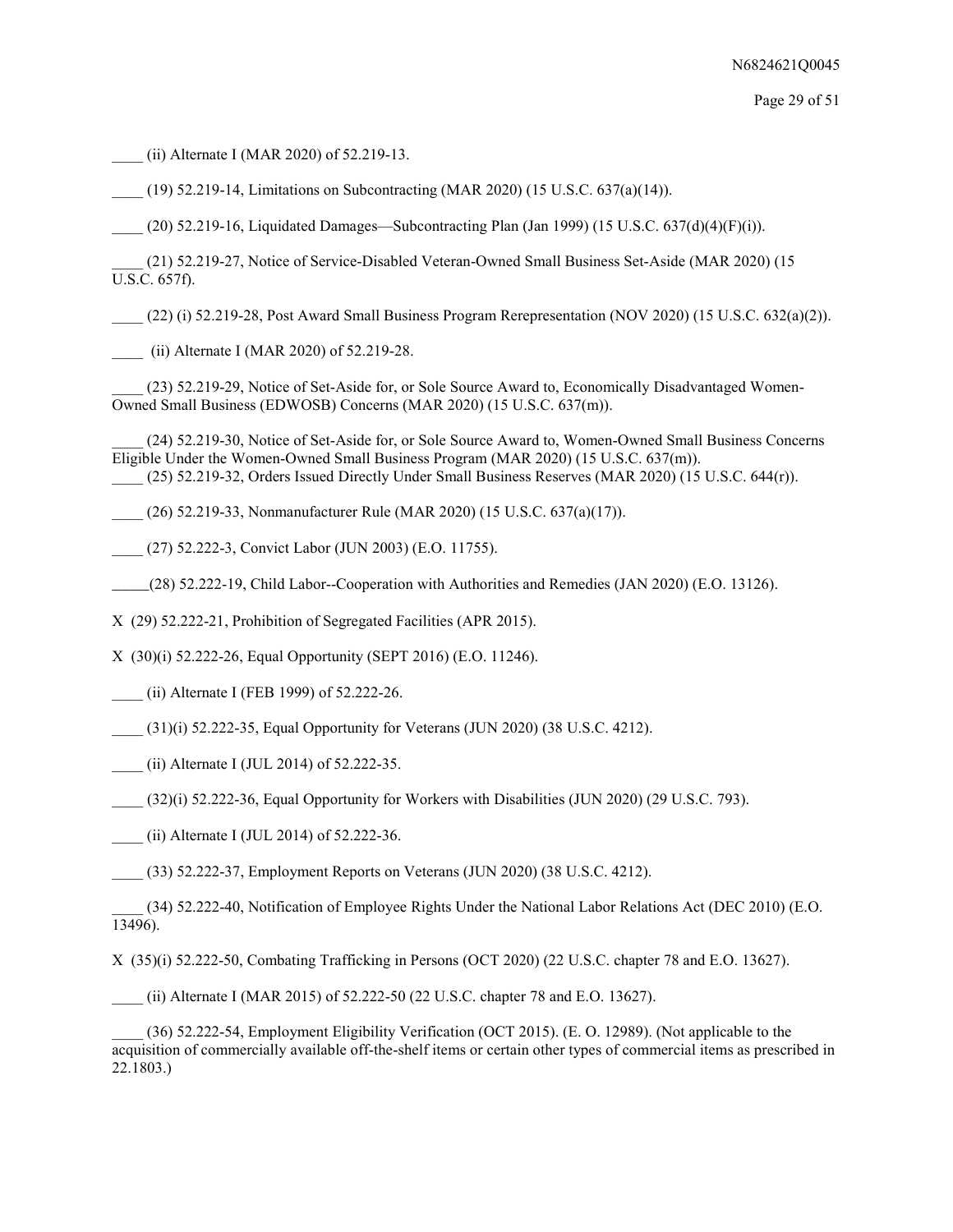____ (ii) Alternate I (MAR 2020) of 52.219-13.

____ (19) 52.219-14, Limitations on Subcontracting (MAR 2020) (15 U.S.C. 637(a)(14)).

____ (20) 52.219-16, Liquidated Damages—Subcontracting Plan (Jan 1999) (15 U.S.C. 637(d)(4)(F)(i)).

____ (21) 52.219-27, Notice of Service-Disabled Veteran-Owned Small Business Set-Aside (MAR 2020) (15 U.S.C. 657f).

____ (22) (i) 52.219-28, Post Award Small Business Program Rerepresentation (NOV 2020) (15 U.S.C. 632(a)(2)).

____ (ii) Alternate I (MAR 2020) of 52.219-28.

____ (23) 52.219-29, Notice of Set-Aside for, or Sole Source Award to, Economically Disadvantaged Women-Owned Small Business (EDWOSB) Concerns (MAR 2020) (15 U.S.C. 637(m)).

____ (24) 52.219-30, Notice of Set-Aside for, or Sole Source Award to, Women-Owned Small Business Concerns Eligible Under the Women-Owned Small Business Program (MAR 2020) (15 U.S.C. 637(m)).

____ (25) 52.219-32, Orders Issued Directly Under Small Business Reserves (MAR 2020) (15 U.S.C. 644(r)).

____ (26) 52.219-33, Nonmanufacturer Rule (MAR 2020) (15 U.S.C. 637(a)(17)).

____ (27) 52.222-3, Convict Labor (JUN 2003) (E.O. 11755).

_____(28) 52.222-19, Child Labor--Cooperation with Authorities and Remedies (JAN 2020) (E.O. 13126).

X (29) 52.222-21, Prohibition of Segregated Facilities (APR 2015).

X (30)(i) 52.222-26, Equal Opportunity (SEPT 2016) (E.O. 11246).

____ (ii) Alternate I (FEB 1999) of 52.222-26.

____ (31)(i) 52.222-35, Equal Opportunity for Veterans (JUN 2020) (38 U.S.C. 4212).

____ (ii) Alternate I (JUL 2014) of 52.222-35.

____ (32)(i) 52.222-36, Equal Opportunity for Workers with Disabilities (JUN 2020) (29 U.S.C. 793).

____ (ii) Alternate I (JUL 2014) of 52.222-36.

____ (33) 52.222-37, Employment Reports on Veterans (JUN 2020) (38 U.S.C. 4212).

____ (34) 52.222-40, Notification of Employee Rights Under the National Labor Relations Act (DEC 2010) (E.O. 13496).

X (35)(i) 52.222-50, Combating Trafficking in Persons (OCT 2020) (22 U.S.C. chapter 78 and E.O. 13627).

____ (ii) Alternate I (MAR 2015) of 52.222-50 (22 U.S.C. chapter 78 and E.O. 13627).

____ (36) 52.222-54, Employment Eligibility Verification (OCT 2015). (E. O. 12989). (Not applicable to the acquisition of commercially available off-the-shelf items or certain other types of commercial items as prescribed in 22.1803.)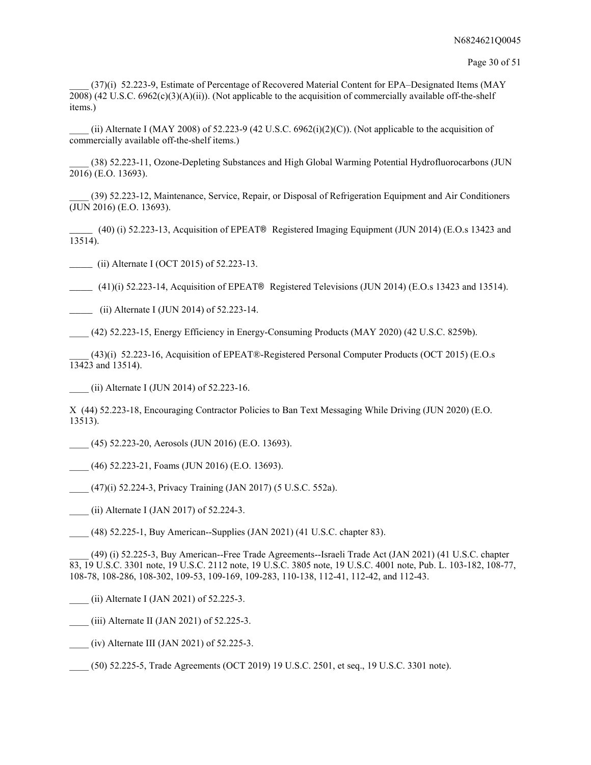____ (37)(i) 52.223-9, Estimate of Percentage of Recovered Material Content for EPA–Designated Items (MAY 2008) (42 U.S.C. 6962(c)(3)(A)(ii)). (Not applicable to the acquisition of commercially available off-the-shelf items.)

____ (ii) Alternate I (MAY 2008) of 52.223-9 (42 U.S.C. 6962(i)(2)(C)). (Not applicable to the acquisition of commercially available off-the-shelf items.)

____ (38) 52.223-11, Ozone-Depleting Substances and High Global Warming Potential Hydrofluorocarbons (JUN 2016) (E.O. 13693).

____ (39) 52.223-12, Maintenance, Service, Repair, or Disposal of Refrigeration Equipment and Air Conditioners (JUN 2016) (E.O. 13693).

_____ (40) (i) 52.223-13, Acquisition of EPEAT® Registered Imaging Equipment (JUN 2014) (E.O.s 13423 and 13514).

_____ (ii) Alternate I (OCT 2015) of 52.223-13.

_____ (41)(i) 52.223-14, Acquisition of EPEAT® Registered Televisions (JUN 2014) (E.O.s 13423 and 13514).

_____ (ii) Alternate I (JUN 2014) of 52.223-14.

____ (42) 52.223-15, Energy Efficiency in Energy-Consuming Products (MAY 2020) (42 U.S.C. 8259b).

____ (43)(i) 52.223-16, Acquisition of EPEAT®-Registered Personal Computer Products (OCT 2015) (E.O.s 13423 and 13514).

____ (ii) Alternate I (JUN 2014) of 52.223-16.

X (44) 52.223-18, Encouraging Contractor Policies to Ban Text Messaging While Driving (JUN 2020) (E.O. 13513).

____ (45) 52.223-20, Aerosols (JUN 2016) (E.O. 13693).

____ (46) 52.223-21, Foams (JUN 2016) (E.O. 13693).

____ (47)(i) 52.224-3, Privacy Training (JAN 2017) (5 U.S.C. 552a).

____ (ii) Alternate I (JAN 2017) of 52.224-3.

____ (48) 52.225-1, Buy American--Supplies (JAN 2021) (41 U.S.C. chapter 83).

____ (49) (i) 52.225-3, Buy American--Free Trade Agreements--Israeli Trade Act (JAN 2021) (41 U.S.C. chapter 83, 19 U.S.C. 3301 note, 19 U.S.C. 2112 note, 19 U.S.C. 3805 note, 19 U.S.C. 4001 note, Pub. L. 103-182, 108-77, 108-78, 108-286, 108-302, 109-53, 109-169, 109-283, 110-138, 112-41, 112-42, and 112-43.

____ (ii) Alternate I (JAN 2021) of 52.225-3.

____ (iii) Alternate II (JAN 2021) of 52.225-3.

____ (iv) Alternate III (JAN 2021) of 52.225-3.

____ (50) 52.225-5, Trade Agreements (OCT 2019) 19 U.S.C. 2501, et seq., 19 U.S.C. 3301 note).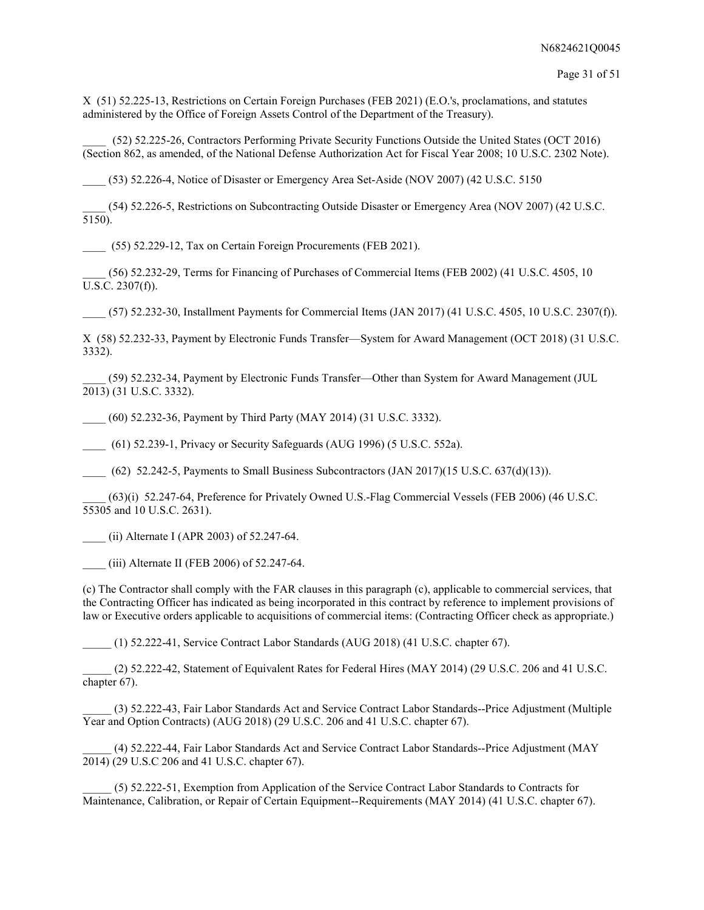X (51) 52.225-13, Restrictions on Certain Foreign Purchases (FEB 2021) (E.O.'s, proclamations, and statutes administered by the Office of Foreign Assets Control of the Department of the Treasury).

____ (52) 52.225-26, Contractors Performing Private Security Functions Outside the United States (OCT 2016) (Section 862, as amended, of the National Defense Authorization Act for Fiscal Year 2008; 10 U.S.C. 2302 Note).

____ (53) 52.226-4, Notice of Disaster or Emergency Area Set-Aside (NOV 2007) (42 U.S.C. 5150

____ (54) 52.226-5, Restrictions on Subcontracting Outside Disaster or Emergency Area (NOV 2007) (42 U.S.C. 5150).

____ (55) 52.229-12, Tax on Certain Foreign Procurements (FEB 2021).

____ (56) 52.232-29, Terms for Financing of Purchases of Commercial Items (FEB 2002) (41 U.S.C. 4505, 10 U.S.C. 2307(f)).

____ (57) 52.232-30, Installment Payments for Commercial Items (JAN 2017) (41 U.S.C. 4505, 10 U.S.C. 2307(f)).

X (58) 52.232-33, Payment by Electronic Funds Transfer—System for Award Management (OCT 2018) (31 U.S.C. 3332).

____ (59) 52.232-34, Payment by Electronic Funds Transfer—Other than System for Award Management (JUL 2013) (31 U.S.C. 3332).

____ (60) 52.232-36, Payment by Third Party (MAY 2014) (31 U.S.C. 3332).

____ (61) 52.239-1, Privacy or Security Safeguards (AUG 1996) (5 U.S.C. 552a).

____ (62) 52.242-5, Payments to Small Business Subcontractors (JAN 2017)(15 U.S.C. 637(d)(13)).

____ (63)(i) 52.247-64, Preference for Privately Owned U.S.-Flag Commercial Vessels (FEB 2006) (46 U.S.C. 55305 and 10 U.S.C. 2631).

____ (ii) Alternate I (APR 2003) of 52.247-64.

____ (iii) Alternate II (FEB 2006) of 52.247-64.

(c) The Contractor shall comply with the FAR clauses in this paragraph (c), applicable to commercial services, that the Contracting Officer has indicated as being incorporated in this contract by reference to implement provisions of law or Executive orders applicable to acquisitions of commercial items: (Contracting Officer check as appropriate.)

_____ (1) 52.222-41, Service Contract Labor Standards (AUG 2018) (41 U.S.C. chapter 67).

_____ (2) 52.222-42, Statement of Equivalent Rates for Federal Hires (MAY 2014) (29 U.S.C. 206 and 41 U.S.C. chapter 67).

_____ (3) 52.222-43, Fair Labor Standards Act and Service Contract Labor Standards--Price Adjustment (Multiple Year and Option Contracts) (AUG 2018) (29 U.S.C. 206 and 41 U.S.C. chapter 67).

_____ (4) 52.222-44, Fair Labor Standards Act and Service Contract Labor Standards--Price Adjustment (MAY 2014) (29 U.S.C 206 and 41 U.S.C. chapter 67).

_____ (5) 52.222-51, Exemption from Application of the Service Contract Labor Standards to Contracts for Maintenance, Calibration, or Repair of Certain Equipment--Requirements (MAY 2014) (41 U.S.C. chapter 67).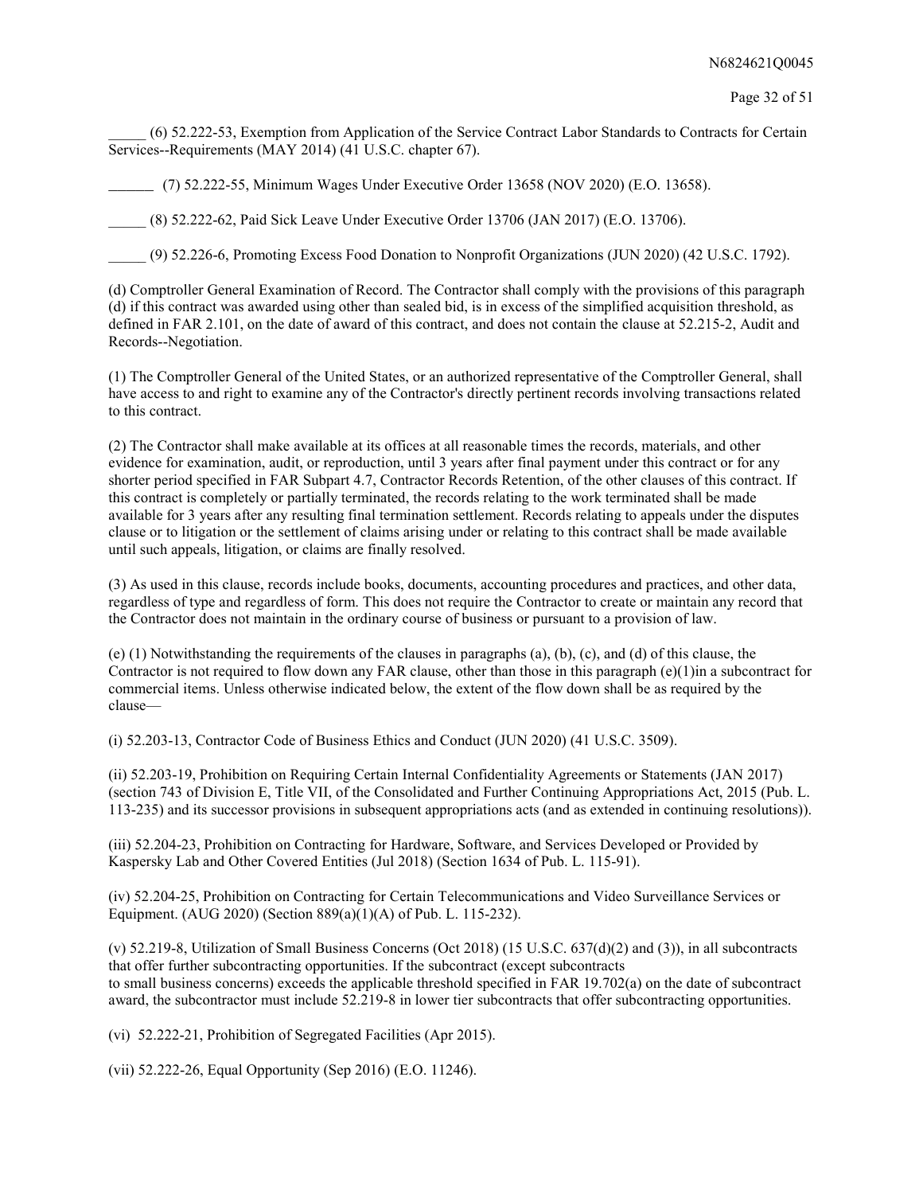_____ (6) 52.222-53, Exemption from Application of the Service Contract Labor Standards to Contracts for Certain Services--Requirements (MAY 2014) (41 U.S.C. chapter 67).

______ (7) 52.222-55, Minimum Wages Under Executive Order 13658 (NOV 2020) (E.O. 13658).

_____ (8) 52.222-62, Paid Sick Leave Under Executive Order 13706 (JAN 2017) (E.O. 13706).

_____ (9) 52.226-6, Promoting Excess Food Donation to Nonprofit Organizations (JUN 2020) (42 U.S.C. 1792).

(d) Comptroller General Examination of Record. The Contractor shall comply with the provisions of this paragraph (d) if this contract was awarded using other than sealed bid, is in excess of the simplified acquisition threshold, as defined in FAR 2.101, on the date of award of this contract, and does not contain the clause at 52.215-2, Audit and Records--Negotiation.

(1) The Comptroller General of the United States, or an authorized representative of the Comptroller General, shall have access to and right to examine any of the Contractor's directly pertinent records involving transactions related to this contract.

(2) The Contractor shall make available at its offices at all reasonable times the records, materials, and other evidence for examination, audit, or reproduction, until 3 years after final payment under this contract or for any shorter period specified in FAR Subpart 4.7, Contractor Records Retention, of the other clauses of this contract. If this contract is completely or partially terminated, the records relating to the work terminated shall be made available for 3 years after any resulting final termination settlement. Records relating to appeals under the disputes clause or to litigation or the settlement of claims arising under or relating to this contract shall be made available until such appeals, litigation, or claims are finally resolved.

(3) As used in this clause, records include books, documents, accounting procedures and practices, and other data, regardless of type and regardless of form. This does not require the Contractor to create or maintain any record that the Contractor does not maintain in the ordinary course of business or pursuant to a provision of law.

(e) (1) Notwithstanding the requirements of the clauses in paragraphs (a), (b), (c), and (d) of this clause, the Contractor is not required to flow down any FAR clause, other than those in this paragraph (e)(1)in a subcontract for commercial items. Unless otherwise indicated below, the extent of the flow down shall be as required by the clause—

(i) 52.203-13, Contractor Code of Business Ethics and Conduct (JUN 2020) (41 U.S.C. 3509).

(ii) 52.203-19, Prohibition on Requiring Certain Internal Confidentiality Agreements or Statements (JAN 2017) (section 743 of Division E, Title VII, of the Consolidated and Further Continuing Appropriations Act, 2015 (Pub. L. 113-235) and its successor provisions in subsequent appropriations acts (and as extended in continuing resolutions)).

(iii) 52.204-23, Prohibition on Contracting for Hardware, Software, and Services Developed or Provided by Kaspersky Lab and Other Covered Entities (Jul 2018) (Section 1634 of Pub. L. 115-91).

(iv) 52.204-25, Prohibition on Contracting for Certain Telecommunications and Video Surveillance Services or Equipment. (AUG 2020) (Section 889(a)(1)(A) of Pub. L. 115-232).

(v) 52.219-8, Utilization of Small Business Concerns (Oct 2018) (15 U.S.C. 637(d)(2) and (3)), in all subcontracts that offer further subcontracting opportunities. If the subcontract (except subcontracts to small business concerns) exceeds the applicable threshold specified in FAR 19.702(a) on the date of subcontract award, the subcontractor must include 52.219-8 in lower tier subcontracts that offer subcontracting opportunities.

(vi) 52.222-21, Prohibition of Segregated Facilities (Apr 2015).

(vii) 52.222-26, Equal Opportunity (Sep 2016) (E.O. 11246).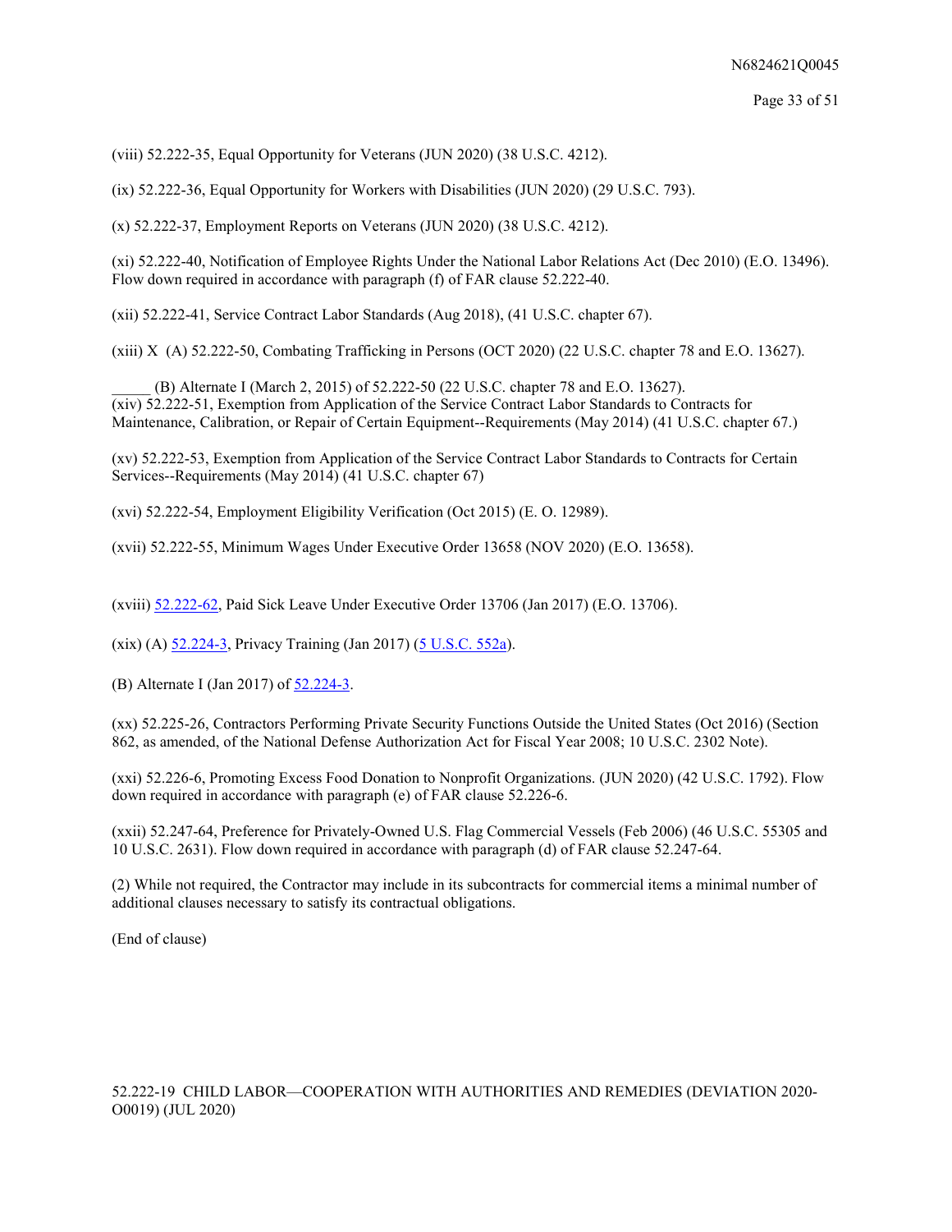(viii) 52.222-35, Equal Opportunity for Veterans (JUN 2020) (38 U.S.C. 4212).

(ix) 52.222-36, Equal Opportunity for Workers with Disabilities (JUN 2020) (29 U.S.C. 793).

(x) 52.222-37, Employment Reports on Veterans (JUN 2020) (38 U.S.C. 4212).

(xi) 52.222-40, Notification of Employee Rights Under the National Labor Relations Act (Dec 2010) (E.O. 13496). Flow down required in accordance with paragraph (f) of FAR clause 52.222-40.

(xii) 52.222-41, Service Contract Labor Standards (Aug 2018), (41 U.S.C. chapter 67).

(xiii) X (A) 52.222-50, Combating Trafficking in Persons (OCT 2020) (22 U.S.C. chapter 78 and E.O. 13627).

_____ (B) Alternate I (March 2, 2015) of 52.222-50 (22 U.S.C. chapter 78 and E.O. 13627).

(xiv) 52.222-51, Exemption from Application of the Service Contract Labor Standards to Contracts for Maintenance, Calibration, or Repair of Certain Equipment--Requirements (May 2014) (41 U.S.C. chapter 67.)

(xv) 52.222-53, Exemption from Application of the Service Contract Labor Standards to Contracts for Certain Services--Requirements (May 2014) (41 U.S.C. chapter 67)

(xvi) 52.222-54, Employment Eligibility Verification (Oct 2015) (E. O. 12989).

(xvii) 52.222-55, Minimum Wages Under Executive Order 13658 (NOV 2020) (E.O. 13658).

(xviii) 52.222-62, Paid Sick Leave Under Executive Order 13706 (Jan 2017) (E.O. 13706).

(xix) (A) 52.224-3, Privacy Training (Jan 2017) (5 U.S.C. 552a).

(B) Alternate I (Jan 2017) of 52.224-3.

(xx) 52.225-26, Contractors Performing Private Security Functions Outside the United States (Oct 2016) (Section 862, as amended, of the National Defense Authorization Act for Fiscal Year 2008; 10 U.S.C. 2302 Note).

(xxi) 52.226-6, Promoting Excess Food Donation to Nonprofit Organizations. (JUN 2020) (42 U.S.C. 1792). Flow down required in accordance with paragraph (e) of FAR clause 52.226-6.

(xxii) 52.247-64, Preference for Privately-Owned U.S. Flag Commercial Vessels (Feb 2006) (46 U.S.C. 55305 and 10 U.S.C. 2631). Flow down required in accordance with paragraph (d) of FAR clause 52.247-64.

(2) While not required, the Contractor may include in its subcontracts for commercial items a minimal number of additional clauses necessary to satisfy its contractual obligations.

(End of clause)

52.222-19 CHILD LABOR—COOPERATION WITH AUTHORITIES AND REMEDIES (DEVIATION 2020-O0019) (JUL 2020)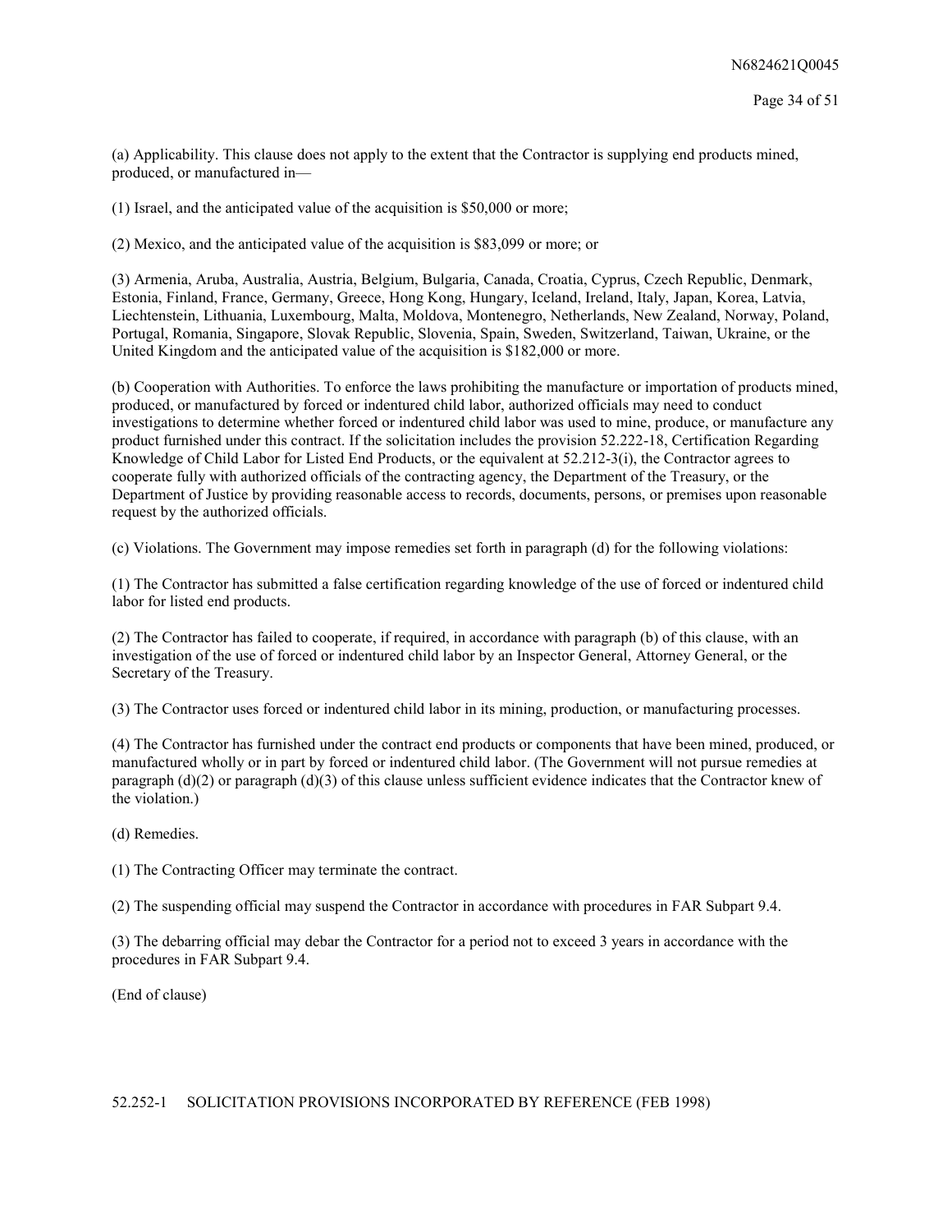(a) Applicability. This clause does not apply to the extent that the Contractor is supplying end products mined, produced, or manufactured in—

(1) Israel, and the anticipated value of the acquisition is $50,000 or more;

(2) Mexico, and the anticipated value of the acquisition is $83,099 or more; or

(3) Armenia, Aruba, Australia, Austria, Belgium, Bulgaria, Canada, Croatia, Cyprus, Czech Republic, Denmark, Estonia, Finland, France, Germany, Greece, Hong Kong, Hungary, Iceland, Ireland, Italy, Japan, Korea, Latvia, Liechtenstein, Lithuania, Luxembourg, Malta, Moldova, Montenegro, Netherlands, New Zealand, Norway, Poland, Portugal, Romania, Singapore, Slovak Republic, Slovenia, Spain, Sweden, Switzerland, Taiwan, Ukraine, or the United Kingdom and the anticipated value of the acquisition is $182,000 or more.

(b) Cooperation with Authorities. To enforce the laws prohibiting the manufacture or importation of products mined, produced, or manufactured by forced or indentured child labor, authorized officials may need to conduct investigations to determine whether forced or indentured child labor was used to mine, produce, or manufacture any product furnished under this contract. If the solicitation includes the provision 52.222-18, Certification Regarding Knowledge of Child Labor for Listed End Products, or the equivalent at 52.212-3(i), the Contractor agrees to cooperate fully with authorized officials of the contracting agency, the Department of the Treasury, or the Department of Justice by providing reasonable access to records, documents, persons, or premises upon reasonable request by the authorized officials.

(c) Violations. The Government may impose remedies set forth in paragraph (d) for the following violations:

(1) The Contractor has submitted a false certification regarding knowledge of the use of forced or indentured child labor for listed end products.

(2) The Contractor has failed to cooperate, if required, in accordance with paragraph (b) of this clause, with an investigation of the use of forced or indentured child labor by an Inspector General, Attorney General, or the Secretary of the Treasury.

(3) The Contractor uses forced or indentured child labor in its mining, production, or manufacturing processes.

(4) The Contractor has furnished under the contract end products or components that have been mined, produced, or manufactured wholly or in part by forced or indentured child labor. (The Government will not pursue remedies at paragraph (d)(2) or paragraph (d)(3) of this clause unless sufficient evidence indicates that the Contractor knew of the violation.)

(d) Remedies.

(1) The Contracting Officer may terminate the contract.

(2) The suspending official may suspend the Contractor in accordance with procedures in FAR Subpart 9.4.

(3) The debarring official may debar the Contractor for a period not to exceed 3 years in accordance with the procedures in FAR Subpart 9.4.

(End of clause)

52.252-1 SOLICITATION PROVISIONS INCORPORATED BY REFERENCE (FEB 1998)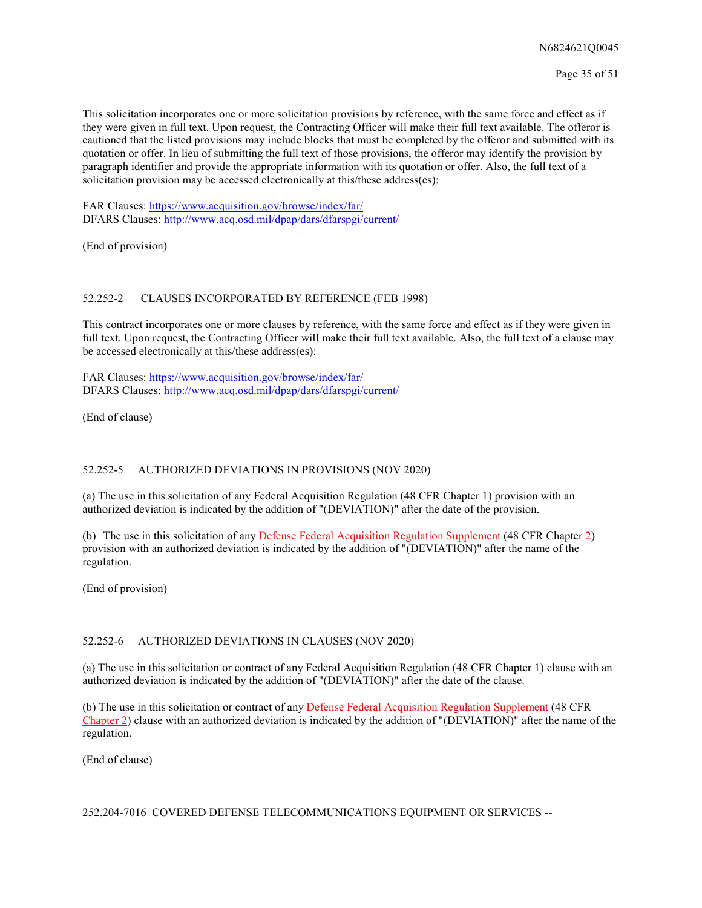This solicitation incorporates one or more solicitation provisions by reference, with the same force and effect as if they were given in full text. Upon request, the Contracting Officer will make their full text available. The offeror is cautioned that the listed provisions may include blocks that must be completed by the offeror and submitted with its quotation or offer. In lieu of submitting the full text of those provisions, the offeror may identify the provision by paragraph identifier and provide the appropriate information with its quotation or offer. Also, the full text of a solicitation provision may be accessed electronically at this/these address(es):

FAR Clauses: https://www.acquisition.gov/browse/index/far/
DFARS Clauses: http://www.acq.osd.mil/dpap/dars/dfarspgi/current/

(End of provision)

## 52.252-2 CLAUSES INCORPORATED BY REFERENCE (FEB 1998)

This contract incorporates one or more clauses by reference, with the same force and effect as if they were given in full text. Upon request, the Contracting Officer will make their full text available. Also, the full text of a clause may be accessed electronically at this/these address(es):

FAR Clauses: https://www.acquisition.gov/browse/index/far/
DFARS Clauses: http://www.acq.osd.mil/dpap/dars/dfarspgi/current/

(End of clause)

## 52.252-5 AUTHORIZED DEVIATIONS IN PROVISIONS (NOV 2020)

(a) The use in this solicitation of any Federal Acquisition Regulation (48 CFR Chapter 1) provision with an authorized deviation is indicated by the addition of "(DEVIATION)" after the date of the provision.

(b) The use in this solicitation of any Defense Federal Acquisition Regulation Supplement (48 CFR Chapter 2) provision with an authorized deviation is indicated by the addition of "(DEVIATION)" after the name of the regulation.

(End of provision)

## 52.252-6 AUTHORIZED DEVIATIONS IN CLAUSES (NOV 2020)

(a) The use in this solicitation or contract of any Federal Acquisition Regulation (48 CFR Chapter 1) clause with an authorized deviation is indicated by the addition of "(DEVIATION)" after the date of the clause.

(b) The use in this solicitation or contract of any Defense Federal Acquisition Regulation Supplement (48 CFR Chapter 2) clause with an authorized deviation is indicated by the addition of "(DEVIATION)" after the name of the regulation.

(End of clause)

## 252.204-7016 COVERED DEFENSE TELECOMMUNICATIONS EQUIPMENT OR SERVICES --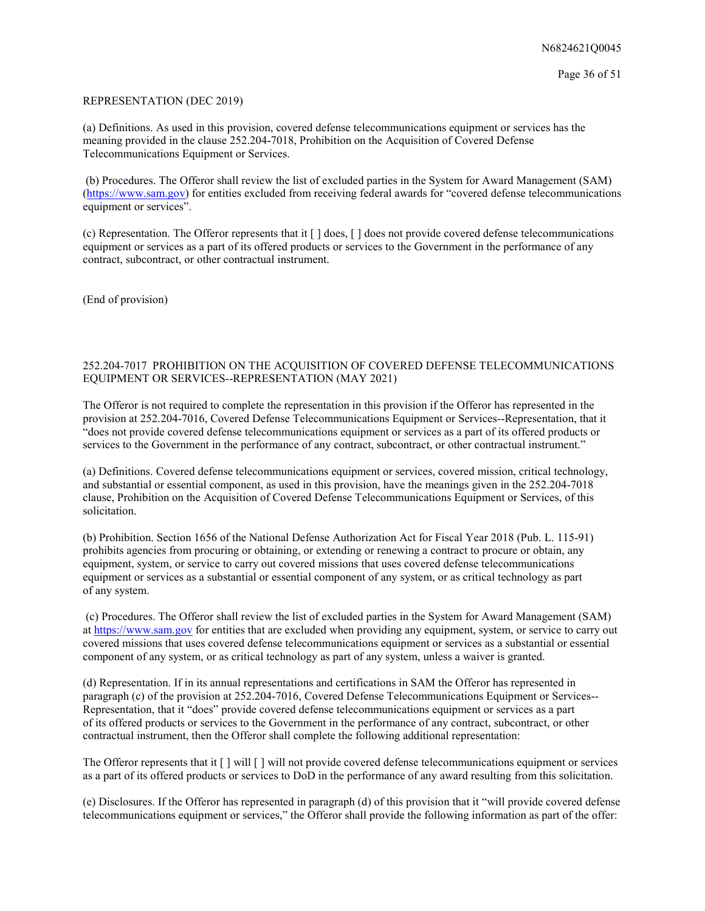REPRESENTATION (DEC 2019)

(a) Definitions. As used in this provision, covered defense telecommunications equipment or services has the meaning provided in the clause 252.204-7018, Prohibition on the Acquisition of Covered Defense Telecommunications Equipment or Services.

(b) Procedures. The Offeror shall review the list of excluded parties in the System for Award Management (SAM) (https://www.sam.gov) for entities excluded from receiving federal awards for "covered defense telecommunications equipment or services".

(c) Representation. The Offeror represents that it [ ] does, [ ] does not provide covered defense telecommunications equipment or services as a part of its offered products or services to the Government in the performance of any contract, subcontract, or other contractual instrument.

(End of provision)

252.204-7017 PROHIBITION ON THE ACQUISITION OF COVERED DEFENSE TELECOMMUNICATIONS EQUIPMENT OR SERVICES--REPRESENTATION (MAY 2021)

The Offeror is not required to complete the representation in this provision if the Offeror has represented in the provision at 252.204-7016, Covered Defense Telecommunications Equipment or Services--Representation, that it "does not provide covered defense telecommunications equipment or services as a part of its offered products or services to the Government in the performance of any contract, subcontract, or other contractual instrument."

(a) Definitions. Covered defense telecommunications equipment or services, covered mission, critical technology, and substantial or essential component, as used in this provision, have the meanings given in the 252.204-7018 clause, Prohibition on the Acquisition of Covered Defense Telecommunications Equipment or Services, of this solicitation.

(b) Prohibition. Section 1656 of the National Defense Authorization Act for Fiscal Year 2018 (Pub. L. 115-91) prohibits agencies from procuring or obtaining, or extending or renewing a contract to procure or obtain, any equipment, system, or service to carry out covered missions that uses covered defense telecommunications equipment or services as a substantial or essential component of any system, or as critical technology as part of any system.

(c) Procedures. The Offeror shall review the list of excluded parties in the System for Award Management (SAM) at https://www.sam.gov for entities that are excluded when providing any equipment, system, or service to carry out covered missions that uses covered defense telecommunications equipment or services as a substantial or essential component of any system, or as critical technology as part of any system, unless a waiver is granted.

(d) Representation. If in its annual representations and certifications in SAM the Offeror has represented in paragraph (c) of the provision at 252.204-7016, Covered Defense Telecommunications Equipment or Services--Representation, that it "does" provide covered defense telecommunications equipment or services as a part of its offered products or services to the Government in the performance of any contract, subcontract, or other contractual instrument, then the Offeror shall complete the following additional representation:

The Offeror represents that it [ ] will [ ] will not provide covered defense telecommunications equipment or services as a part of its offered products or services to DoD in the performance of any award resulting from this solicitation.

(e) Disclosures. If the Offeror has represented in paragraph (d) of this provision that it "will provide covered defense telecommunications equipment or services," the Offeror shall provide the following information as part of the offer: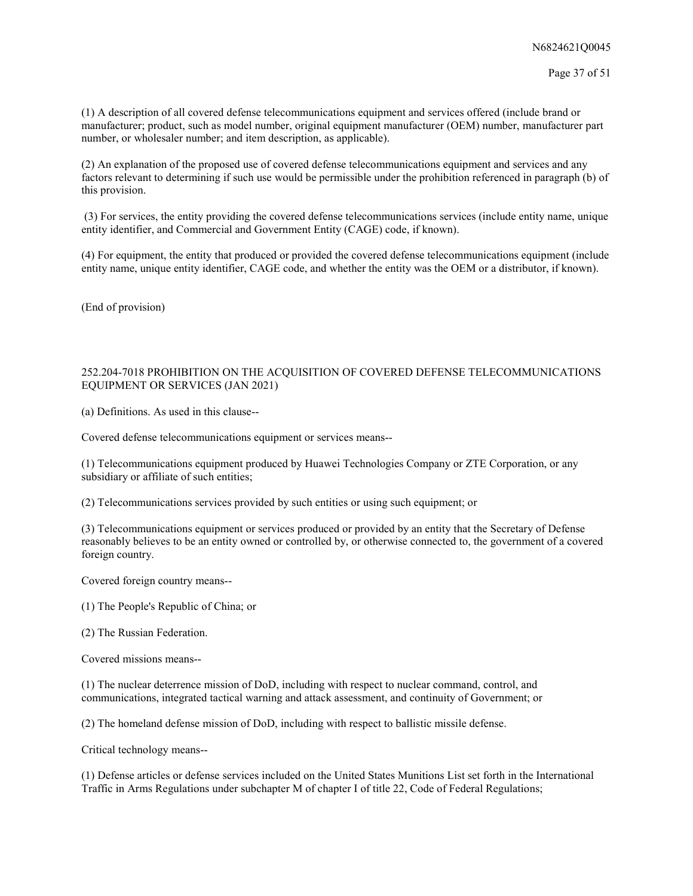(1) A description of all covered defense telecommunications equipment and services offered (include brand or manufacturer; product, such as model number, original equipment manufacturer (OEM) number, manufacturer part number, or wholesaler number; and item description, as applicable).

(2) An explanation of the proposed use of covered defense telecommunications equipment and services and any factors relevant to determining if such use would be permissible under the prohibition referenced in paragraph (b) of this provision.

(3) For services, the entity providing the covered defense telecommunications services (include entity name, unique entity identifier, and Commercial and Government Entity (CAGE) code, if known).

(4) For equipment, the entity that produced or provided the covered defense telecommunications equipment (include entity name, unique entity identifier, CAGE code, and whether the entity was the OEM or a distributor, if known).

(End of provision)

252.204-7018 PROHIBITION ON THE ACQUISITION OF COVERED DEFENSE TELECOMMUNICATIONS EQUIPMENT OR SERVICES (JAN 2021)

(a) Definitions. As used in this clause--

Covered defense telecommunications equipment or services means--

(1) Telecommunications equipment produced by Huawei Technologies Company or ZTE Corporation, or any subsidiary or affiliate of such entities;

(2) Telecommunications services provided by such entities or using such equipment; or

(3) Telecommunications equipment or services produced or provided by an entity that the Secretary of Defense reasonably believes to be an entity owned or controlled by, or otherwise connected to, the government of a covered foreign country.

Covered foreign country means--

(1) The People's Republic of China; or

(2) The Russian Federation.

Covered missions means--

(1) The nuclear deterrence mission of DoD, including with respect to nuclear command, control, and communications, integrated tactical warning and attack assessment, and continuity of Government; or

(2) The homeland defense mission of DoD, including with respect to ballistic missile defense.

Critical technology means--

(1) Defense articles or defense services included on the United States Munitions List set forth in the International Traffic in Arms Regulations under subchapter M of chapter I of title 22, Code of Federal Regulations;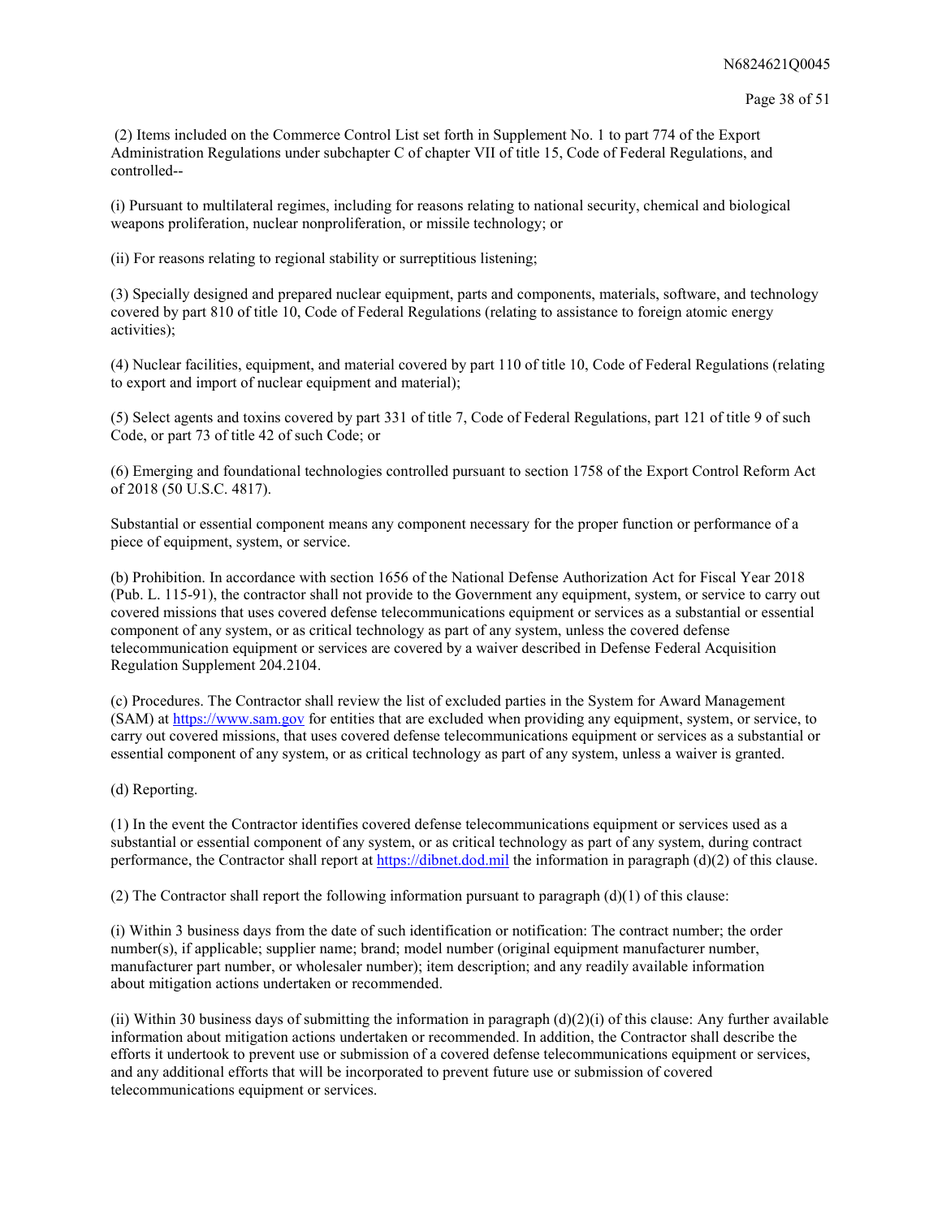(2) Items included on the Commerce Control List set forth in Supplement No. 1 to part 774 of the Export Administration Regulations under subchapter C of chapter VII of title 15, Code of Federal Regulations, and controlled--

(i) Pursuant to multilateral regimes, including for reasons relating to national security, chemical and biological weapons proliferation, nuclear nonproliferation, or missile technology; or

(ii) For reasons relating to regional stability or surreptitious listening;

(3) Specially designed and prepared nuclear equipment, parts and components, materials, software, and technology covered by part 810 of title 10, Code of Federal Regulations (relating to assistance to foreign atomic energy activities);

(4) Nuclear facilities, equipment, and material covered by part 110 of title 10, Code of Federal Regulations (relating to export and import of nuclear equipment and material);

(5) Select agents and toxins covered by part 331 of title 7, Code of Federal Regulations, part 121 of title 9 of such Code, or part 73 of title 42 of such Code; or

(6) Emerging and foundational technologies controlled pursuant to section 1758 of the Export Control Reform Act of 2018 (50 U.S.C. 4817).

Substantial or essential component means any component necessary for the proper function or performance of a piece of equipment, system, or service.

(b) Prohibition. In accordance with section 1656 of the National Defense Authorization Act for Fiscal Year 2018 (Pub. L. 115-91), the contractor shall not provide to the Government any equipment, system, or service to carry out covered missions that uses covered defense telecommunications equipment or services as a substantial or essential component of any system, or as critical technology as part of any system, unless the covered defense telecommunication equipment or services are covered by a waiver described in Defense Federal Acquisition Regulation Supplement 204.2104.

(c) Procedures. The Contractor shall review the list of excluded parties in the System for Award Management (SAM) at https://www.sam.gov for entities that are excluded when providing any equipment, system, or service, to carry out covered missions, that uses covered defense telecommunications equipment or services as a substantial or essential component of any system, or as critical technology as part of any system, unless a waiver is granted.

(d) Reporting.

(1) In the event the Contractor identifies covered defense telecommunications equipment or services used as a substantial or essential component of any system, or as critical technology as part of any system, during contract performance, the Contractor shall report at https://dibnet.dod.mil the information in paragraph (d)(2) of this clause.

(2) The Contractor shall report the following information pursuant to paragraph (d)(1) of this clause:

(i) Within 3 business days from the date of such identification or notification: The contract number; the order number(s), if applicable; supplier name; brand; model number (original equipment manufacturer number, manufacturer part number, or wholesaler number); item description; and any readily available information about mitigation actions undertaken or recommended.

(ii) Within 30 business days of submitting the information in paragraph (d)(2)(i) of this clause: Any further available information about mitigation actions undertaken or recommended. In addition, the Contractor shall describe the efforts it undertook to prevent use or submission of a covered defense telecommunications equipment or services, and any additional efforts that will be incorporated to prevent future use or submission of covered telecommunications equipment or services.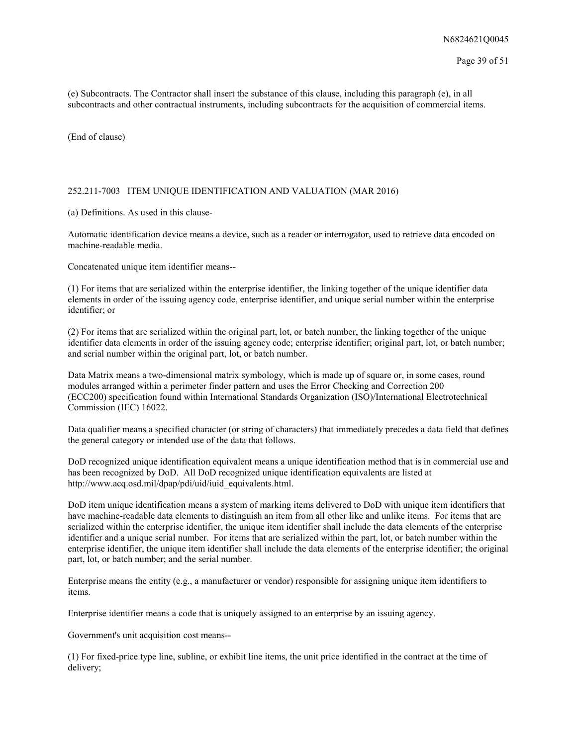(e) Subcontracts. The Contractor shall insert the substance of this clause, including this paragraph (e), in all subcontracts and other contractual instruments, including subcontracts for the acquisition of commercial items.

(End of clause)

252.211-7003 ITEM UNIQUE IDENTIFICATION AND VALUATION (MAR 2016)

(a) Definitions. As used in this clause-

Automatic identification device means a device, such as a reader or interrogator, used to retrieve data encoded on machine-readable media.

Concatenated unique item identifier means--

(1) For items that are serialized within the enterprise identifier, the linking together of the unique identifier data elements in order of the issuing agency code, enterprise identifier, and unique serial number within the enterprise identifier; or

(2) For items that are serialized within the original part, lot, or batch number, the linking together of the unique identifier data elements in order of the issuing agency code; enterprise identifier; original part, lot, or batch number; and serial number within the original part, lot, or batch number.

Data Matrix means a two-dimensional matrix symbology, which is made up of square or, in some cases, round modules arranged within a perimeter finder pattern and uses the Error Checking and Correction 200 (ECC200) specification found within International Standards Organization (ISO)/International Electrotechnical Commission (IEC) 16022.

Data qualifier means a specified character (or string of characters) that immediately precedes a data field that defines the general category or intended use of the data that follows.

DoD recognized unique identification equivalent means a unique identification method that is in commercial use and has been recognized by DoD. All DoD recognized unique identification equivalents are listed at http://www.acq.osd.mil/dpap/pdi/uid/iuid_equivalents.html.

DoD item unique identification means a system of marking items delivered to DoD with unique item identifiers that have machine-readable data elements to distinguish an item from all other like and unlike items. For items that are serialized within the enterprise identifier, the unique item identifier shall include the data elements of the enterprise identifier and a unique serial number. For items that are serialized within the part, lot, or batch number within the enterprise identifier, the unique item identifier shall include the data elements of the enterprise identifier; the original part, lot, or batch number; and the serial number.

Enterprise means the entity (e.g., a manufacturer or vendor) responsible for assigning unique item identifiers to items.

Enterprise identifier means a code that is uniquely assigned to an enterprise by an issuing agency.

Government's unit acquisition cost means--

(1) For fixed-price type line, subline, or exhibit line items, the unit price identified in the contract at the time of delivery;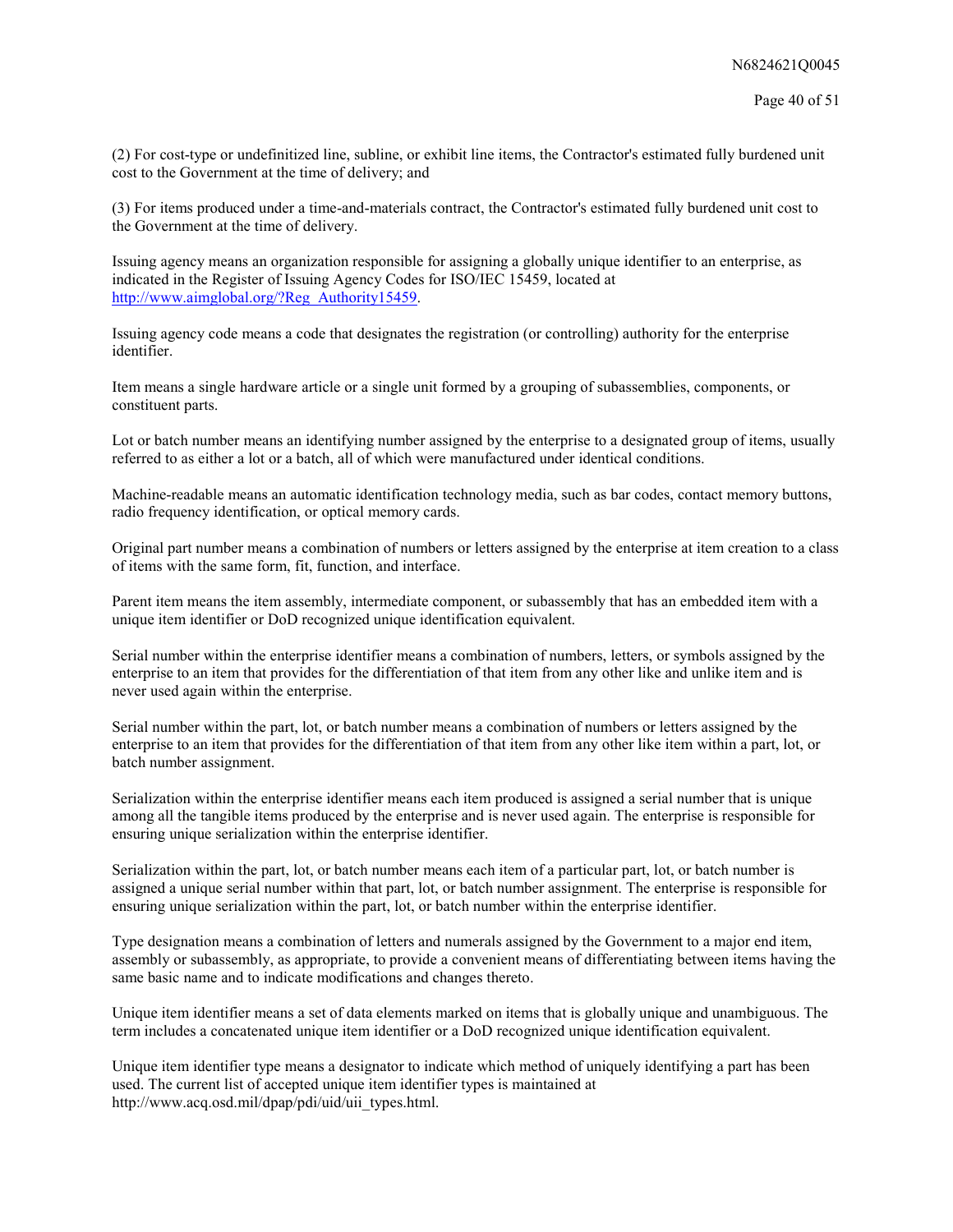(2) For cost-type or undefinitized line, subline, or exhibit line items, the Contractor's estimated fully burdened unit cost to the Government at the time of delivery; and

(3) For items produced under a time-and-materials contract, the Contractor's estimated fully burdened unit cost to the Government at the time of delivery.

Issuing agency means an organization responsible for assigning a globally unique identifier to an enterprise, as indicated in the Register of Issuing Agency Codes for ISO/IEC 15459, located at [http://www.aimglobal.org/?Reg_Authority15459](http://www.aimglobal.org/?Reg_Authority15459).

Issuing agency code means a code that designates the registration (or controlling) authority for the enterprise identifier.

Item means a single hardware article or a single unit formed by a grouping of subassemblies, components, or constituent parts.

Lot or batch number means an identifying number assigned by the enterprise to a designated group of items, usually referred to as either a lot or a batch, all of which were manufactured under identical conditions.

Machine-readable means an automatic identification technology media, such as bar codes, contact memory buttons, radio frequency identification, or optical memory cards.

Original part number means a combination of numbers or letters assigned by the enterprise at item creation to a class of items with the same form, fit, function, and interface.

Parent item means the item assembly, intermediate component, or subassembly that has an embedded item with a unique item identifier or DoD recognized unique identification equivalent.

Serial number within the enterprise identifier means a combination of numbers, letters, or symbols assigned by the enterprise to an item that provides for the differentiation of that item from any other like and unlike item and is never used again within the enterprise.

Serial number within the part, lot, or batch number means a combination of numbers or letters assigned by the enterprise to an item that provides for the differentiation of that item from any other like item within a part, lot, or batch number assignment.

Serialization within the enterprise identifier means each item produced is assigned a serial number that is unique among all the tangible items produced by the enterprise and is never used again. The enterprise is responsible for ensuring unique serialization within the enterprise identifier.

Serialization within the part, lot, or batch number means each item of a particular part, lot, or batch number is assigned a unique serial number within that part, lot, or batch number assignment. The enterprise is responsible for ensuring unique serialization within the part, lot, or batch number within the enterprise identifier.

Type designation means a combination of letters and numerals assigned by the Government to a major end item, assembly or subassembly, as appropriate, to provide a convenient means of differentiating between items having the same basic name and to indicate modifications and changes thereto.

Unique item identifier means a set of data elements marked on items that is globally unique and unambiguous. The term includes a concatenated unique item identifier or a DoD recognized unique identification equivalent.

Unique item identifier type means a designator to indicate which method of uniquely identifying a part has been used. The current list of accepted unique item identifier types is maintained at http://www.acq.osd.mil/dpap/pdi/uid/uii_types.html.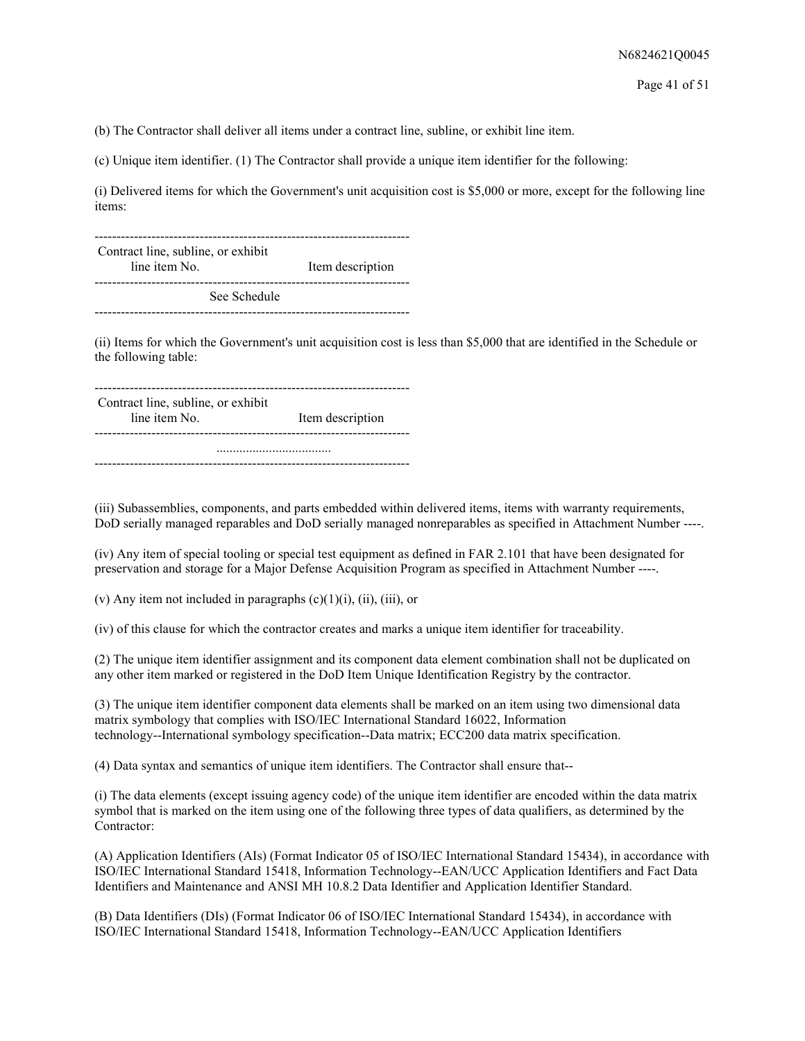(b) The Contractor shall deliver all items under a contract line, subline, or exhibit line item.

(c) Unique item identifier. (1) The Contractor shall provide a unique item identifier for the following:

(i) Delivered items for which the Government's unit acquisition cost is $5,000 or more, except for the following line items:

| Contract line, subline, or exhibit line item No. | Item description |
| --- | --- |
| See Schedule | |

(ii) Items for which the Government's unit acquisition cost is less than $5,000 that are identified in the Schedule or the following table:

| Contract line, subline, or exhibit line item No. | Item description |
| --- | --- |
| .................................. | |

(iii) Subassemblies, components, and parts embedded within delivered items, items with warranty requirements, DoD serially managed reparables and DoD serially managed nonreparables as specified in Attachment Number ----.

(iv) Any item of special tooling or special test equipment as defined in FAR 2.101 that have been designated for preservation and storage for a Major Defense Acquisition Program as specified in Attachment Number ----.

(v) Any item not included in paragraphs (c)(1)(i), (ii), (iii), or

(iv) of this clause for which the contractor creates and marks a unique item identifier for traceability.

(2) The unique item identifier assignment and its component data element combination shall not be duplicated on any other item marked or registered in the DoD Item Unique Identification Registry by the contractor.

(3) The unique item identifier component data elements shall be marked on an item using two dimensional data matrix symbology that complies with ISO/IEC International Standard 16022, Information technology--International symbology specification--Data matrix; ECC200 data matrix specification.

(4) Data syntax and semantics of unique item identifiers. The Contractor shall ensure that--

(i) The data elements (except issuing agency code) of the unique item identifier are encoded within the data matrix symbol that is marked on the item using one of the following three types of data qualifiers, as determined by the Contractor:

(A) Application Identifiers (AIs) (Format Indicator 05 of ISO/IEC International Standard 15434), in accordance with ISO/IEC International Standard 15418, Information Technology--EAN/UCC Application Identifiers and Fact Data Identifiers and Maintenance and ANSI MH 10.8.2 Data Identifier and Application Identifier Standard.

(B) Data Identifiers (DIs) (Format Indicator 06 of ISO/IEC International Standard 15434), in accordance with ISO/IEC International Standard 15418, Information Technology--EAN/UCC Application Identifiers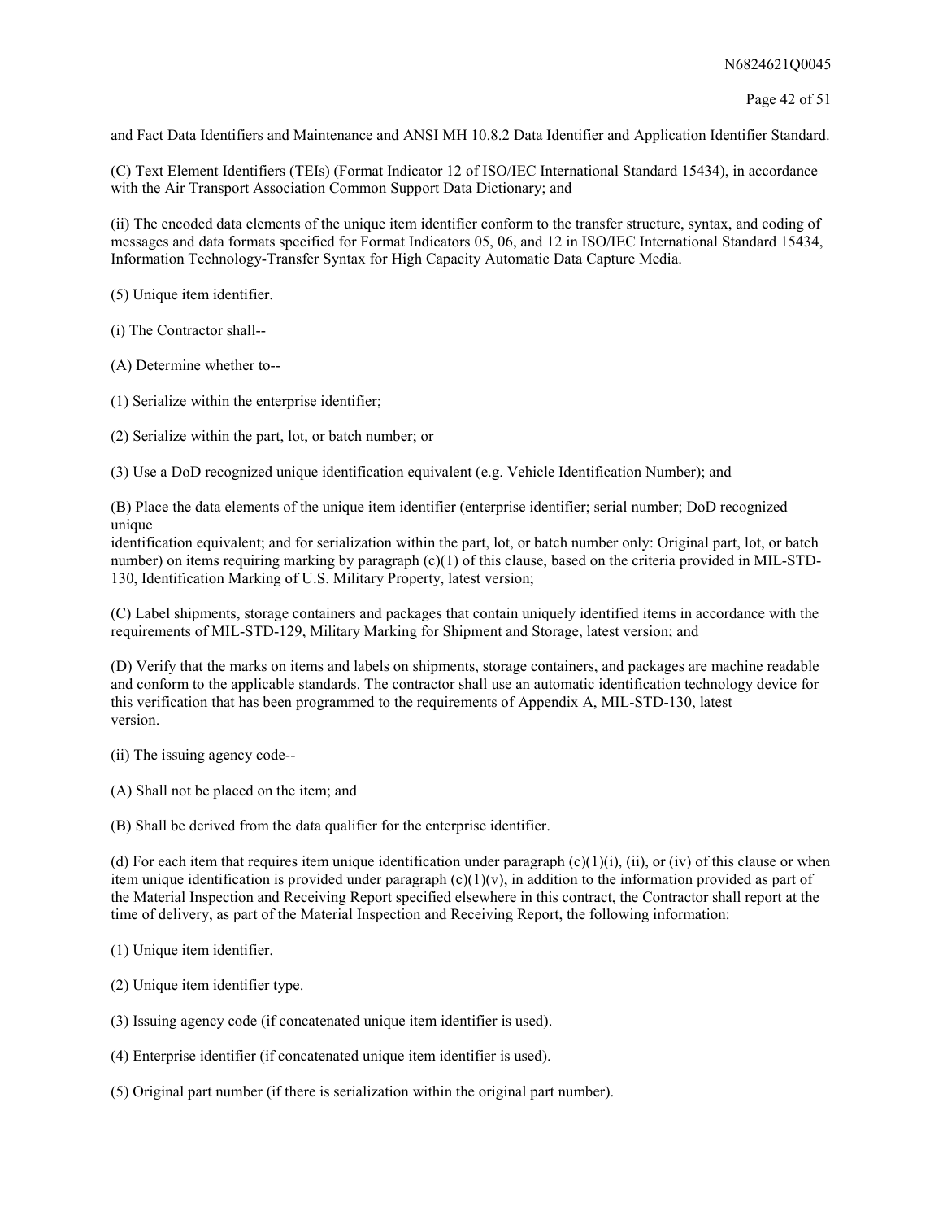and Fact Data Identifiers and Maintenance and ANSI MH 10.8.2 Data Identifier and Application Identifier Standard.

(C) Text Element Identifiers (TEIs) (Format Indicator 12 of ISO/IEC International Standard 15434), in accordance with the Air Transport Association Common Support Data Dictionary; and

(ii) The encoded data elements of the unique item identifier conform to the transfer structure, syntax, and coding of messages and data formats specified for Format Indicators 05, 06, and 12 in ISO/IEC International Standard 15434, Information Technology-Transfer Syntax for High Capacity Automatic Data Capture Media.

(5) Unique item identifier.

(i) The Contractor shall--

(A) Determine whether to--

(1) Serialize within the enterprise identifier;

(2) Serialize within the part, lot, or batch number; or

(3) Use a DoD recognized unique identification equivalent (e.g. Vehicle Identification Number); and

(B) Place the data elements of the unique item identifier (enterprise identifier; serial number; DoD recognized unique
identification equivalent; and for serialization within the part, lot, or batch number only: Original part, lot, or batch number) on items requiring marking by paragraph (c)(1) of this clause, based on the criteria provided in MIL-STD-130, Identification Marking of U.S. Military Property, latest version;

(C) Label shipments, storage containers and packages that contain uniquely identified items in accordance with the requirements of MIL-STD-129, Military Marking for Shipment and Storage, latest version; and

(D) Verify that the marks on items and labels on shipments, storage containers, and packages are machine readable and conform to the applicable standards. The contractor shall use an automatic identification technology device for this verification that has been programmed to the requirements of Appendix A, MIL-STD-130, latest version.

(ii) The issuing agency code--

(A) Shall not be placed on the item; and

(B) Shall be derived from the data qualifier for the enterprise identifier.

(d) For each item that requires item unique identification under paragraph (c)(1)(i), (ii), or (iv) of this clause or when item unique identification is provided under paragraph (c)(1)(v), in addition to the information provided as part of the Material Inspection and Receiving Report specified elsewhere in this contract, the Contractor shall report at the time of delivery, as part of the Material Inspection and Receiving Report, the following information:

(1) Unique item identifier.

(2) Unique item identifier type.

(3) Issuing agency code (if concatenated unique item identifier is used).

(4) Enterprise identifier (if concatenated unique item identifier is used).

(5) Original part number (if there is serialization within the original part number).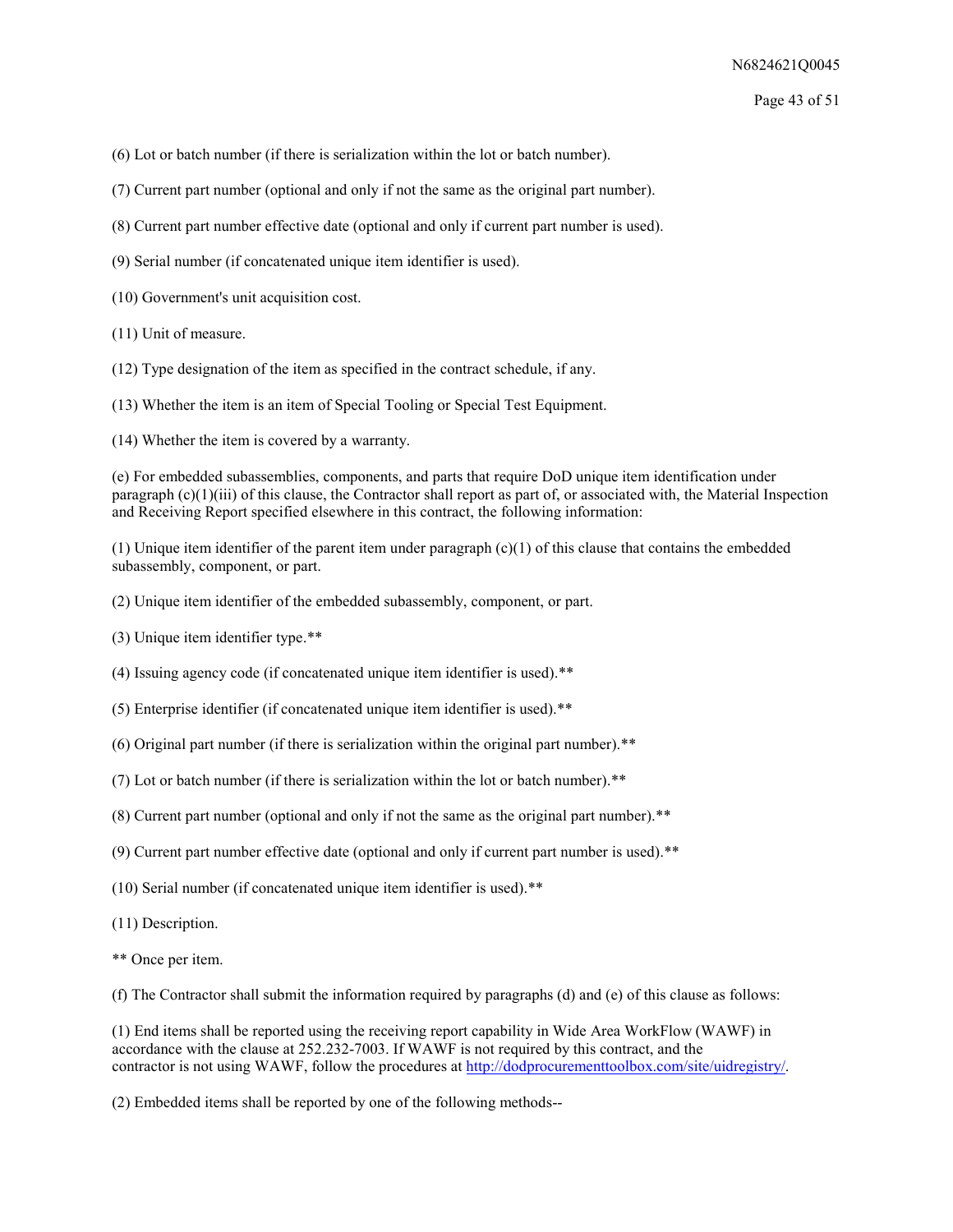(6) Lot or batch number (if there is serialization within the lot or batch number).

(7) Current part number (optional and only if not the same as the original part number).

(8) Current part number effective date (optional and only if current part number is used).

(9) Serial number (if concatenated unique item identifier is used).

(10) Government's unit acquisition cost.

(11) Unit of measure.

(12) Type designation of the item as specified in the contract schedule, if any.

(13) Whether the item is an item of Special Tooling or Special Test Equipment.

(14) Whether the item is covered by a warranty.

(e) For embedded subassemblies, components, and parts that require DoD unique item identification under paragraph (c)(1)(iii) of this clause, the Contractor shall report as part of, or associated with, the Material Inspection and Receiving Report specified elsewhere in this contract, the following information:

(1) Unique item identifier of the parent item under paragraph (c)(1) of this clause that contains the embedded subassembly, component, or part.

(2) Unique item identifier of the embedded subassembly, component, or part.

(3) Unique item identifier type.**

(4) Issuing agency code (if concatenated unique item identifier is used).**

(5) Enterprise identifier (if concatenated unique item identifier is used).**

(6) Original part number (if there is serialization within the original part number).**

(7) Lot or batch number (if there is serialization within the lot or batch number).**

(8) Current part number (optional and only if not the same as the original part number).**

(9) Current part number effective date (optional and only if current part number is used).**

(10) Serial number (if concatenated unique item identifier is used).**

(11) Description.

** Once per item.

(f) The Contractor shall submit the information required by paragraphs (d) and (e) of this clause as follows:

(1) End items shall be reported using the receiving report capability in Wide Area WorkFlow (WAWF) in accordance with the clause at 252.232-7003. If WAWF is not required by this contract, and the contractor is not using WAWF, follow the procedures at http://dodprocurementtoolbox.com/site/uidregistry/.

(2) Embedded items shall be reported by one of the following methods--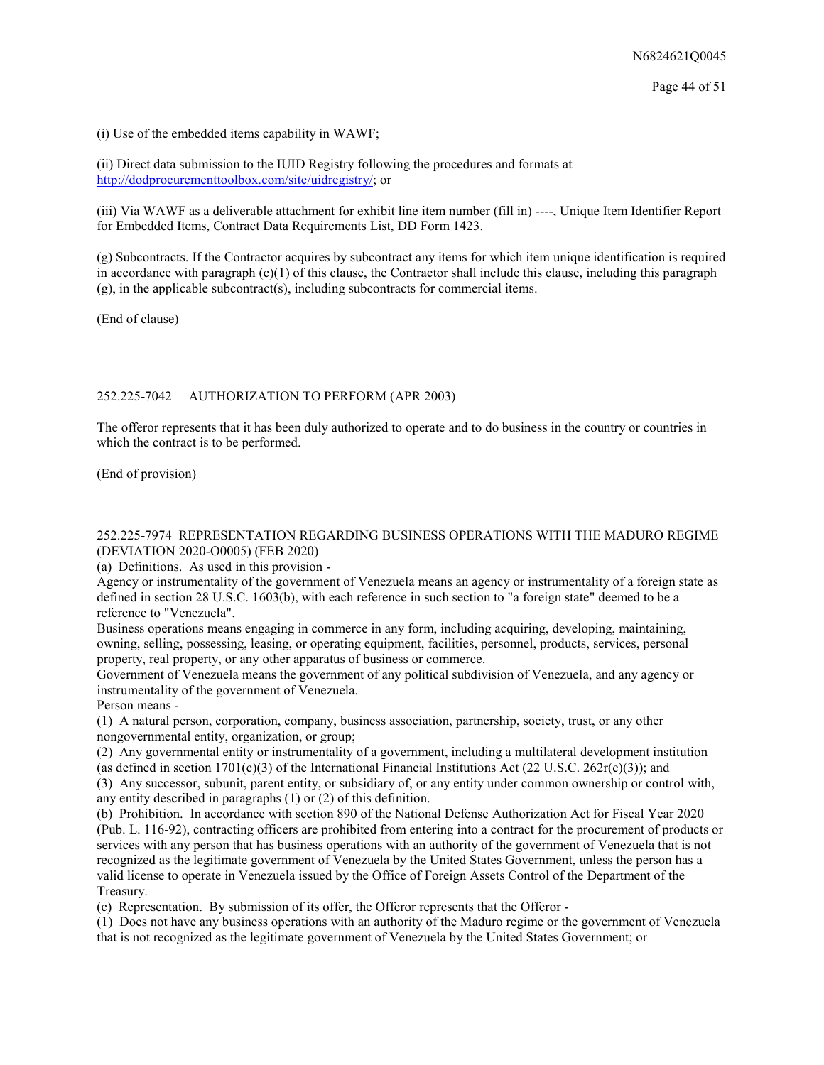(i) Use of the embedded items capability in WAWF;

(ii) Direct data submission to the IUID Registry following the procedures and formats at http://dodprocurementtoolbox.com/site/uidregistry/; or

(iii) Via WAWF as a deliverable attachment for exhibit line item number (fill in) ----, Unique Item Identifier Report for Embedded Items, Contract Data Requirements List, DD Form 1423.

(g) Subcontracts. If the Contractor acquires by subcontract any items for which item unique identification is required in accordance with paragraph (c)(1) of this clause, the Contractor shall include this clause, including this paragraph (g), in the applicable subcontract(s), including subcontracts for commercial items.

(End of clause)

252.225-7042 AUTHORIZATION TO PERFORM (APR 2003)

The offeror represents that it has been duly authorized to operate and to do business in the country or countries in which the contract is to be performed.

(End of provision)

252.225-7974 REPRESENTATION REGARDING BUSINESS OPERATIONS WITH THE MADURO REGIME (DEVIATION 2020-O0005) (FEB 2020)

(a) Definitions. As used in this provision -

Agency or instrumentality of the government of Venezuela means an agency or instrumentality of a foreign state as defined in section 28 U.S.C. 1603(b), with each reference in such section to "a foreign state" deemed to be a reference to "Venezuela".

Business operations means engaging in commerce in any form, including acquiring, developing, maintaining, owning, selling, possessing, leasing, or operating equipment, facilities, personnel, products, services, personal property, real property, or any other apparatus of business or commerce.

Government of Venezuela means the government of any political subdivision of Venezuela, and any agency or instrumentality of the government of Venezuela.

Person means -

(1) A natural person, corporation, company, business association, partnership, society, trust, or any other nongovernmental entity, organization, or group;

(2) Any governmental entity or instrumentality of a government, including a multilateral development institution (as defined in section 1701(c)(3) of the International Financial Institutions Act (22 U.S.C. 262r(c)(3)); and

(3) Any successor, subunit, parent entity, or subsidiary of, or any entity under common ownership or control with, any entity described in paragraphs (1) or (2) of this definition.

(b) Prohibition. In accordance with section 890 of the National Defense Authorization Act for Fiscal Year 2020 (Pub. L. 116-92), contracting officers are prohibited from entering into a contract for the procurement of products or services with any person that has business operations with an authority of the government of Venezuela that is not recognized as the legitimate government of Venezuela by the United States Government, unless the person has a valid license to operate in Venezuela issued by the Office of Foreign Assets Control of the Department of the Treasury.

(c) Representation. By submission of its offer, the Offeror represents that the Offeror -

(1) Does not have any business operations with an authority of the Maduro regime or the government of Venezuela that is not recognized as the legitimate government of Venezuela by the United States Government; or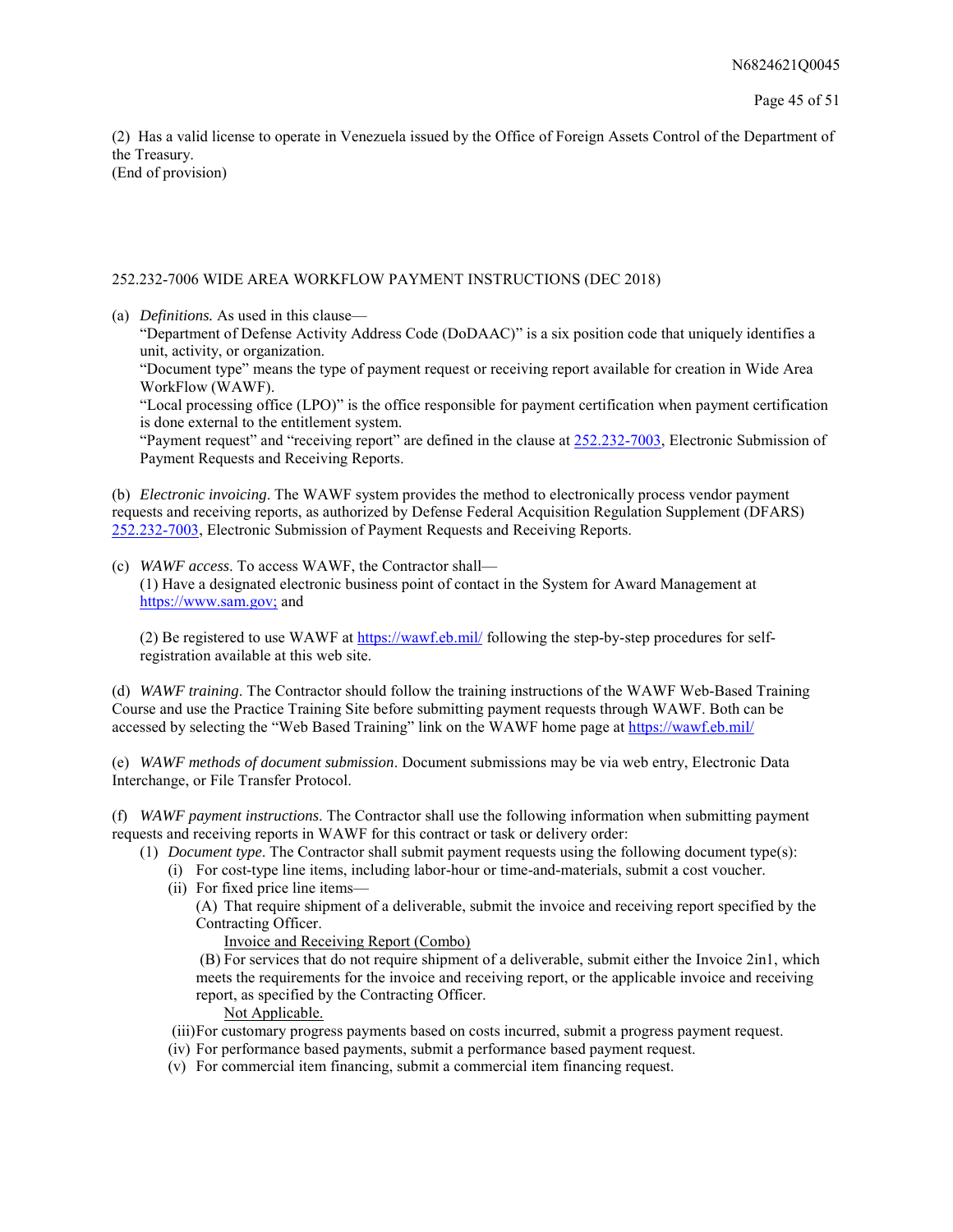(2) Has a valid license to operate in Venezuela issued by the Office of Foreign Assets Control of the Department of the Treasury.
(End of provision)

252.232-7006 WIDE AREA WORKFLOW PAYMENT INSTRUCTIONS (DEC 2018)

(a) *Definitions.* As used in this clause—

"Department of Defense Activity Address Code (DoDAAC)" is a six position code that uniquely identifies a unit, activity, or organization.

"Document type" means the type of payment request or receiving report available for creation in Wide Area WorkFlow (WAWF).

"Local processing office (LPO)" is the office responsible for payment certification when payment certification is done external to the entitlement system.

"Payment request" and "receiving report" are defined in the clause at 252.232-7003, Electronic Submission of Payment Requests and Receiving Reports.

(b) *Electronic invoicing*. The WAWF system provides the method to electronically process vendor payment requests and receiving reports, as authorized by Defense Federal Acquisition Regulation Supplement (DFARS) 252.232-7003, Electronic Submission of Payment Requests and Receiving Reports.

(c) *WAWF access*. To access WAWF, the Contractor shall—

(1) Have a designated electronic business point of contact in the System for Award Management at https://www.sam.gov; and

(2) Be registered to use WAWF at https://wawf.eb.mil/ following the step-by-step procedures for self-registration available at this web site.

(d) *WAWF training*. The Contractor should follow the training instructions of the WAWF Web-Based Training Course and use the Practice Training Site before submitting payment requests through WAWF. Both can be accessed by selecting the "Web Based Training" link on the WAWF home page at https://wawf.eb.mil/

(e) *WAWF methods of document submission*. Document submissions may be via web entry, Electronic Data Interchange, or File Transfer Protocol.

(f) *WAWF payment instructions*. The Contractor shall use the following information when submitting payment requests and receiving reports in WAWF for this contract or task or delivery order:

(1) *Document type*. The Contractor shall submit payment requests using the following document type(s):

(i) For cost-type line items, including labor-hour or time-and-materials, submit a cost voucher.

(ii) For fixed price line items—

(A) That require shipment of a deliverable, submit the invoice and receiving report specified by the Contracting Officer.

Invoice and Receiving Report (Combo)

(B) For services that do not require shipment of a deliverable, submit either the Invoice 2in1, which meets the requirements for the invoice and receiving report, or the applicable invoice and receiving report, as specified by the Contracting Officer.

Not Applicable.

(iii) For customary progress payments based on costs incurred, submit a progress payment request.

(iv) For performance based payments, submit a performance based payment request.

(v) For commercial item financing, submit a commercial item financing request.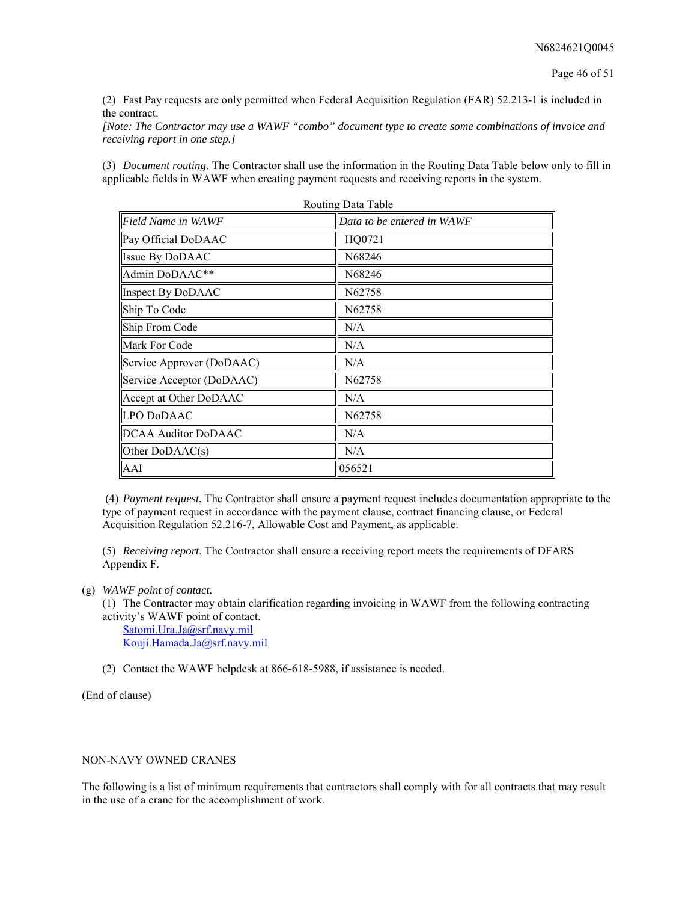(2) Fast Pay requests are only permitted when Federal Acquisition Regulation (FAR) 52.213-1 is included in the contract.

*[Note: The Contractor may use a WAWF "combo" document type to create some combinations of invoice and receiving report in one step.]*

(3) *Document routing*. The Contractor shall use the information in the Routing Data Table below only to fill in applicable fields in WAWF when creating payment requests and receiving reports in the system.

Routing Data Table

| *Field Name in WAWF* | *Data to be entered in WAWF* |
|---|---|
| Pay Official DoDAAC | HQ0721 |
| Issue By DoDAAC | N68246 |
| Admin DoDAAC** | N68246 |
| Inspect By DoDAAC | N62758 |
| Ship To Code | N62758 |
| Ship From Code | N/A |
| Mark For Code | N/A |
| Service Approver (DoDAAC) | N/A |
| Service Acceptor (DoDAAC) | N62758 |
| Accept at Other DoDAAC | N/A |
| LPO DoDAAC | N62758 |
| DCAA Auditor DoDAAC | N/A |
| Other DoDAAC(s) | N/A |
| AAI | 056521 |

(4) *Payment request.* The Contractor shall ensure a payment request includes documentation appropriate to the type of payment request in accordance with the payment clause, contract financing clause, or Federal Acquisition Regulation 52.216-7, Allowable Cost and Payment, as applicable.

(5) *Receiving report*. The Contractor shall ensure a receiving report meets the requirements of DFARS Appendix F.

(g) *WAWF point of contact.*

(1) The Contractor may obtain clarification regarding invoicing in WAWF from the following contracting activity's WAWF point of contact.

Satomi.Ura.Ja@srf.navy.mil
Kouji.Hamada.Ja@srf.navy.mil

(2) Contact the WAWF helpdesk at 866-618-5988, if assistance is needed.

(End of clause)

NON-NAVY OWNED CRANES

The following is a list of minimum requirements that contractors shall comply with for all contracts that may result in the use of a crane for the accomplishment of work.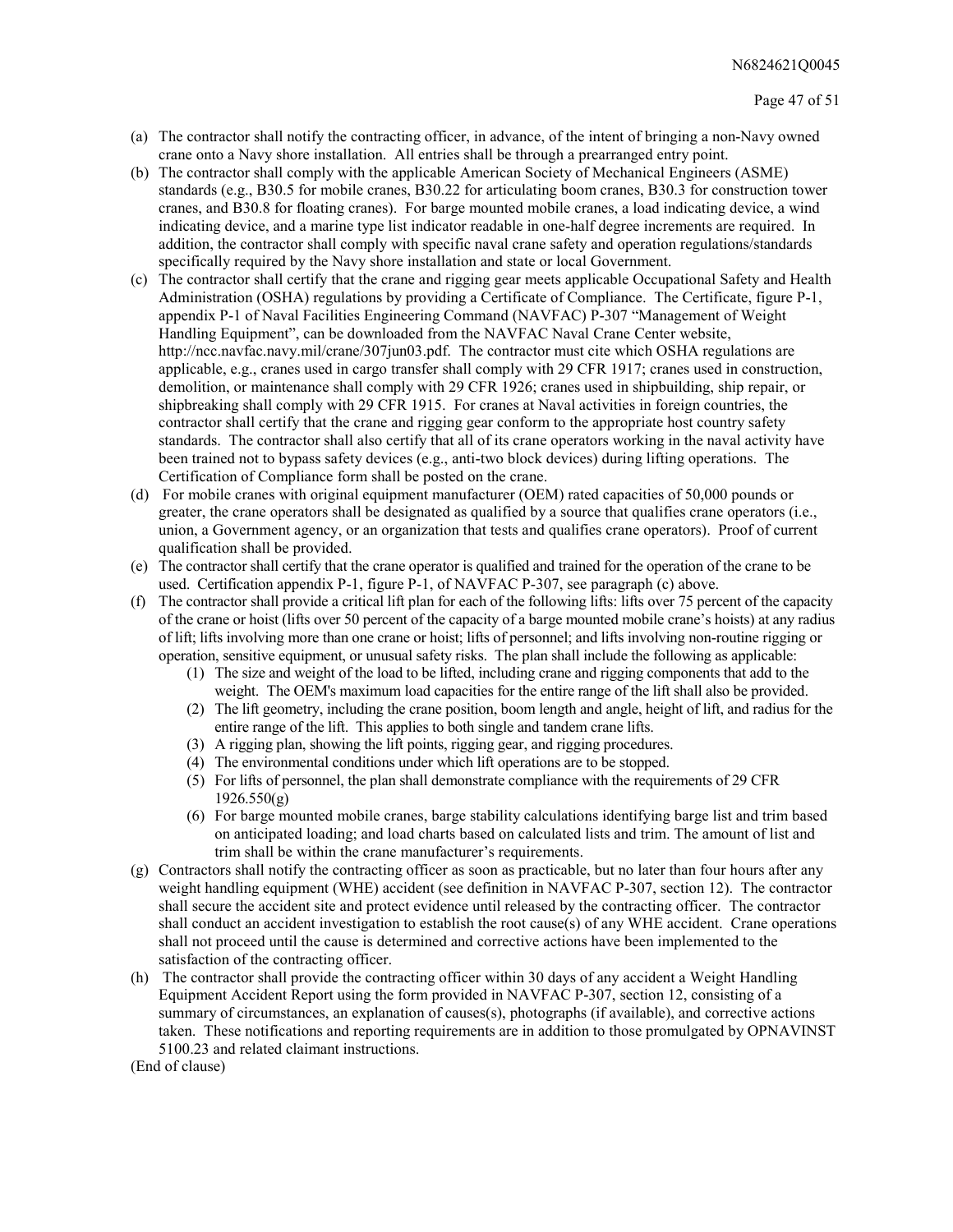(a) The contractor shall notify the contracting officer, in advance, of the intent of bringing a non-Navy owned crane onto a Navy shore installation. All entries shall be through a prearranged entry point.

(b) The contractor shall comply with the applicable American Society of Mechanical Engineers (ASME) standards (e.g., B30.5 for mobile cranes, B30.22 for articulating boom cranes, B30.3 for construction tower cranes, and B30.8 for floating cranes). For barge mounted mobile cranes, a load indicating device, a wind indicating device, and a marine type list indicator readable in one-half degree increments are required. In addition, the contractor shall comply with specific naval crane safety and operation regulations/standards specifically required by the Navy shore installation and state or local Government.

(c) The contractor shall certify that the crane and rigging gear meets applicable Occupational Safety and Health Administration (OSHA) regulations by providing a Certificate of Compliance. The Certificate, figure P-1, appendix P-1 of Naval Facilities Engineering Command (NAVFAC) P-307 "Management of Weight Handling Equipment", can be downloaded from the NAVFAC Naval Crane Center website, http://ncc.navfac.navy.mil/crane/307jun03.pdf. The contractor must cite which OSHA regulations are applicable, e.g., cranes used in cargo transfer shall comply with 29 CFR 1917; cranes used in construction, demolition, or maintenance shall comply with 29 CFR 1926; cranes used in shipbuilding, ship repair, or shipbreaking shall comply with 29 CFR 1915. For cranes at Naval activities in foreign countries, the contractor shall certify that the crane and rigging gear conform to the appropriate host country safety standards. The contractor shall also certify that all of its crane operators working in the naval activity have been trained not to bypass safety devices (e.g., anti-two block devices) during lifting operations. The Certification of Compliance form shall be posted on the crane.

(d) For mobile cranes with original equipment manufacturer (OEM) rated capacities of 50,000 pounds or greater, the crane operators shall be designated as qualified by a source that qualifies crane operators (i.e., union, a Government agency, or an organization that tests and qualifies crane operators). Proof of current qualification shall be provided.

(e) The contractor shall certify that the crane operator is qualified and trained for the operation of the crane to be used. Certification appendix P-1, figure P-1, of NAVFAC P-307, see paragraph (c) above.

(f) The contractor shall provide a critical lift plan for each of the following lifts: lifts over 75 percent of the capacity of the crane or hoist (lifts over 50 percent of the capacity of a barge mounted mobile crane's hoists) at any radius of lift; lifts involving more than one crane or hoist; lifts of personnel; and lifts involving non-routine rigging or operation, sensitive equipment, or unusual safety risks. The plan shall include the following as applicable:
   (1) The size and weight of the load to be lifted, including crane and rigging components that add to the weight. The OEM's maximum load capacities for the entire range of the lift shall also be provided.
   (2) The lift geometry, including the crane position, boom length and angle, height of lift, and radius for the entire range of the lift. This applies to both single and tandem crane lifts.
   (3) A rigging plan, showing the lift points, rigging gear, and rigging procedures.
   (4) The environmental conditions under which lift operations are to be stopped.
   (5) For lifts of personnel, the plan shall demonstrate compliance with the requirements of 29 CFR 1926.550(g)
   (6) For barge mounted mobile cranes, barge stability calculations identifying barge list and trim based on anticipated loading; and load charts based on calculated lists and trim. The amount of list and trim shall be within the crane manufacturer's requirements.

(g) Contractors shall notify the contracting officer as soon as practicable, but no later than four hours after any weight handling equipment (WHE) accident (see definition in NAVFAC P-307, section 12). The contractor shall secure the accident site and protect evidence until released by the contracting officer. The contractor shall conduct an accident investigation to establish the root cause(s) of any WHE accident. Crane operations shall not proceed until the cause is determined and corrective actions have been implemented to the satisfaction of the contracting officer.

(h) The contractor shall provide the contracting officer within 30 days of any accident a Weight Handling Equipment Accident Report using the form provided in NAVFAC P-307, section 12, consisting of a summary of circumstances, an explanation of causes(s), photographs (if available), and corrective actions taken. These notifications and reporting requirements are in addition to those promulgated by OPNAVINST 5100.23 and related claimant instructions.

(End of clause)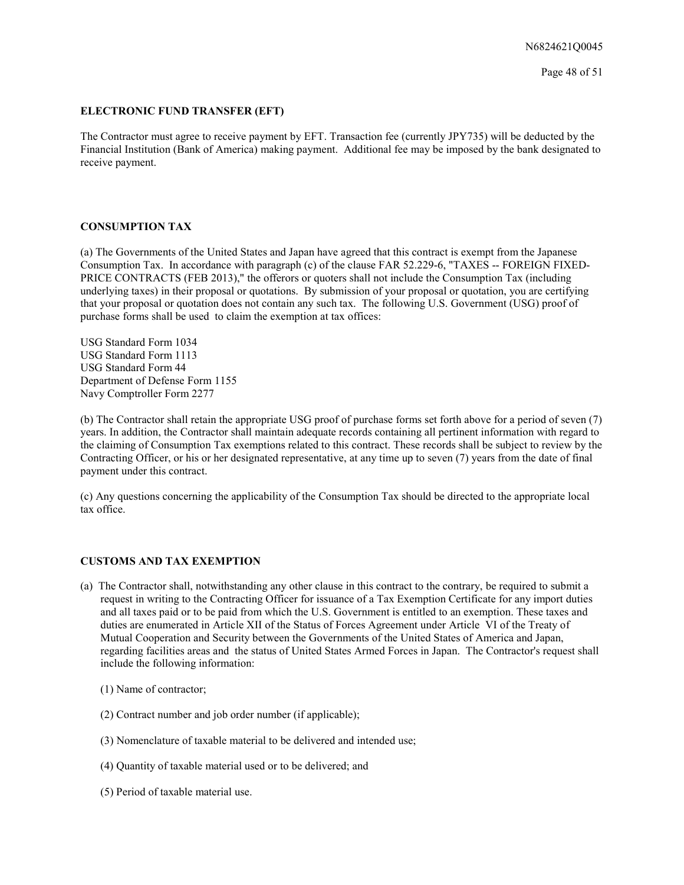**ELECTRONIC FUND TRANSFER (EFT)**

The Contractor must agree to receive payment by EFT. Transaction fee (currently JPY735) will be deducted by the Financial Institution (Bank of America) making payment. Additional fee may be imposed by the bank designated to receive payment.

**CONSUMPTION TAX**

(a) The Governments of the United States and Japan have agreed that this contract is exempt from the Japanese Consumption Tax. In accordance with paragraph (c) of the clause FAR 52.229-6, "TAXES -- FOREIGN FIXED-PRICE CONTRACTS (FEB 2013)," the offerors or quoters shall not include the Consumption Tax (including underlying taxes) in their proposal or quotations. By submission of your proposal or quotation, you are certifying that your proposal or quotation does not contain any such tax. The following U.S. Government (USG) proof of purchase forms shall be used to claim the exemption at tax offices:

USG Standard Form 1034
USG Standard Form 1113
USG Standard Form 44
Department of Defense Form 1155
Navy Comptroller Form 2277

(b) The Contractor shall retain the appropriate USG proof of purchase forms set forth above for a period of seven (7) years. In addition, the Contractor shall maintain adequate records containing all pertinent information with regard to the claiming of Consumption Tax exemptions related to this contract. These records shall be subject to review by the Contracting Officer, or his or her designated representative, at any time up to seven (7) years from the date of final payment under this contract.

(c) Any questions concerning the applicability of the Consumption Tax should be directed to the appropriate local tax office.

**CUSTOMS AND TAX EXEMPTION**

(a) The Contractor shall, notwithstanding any other clause in this contract to the contrary, be required to submit a request in writing to the Contracting Officer for issuance of a Tax Exemption Certificate for any import duties and all taxes paid or to be paid from which the U.S. Government is entitled to an exemption. These taxes and duties are enumerated in Article XII of the Status of Forces Agreement under Article VI of the Treaty of Mutual Cooperation and Security between the Governments of the United States of America and Japan, regarding facilities areas and the status of United States Armed Forces in Japan. The Contractor's request shall include the following information:

(1) Name of contractor;

(2) Contract number and job order number (if applicable);

(3) Nomenclature of taxable material to be delivered and intended use;

(4) Quantity of taxable material used or to be delivered; and

(5) Period of taxable material use.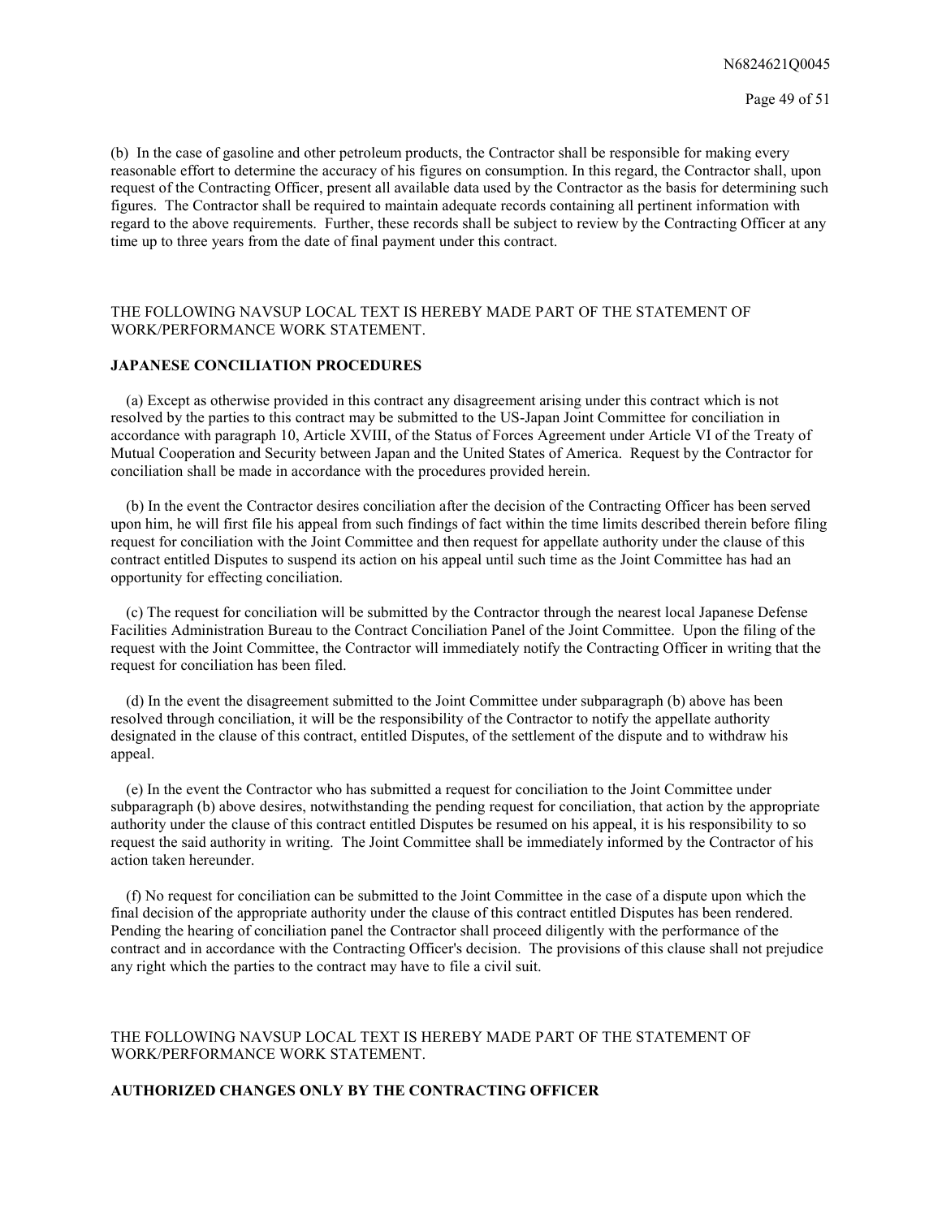(b) In the case of gasoline and other petroleum products, the Contractor shall be responsible for making every reasonable effort to determine the accuracy of his figures on consumption. In this regard, the Contractor shall, upon request of the Contracting Officer, present all available data used by the Contractor as the basis for determining such figures. The Contractor shall be required to maintain adequate records containing all pertinent information with regard to the above requirements. Further, these records shall be subject to review by the Contracting Officer at any time up to three years from the date of final payment under this contract.

THE FOLLOWING NAVSUP LOCAL TEXT IS HEREBY MADE PART OF THE STATEMENT OF WORK/PERFORMANCE WORK STATEMENT.

**JAPANESE CONCILIATION PROCEDURES**

(a) Except as otherwise provided in this contract any disagreement arising under this contract which is not resolved by the parties to this contract may be submitted to the US-Japan Joint Committee for conciliation in accordance with paragraph 10, Article XVIII, of the Status of Forces Agreement under Article VI of the Treaty of Mutual Cooperation and Security between Japan and the United States of America. Request by the Contractor for conciliation shall be made in accordance with the procedures provided herein.

(b) In the event the Contractor desires conciliation after the decision of the Contracting Officer has been served upon him, he will first file his appeal from such findings of fact within the time limits described therein before filing request for conciliation with the Joint Committee and then request for appellate authority under the clause of this contract entitled Disputes to suspend its action on his appeal until such time as the Joint Committee has had an opportunity for effecting conciliation.

(c) The request for conciliation will be submitted by the Contractor through the nearest local Japanese Defense Facilities Administration Bureau to the Contract Conciliation Panel of the Joint Committee. Upon the filing of the request with the Joint Committee, the Contractor will immediately notify the Contracting Officer in writing that the request for conciliation has been filed.

(d) In the event the disagreement submitted to the Joint Committee under subparagraph (b) above has been resolved through conciliation, it will be the responsibility of the Contractor to notify the appellate authority designated in the clause of this contract, entitled Disputes, of the settlement of the dispute and to withdraw his appeal.

(e) In the event the Contractor who has submitted a request for conciliation to the Joint Committee under subparagraph (b) above desires, notwithstanding the pending request for conciliation, that action by the appropriate authority under the clause of this contract entitled Disputes be resumed on his appeal, it is his responsibility to so request the said authority in writing. The Joint Committee shall be immediately informed by the Contractor of his action taken hereunder.

(f) No request for conciliation can be submitted to the Joint Committee in the case of a dispute upon which the final decision of the appropriate authority under the clause of this contract entitled Disputes has been rendered. Pending the hearing of conciliation panel the Contractor shall proceed diligently with the performance of the contract and in accordance with the Contracting Officer's decision. The provisions of this clause shall not prejudice any right which the parties to the contract may have to file a civil suit.

THE FOLLOWING NAVSUP LOCAL TEXT IS HEREBY MADE PART OF THE STATEMENT OF WORK/PERFORMANCE WORK STATEMENT.

**AUTHORIZED CHANGES ONLY BY THE CONTRACTING OFFICER**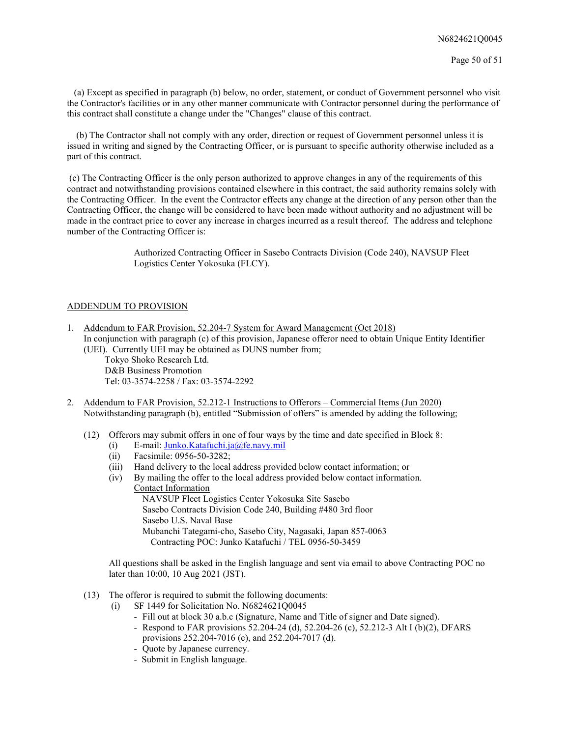(a) Except as specified in paragraph (b) below, no order, statement, or conduct of Government personnel who visit the Contractor's facilities or in any other manner communicate with Contractor personnel during the performance of this contract shall constitute a change under the "Changes" clause of this contract.

(b) The Contractor shall not comply with any order, direction or request of Government personnel unless it is issued in writing and signed by the Contracting Officer, or is pursuant to specific authority otherwise included as a part of this contract.

(c) The Contracting Officer is the only person authorized to approve changes in any of the requirements of this contract and notwithstanding provisions contained elsewhere in this contract, the said authority remains solely with the Contracting Officer. In the event the Contractor effects any change at the direction of any person other than the Contracting Officer, the change will be considered to have been made without authority and no adjustment will be made in the contract price to cover any increase in charges incurred as a result thereof. The address and telephone number of the Contracting Officer is:

> Authorized Contracting Officer in Sasebo Contracts Division (Code 240), NAVSUP Fleet Logistics Center Yokosuka (FLCY).

## ADDENDUM TO PROVISION

1. Addendum to FAR Provision, 52.204-7 System for Award Management (Oct 2018)
   In conjunction with paragraph (c) of this provision, Japanese offeror need to obtain Unique Entity Identifier (UEI). Currently UEI may be obtained as DUNS number from;
   Tokyo Shoko Research Ltd.
   D&B Business Promotion
   Tel: 03-3574-2258 / Fax: 03-3574-2292

2. Addendum to FAR Provision, 52.212-1 Instructions to Offerors – Commercial Items (Jun 2020)
   Notwithstanding paragraph (b), entitled "Submission of offers" is amended by adding the following;

   (12) Offerors may submit offers in one of four ways by the time and date specified in Block 8:
   - (i) E-mail: Junko.Katafuchi.ja@fe.navy.mil
   - (ii) Facsimile: 0956-50-3282;
   - (iii) Hand delivery to the local address provided below contact information; or
   - (iv) By mailing the offer to the local address provided below contact information.

     Contact Information
     NAVSUP Fleet Logistics Center Yokosuka Site Sasebo
     Sasebo Contracts Division Code 240, Building #480 3rd floor
     Sasebo U.S. Naval Base
     Mubanchi Tategami-cho, Sasebo City, Nagasaki, Japan 857-0063
     Contracting POC: Junko Katafuchi / TEL 0956-50-3459

   All questions shall be asked in the English language and sent via email to above Contracting POC no later than 10:00, 10 Aug 2021 (JST).

   (13) The offeror is required to submit the following documents:
   - (i) SF 1449 for Solicitation No. N6824621Q0045
     - Fill out at block 30 a.b.c (Signature, Name and Title of signer and Date signed).
     - Respond to FAR provisions 52.204-24 (d), 52.204-26 (c), 52.212-3 Alt I (b)(2), DFARS provisions 252.204-7016 (c), and 252.204-7017 (d).
     - Quote by Japanese currency.
     - Submit in English language.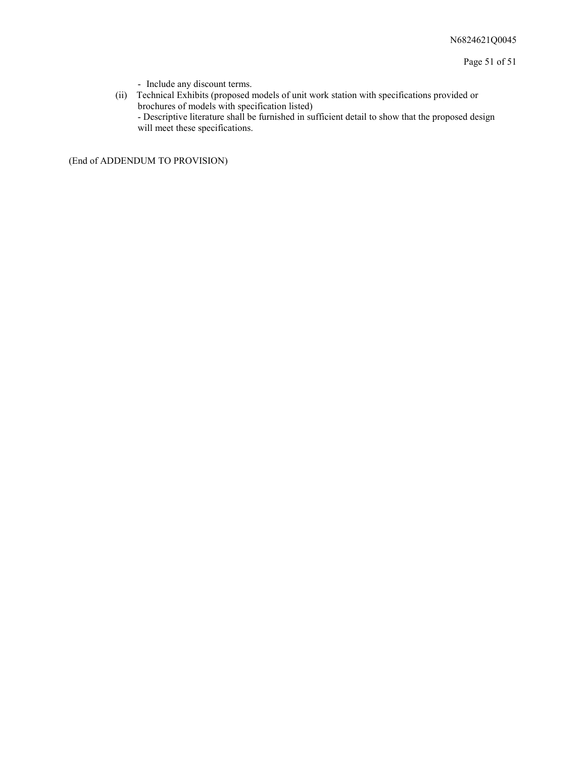- Include any discount terms.

(ii) Technical Exhibits (proposed models of unit work station with specifications provided or brochures of models with specification listed)
- Descriptive literature shall be furnished in sufficient detail to show that the proposed design will meet these specifications.

(End of ADDENDUM TO PROVISION)